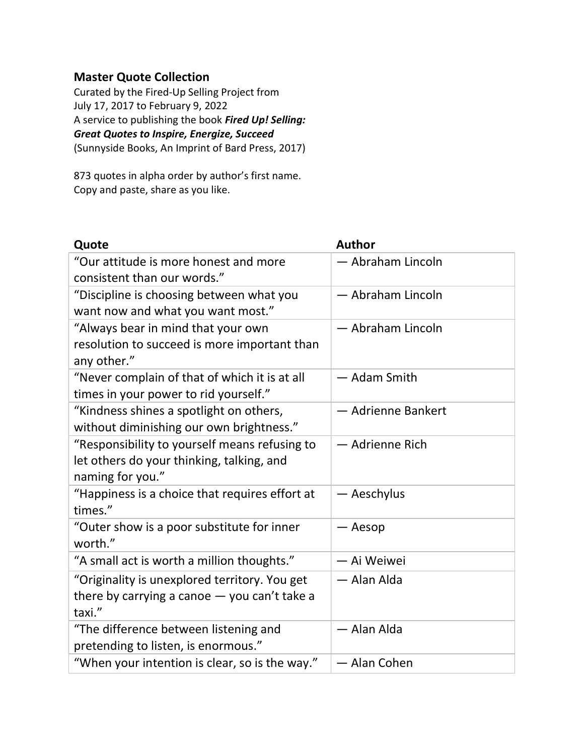## Master Quote Collection

Curated by the Fired-Up Selling Project from
July 17, 2017 to February 9, 2022
A service to publishing the book ***Fired Up! Selling: Great Quotes to Inspire, Energize, Succeed***
(Sunnyside Books, An Imprint of Bard Press, 2017)

873 quotes in alpha order by author's first name.
Copy and paste, share as you like.

| Quote | Author |
|---|---|
| "Our attitude is more honest and more consistent than our words." | — Abraham Lincoln |
| "Discipline is choosing between what you want now and what you want most." | — Abraham Lincoln |
| "Always bear in mind that your own resolution to succeed is more important than any other." | — Abraham Lincoln |
| "Never complain of that of which it is at all times in your power to rid yourself." | — Adam Smith |
| "Kindness shines a spotlight on others, without diminishing our own brightness." | — Adrienne Bankert |
| "Responsibility to yourself means refusing to let others do your thinking, talking, and naming for you." | — Adrienne Rich |
| "Happiness is a choice that requires effort at times." | — Aeschylus |
| "Outer show is a poor substitute for inner worth." | — Aesop |
| "A small act is worth a million thoughts." | — Ai Weiwei |
| "Originality is unexplored territory. You get there by carrying a canoe — you can't take a taxi." | — Alan Alda |
| "The difference between listening and pretending to listen, is enormous." | — Alan Alda |
| "When your intention is clear, so is the way." | — Alan Cohen |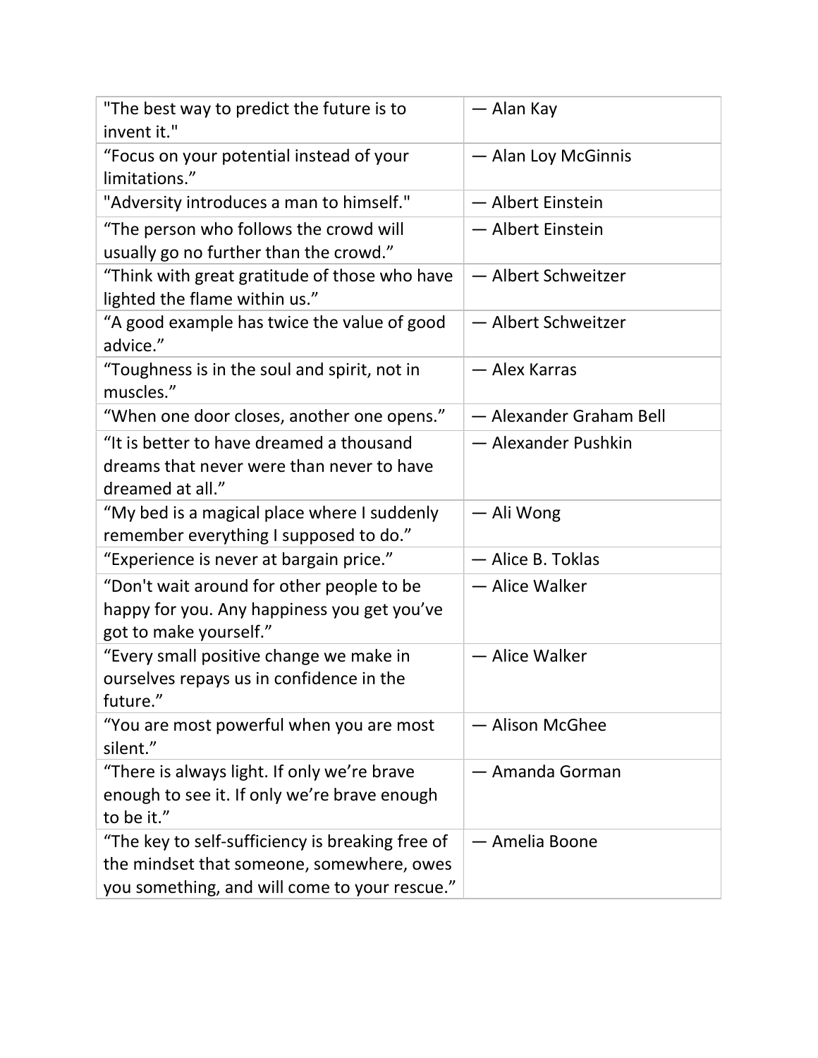| | |
|---|---|
| "The best way to predict the future is to invent it." | — Alan Kay |
| “Focus on your potential instead of your limitations.” | — Alan Loy McGinnis |
| "Adversity introduces a man to himself." | — Albert Einstein |
| “The person who follows the crowd will usually go no further than the crowd.” | — Albert Einstein |
| “Think with great gratitude of those who have lighted the flame within us.” | — Albert Schweitzer |
| “A good example has twice the value of good advice.” | — Albert Schweitzer |
| “Toughness is in the soul and spirit, not in muscles.” | — Alex Karras |
| “When one door closes, another one opens.” | — Alexander Graham Bell |
| “It is better to have dreamed a thousand dreams that never were than never to have dreamed at all.” | — Alexander Pushkin |
| “My bed is a magical place where I suddenly remember everything I supposed to do.” | — Ali Wong |
| “Experience is never at bargain price.” | — Alice B. Toklas |
| “Don't wait around for other people to be happy for you. Any happiness you get you’ve got to make yourself.” | — Alice Walker |
| “Every small positive change we make in ourselves repays us in confidence in the future.” | — Alice Walker |
| “You are most powerful when you are most silent.” | — Alison McGhee |
| “There is always light. If only we’re brave enough to see it. If only we’re brave enough to be it.” | — Amanda Gorman |
| “The key to self-sufficiency is breaking free of the mindset that someone, somewhere, owes you something, and will come to your rescue.” | — Amelia Boone |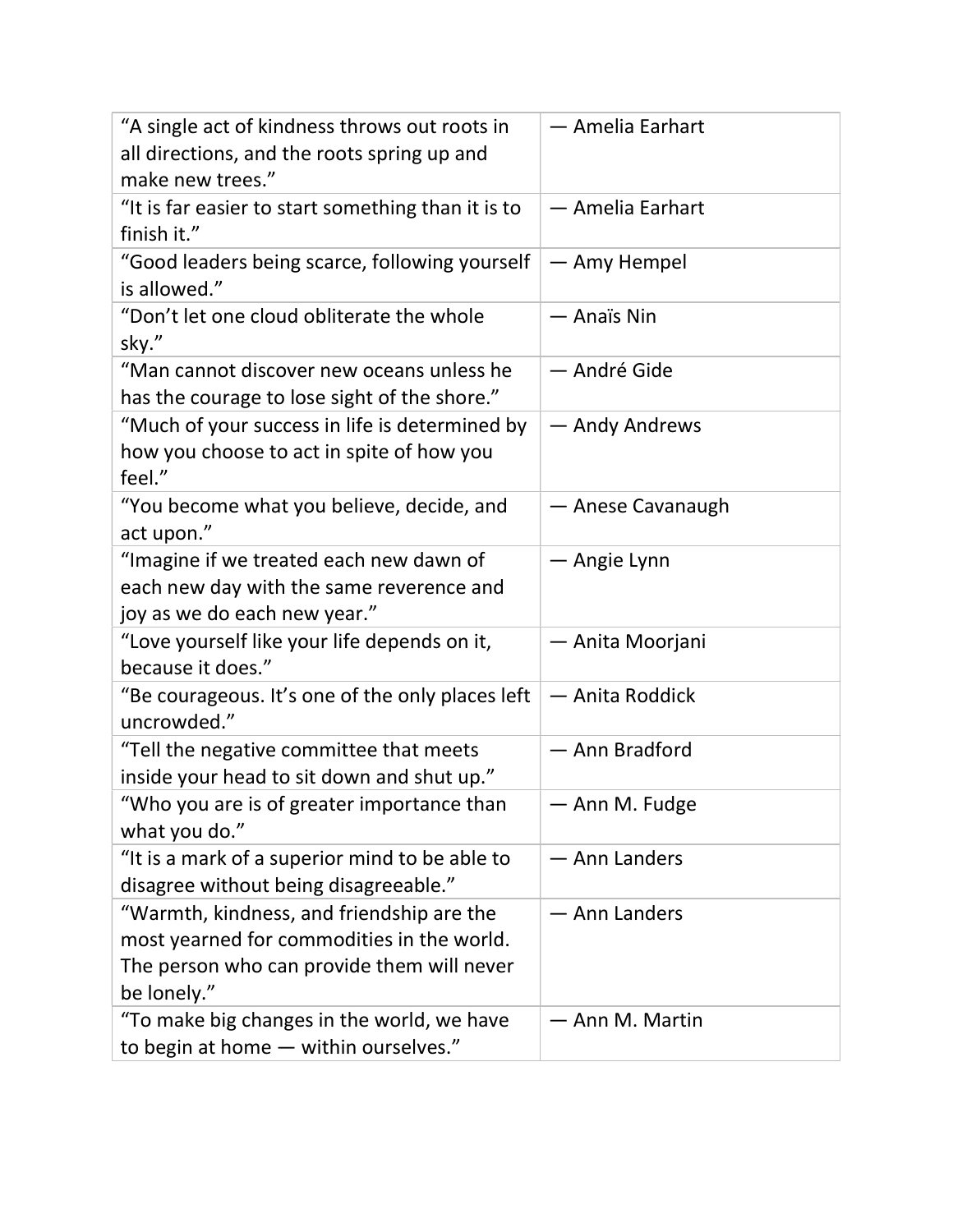| | |
|---|---|
| “A single act of kindness throws out roots in all directions, and the roots spring up and make new trees.” | — Amelia Earhart |
| “It is far easier to start something than it is to finish it.” | — Amelia Earhart |
| “Good leaders being scarce, following yourself is allowed.” | — Amy Hempel |
| “Don’t let one cloud obliterate the whole sky.” | — Anaïs Nin |
| “Man cannot discover new oceans unless he has the courage to lose sight of the shore.” | — André Gide |
| “Much of your success in life is determined by how you choose to act in spite of how you feel.” | — Andy Andrews |
| “You become what you believe, decide, and act upon.” | — Anese Cavanaugh |
| “Imagine if we treated each new dawn of each new day with the same reverence and joy as we do each new year.” | — Angie Lynn |
| “Love yourself like your life depends on it, because it does.” | — Anita Moorjani |
| “Be courageous. It’s one of the only places left uncrowded.” | — Anita Roddick |
| “Tell the negative committee that meets inside your head to sit down and shut up.” | — Ann Bradford |
| “Who you are is of greater importance than what you do.” | — Ann M. Fudge |
| “It is a mark of a superior mind to be able to disagree without being disagreeable.” | — Ann Landers |
| “Warmth, kindness, and friendship are the most yearned for commodities in the world. The person who can provide them will never be lonely.” | — Ann Landers |
| “To make big changes in the world, we have to begin at home — within ourselves.” | — Ann M. Martin |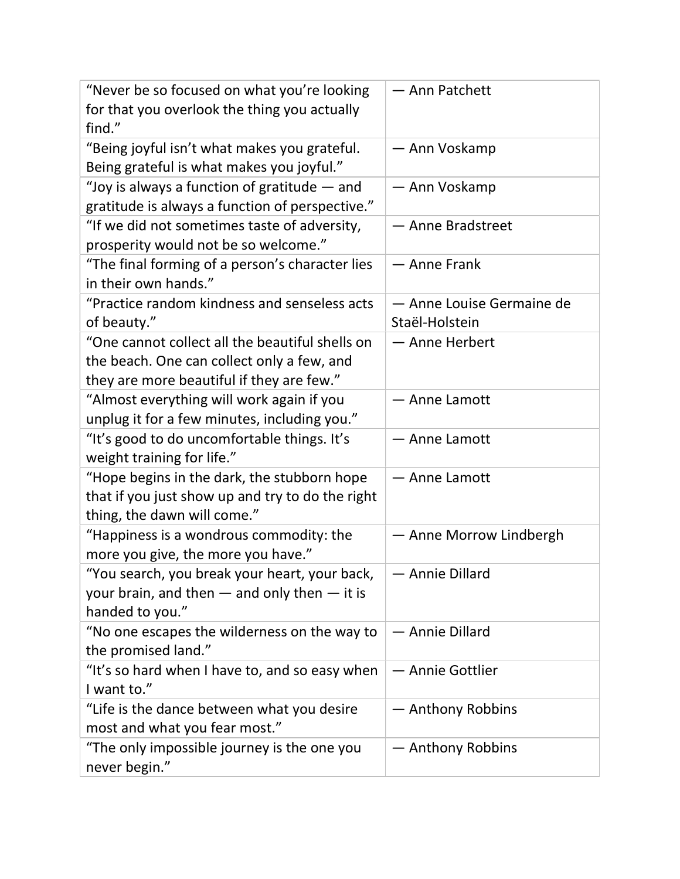| | |
|---|---|
| “Never be so focused on what you’re looking for that you overlook the thing you actually find.” | — Ann Patchett |
| “Being joyful isn’t what makes you grateful. Being grateful is what makes you joyful.” | — Ann Voskamp |
| “Joy is always a function of gratitude — and gratitude is always a function of perspective.” | — Ann Voskamp |
| “If we did not sometimes taste of adversity, prosperity would not be so welcome.” | — Anne Bradstreet |
| “The final forming of a person’s character lies in their own hands.” | — Anne Frank |
| “Practice random kindness and senseless acts of beauty.” | — Anne Louise Germaine de Staël-Holstein |
| “One cannot collect all the beautiful shells on the beach. One can collect only a few, and they are more beautiful if they are few.” | — Anne Herbert |
| “Almost everything will work again if you unplug it for a few minutes, including you.” | — Anne Lamott |
| “It’s good to do uncomfortable things. It’s weight training for life.” | — Anne Lamott |
| “Hope begins in the dark, the stubborn hope that if you just show up and try to do the right thing, the dawn will come.” | — Anne Lamott |
| “Happiness is a wondrous commodity: the more you give, the more you have.” | — Anne Morrow Lindbergh |
| “You search, you break your heart, your back, your brain, and then — and only then — it is handed to you.” | — Annie Dillard |
| “No one escapes the wilderness on the way to the promised land.” | — Annie Dillard |
| “It’s so hard when I have to, and so easy when I want to.” | — Annie Gottlier |
| “Life is the dance between what you desire most and what you fear most.” | — Anthony Robbins |
| “The only impossible journey is the one you never begin.” | — Anthony Robbins |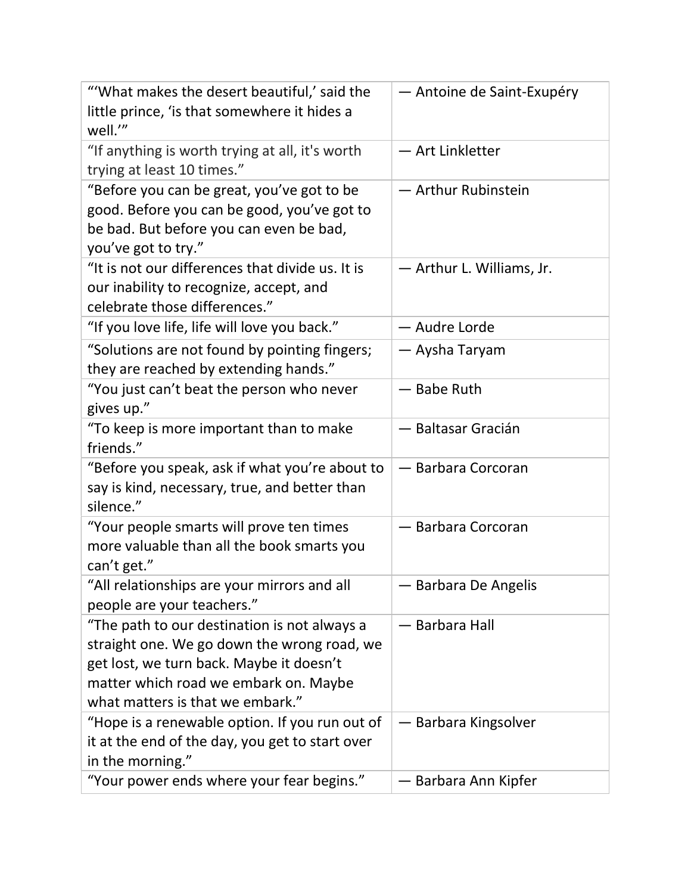| | |
|---|---|
| "'What makes the desert beautiful,' said the little prince, 'is that somewhere it hides a well.'" | — Antoine de Saint-Exupéry |
| "If anything is worth trying at all, it's worth trying at least 10 times." | — Art Linkletter |
| "Before you can be great, you've got to be good. Before you can be good, you've got to be bad. But before you can even be bad, you've got to try." | — Arthur Rubinstein |
| "It is not our differences that divide us. It is our inability to recognize, accept, and celebrate those differences." | — Arthur L. Williams, Jr. |
| "If you love life, life will love you back." | — Audre Lorde |
| "Solutions are not found by pointing fingers; they are reached by extending hands." | — Aysha Taryam |
| "You just can't beat the person who never gives up." | — Babe Ruth |
| "To keep is more important than to make friends." | — Baltasar Gracián |
| "Before you speak, ask if what you're about to say is kind, necessary, true, and better than silence." | — Barbara Corcoran |
| "Your people smarts will prove ten times more valuable than all the book smarts you can't get." | — Barbara Corcoran |
| "All relationships are your mirrors and all people are your teachers." | — Barbara De Angelis |
| "The path to our destination is not always a straight one. We go down the wrong road, we get lost, we turn back. Maybe it doesn't matter which road we embark on. Maybe what matters is that we embark." | — Barbara Hall |
| "Hope is a renewable option. If you run out of it at the end of the day, you get to start over in the morning." | — Barbara Kingsolver |
| "Your power ends where your fear begins." | — Barbara Ann Kipfer |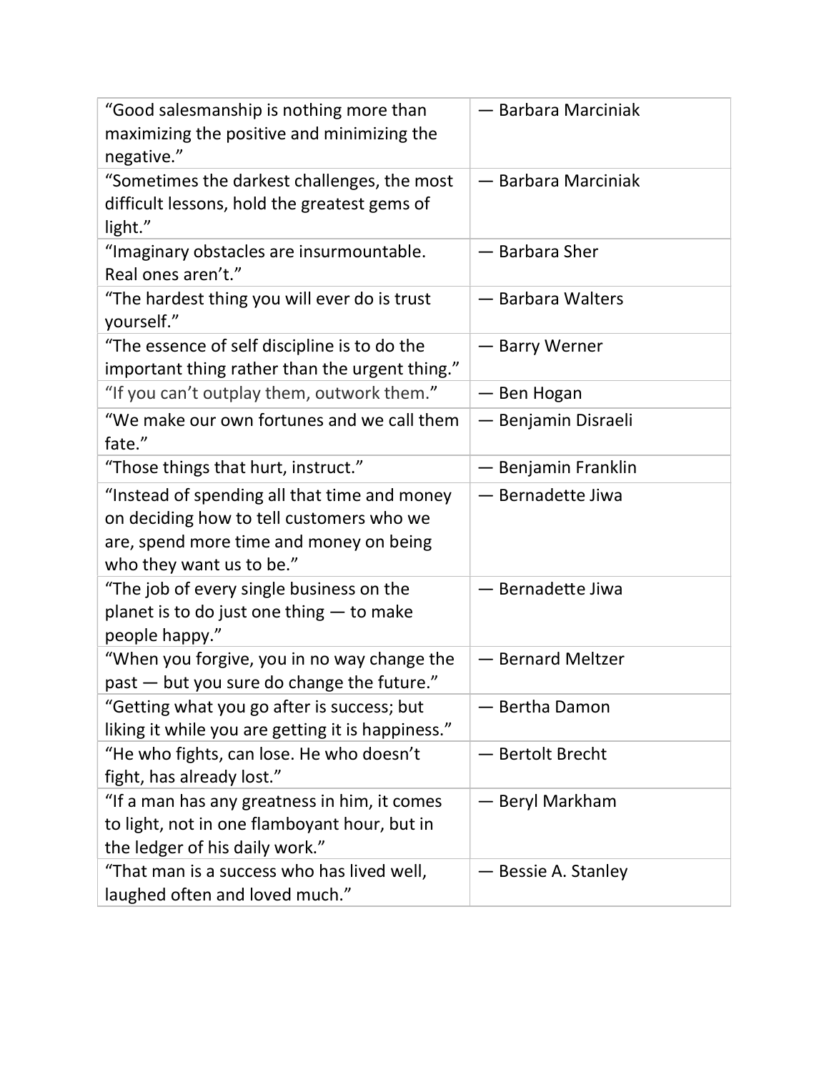| | |
|---|---|
| "Good salesmanship is nothing more than maximizing the positive and minimizing the negative." | — Barbara Marciniak |
| "Sometimes the darkest challenges, the most difficult lessons, hold the greatest gems of light." | — Barbara Marciniak |
| "Imaginary obstacles are insurmountable. Real ones aren't." | — Barbara Sher |
| "The hardest thing you will ever do is trust yourself." | — Barbara Walters |
| "The essence of self discipline is to do the important thing rather than the urgent thing." | — Barry Werner |
| "If you can't outplay them, outwork them." | — Ben Hogan |
| "We make our own fortunes and we call them fate." | — Benjamin Disraeli |
| "Those things that hurt, instruct." | — Benjamin Franklin |
| "Instead of spending all that time and money on deciding how to tell customers who we are, spend more time and money on being who they want us to be." | — Bernadette Jiwa |
| "The job of every single business on the planet is to do just one thing — to make people happy." | — Bernadette Jiwa |
| "When you forgive, you in no way change the past — but you sure do change the future." | — Bernard Meltzer |
| "Getting what you go after is success; but liking it while you are getting it is happiness." | — Bertha Damon |
| "He who fights, can lose. He who doesn't fight, has already lost." | — Bertolt Brecht |
| "If a man has any greatness in him, it comes to light, not in one flamboyant hour, but in the ledger of his daily work." | — Beryl Markham |
| "That man is a success who has lived well, laughed often and loved much." | — Bessie A. Stanley |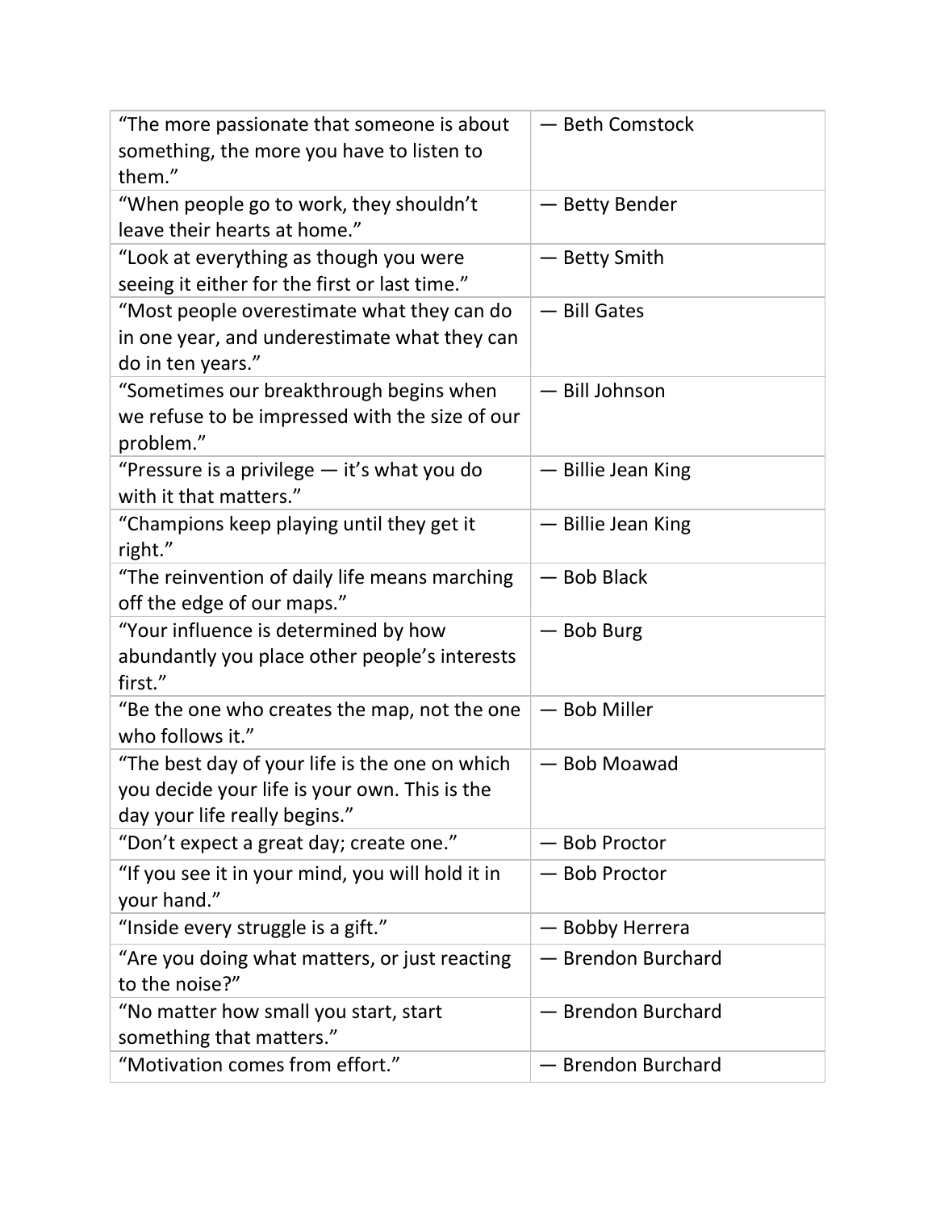| “The more passionate that someone is about something, the more you have to listen to them.” | — Beth Comstock |
|---|---|
| “When people go to work, they shouldn’t leave their hearts at home.” | — Betty Bender |
| “Look at everything as though you were seeing it either for the first or last time.” | — Betty Smith |
| “Most people overestimate what they can do in one year, and underestimate what they can do in ten years.” | — Bill Gates |
| “Sometimes our breakthrough begins when we refuse to be impressed with the size of our problem.” | — Bill Johnson |
| “Pressure is a privilege — it’s what you do with it that matters.” | — Billie Jean King |
| “Champions keep playing until they get it right.” | — Billie Jean King |
| “The reinvention of daily life means marching off the edge of our maps.” | — Bob Black |
| “Your influence is determined by how abundantly you place other people’s interests first.” | — Bob Burg |
| “Be the one who creates the map, not the one who follows it.” | — Bob Miller |
| “The best day of your life is the one on which you decide your life is your own. This is the day your life really begins.” | — Bob Moawad |
| “Don’t expect a great day; create one.” | — Bob Proctor |
| “If you see it in your mind, you will hold it in your hand.” | — Bob Proctor |
| “Inside every struggle is a gift.” | — Bobby Herrera |
| “Are you doing what matters, or just reacting to the noise?” | — Brendon Burchard |
| “No matter how small you start, start something that matters.” | — Brendon Burchard |
| “Motivation comes from effort.” | — Brendon Burchard |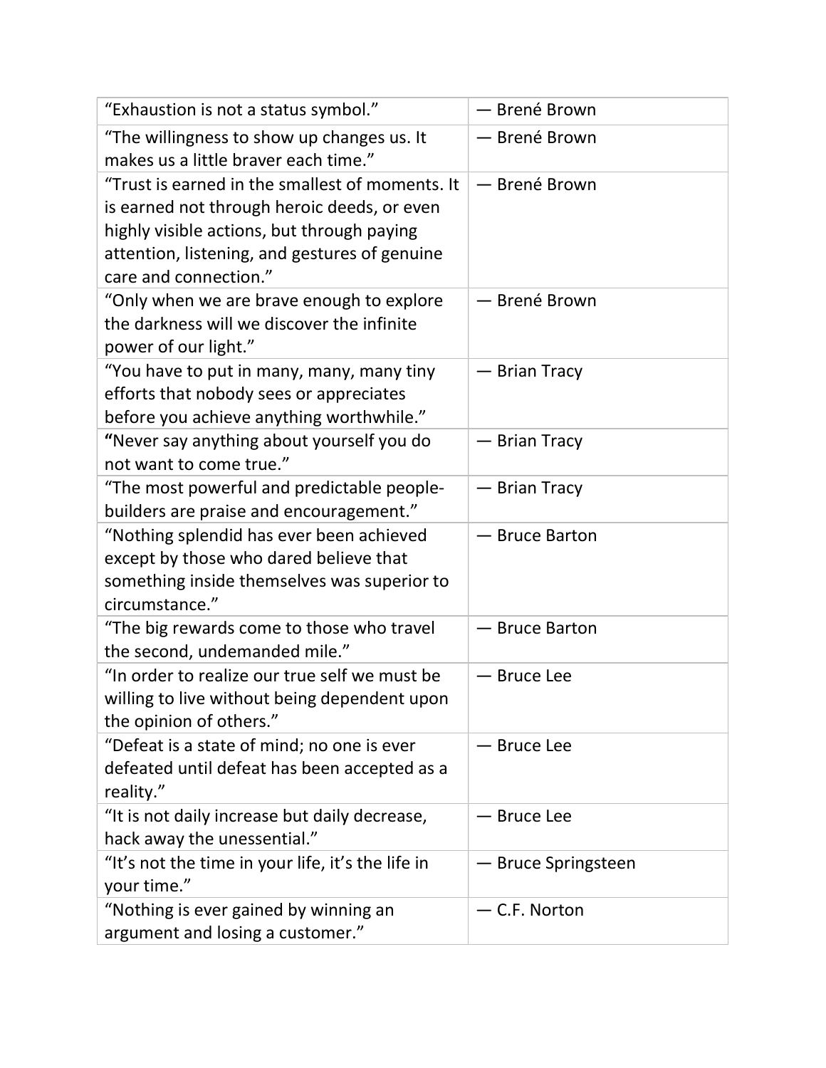| “Exhaustion is not a status symbol.” | — Brené Brown |
|---|---|
| “The willingness to show up changes us. It makes us a little braver each time.” | — Brené Brown |
| “Trust is earned in the smallest of moments. It is earned not through heroic deeds, or even highly visible actions, but through paying attention, listening, and gestures of genuine care and connection.” | — Brené Brown |
| “Only when we are brave enough to explore the darkness will we discover the infinite power of our light.” | — Brené Brown |
| “You have to put in many, many, many tiny efforts that nobody sees or appreciates before you achieve anything worthwhile.” | — Brian Tracy |
| “Never say anything about yourself you do not want to come true.” | — Brian Tracy |
| “The most powerful and predictable people-builders are praise and encouragement.” | — Brian Tracy |
| “Nothing splendid has ever been achieved except by those who dared believe that something inside themselves was superior to circumstance.” | — Bruce Barton |
| “The big rewards come to those who travel the second, undemanded mile.” | — Bruce Barton |
| “In order to realize our true self we must be willing to live without being dependent upon the opinion of others.” | — Bruce Lee |
| “Defeat is a state of mind; no one is ever defeated until defeat has been accepted as a reality.” | — Bruce Lee |
| “It is not daily increase but daily decrease, hack away the unessential.” | — Bruce Lee |
| “It’s not the time in your life, it’s the life in your time.” | — Bruce Springsteen |
| “Nothing is ever gained by winning an argument and losing a customer.” | — C.F. Norton |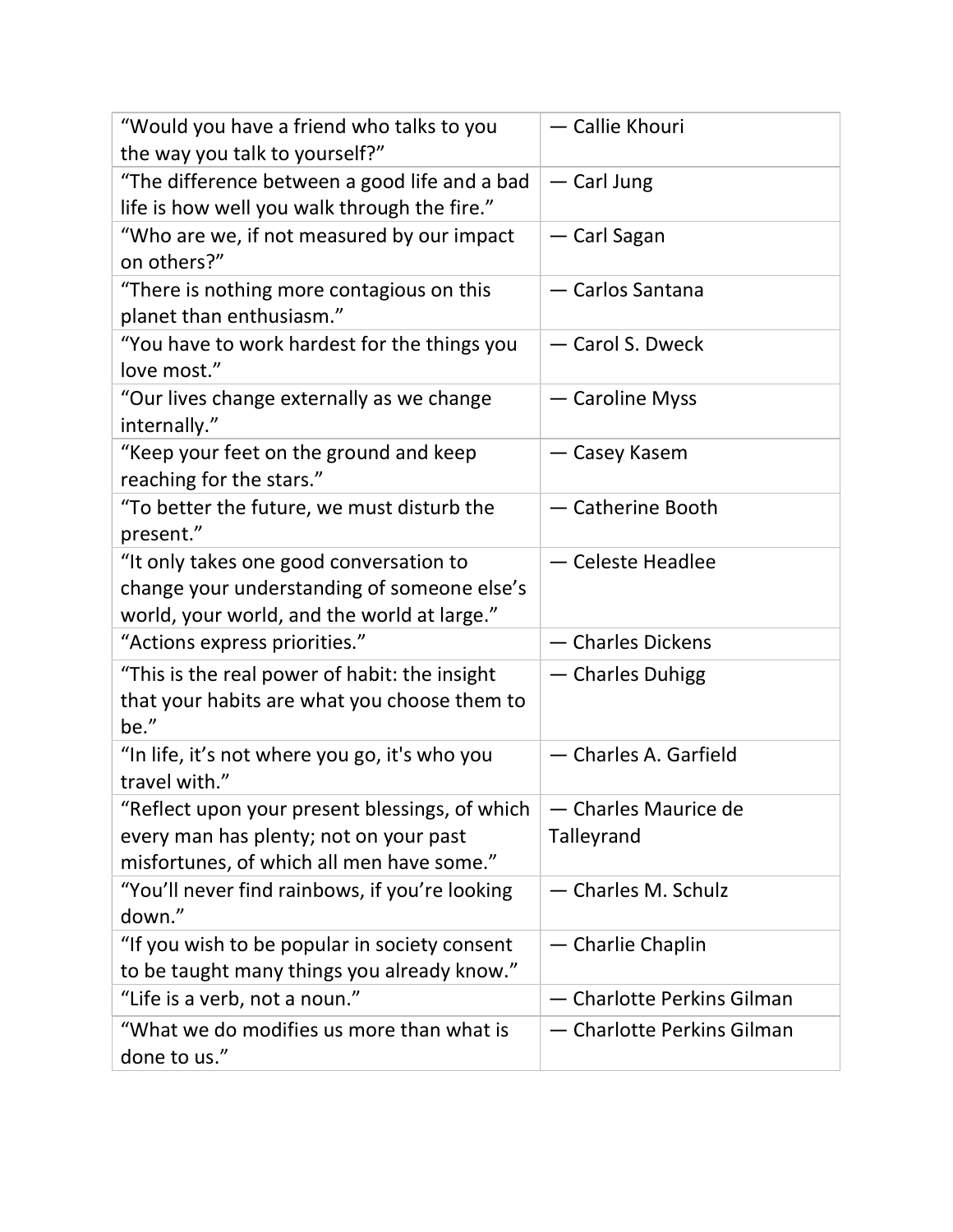| | |
|---|---|
| “Would you have a friend who talks to you the way you talk to yourself?” | — Callie Khouri |
| “The difference between a good life and a bad life is how well you walk through the fire.” | — Carl Jung |
| “Who are we, if not measured by our impact on others?” | — Carl Sagan |
| “There is nothing more contagious on this planet than enthusiasm.” | — Carlos Santana |
| “You have to work hardest for the things you love most.” | — Carol S. Dweck |
| “Our lives change externally as we change internally.” | — Caroline Myss |
| “Keep your feet on the ground and keep reaching for the stars.” | — Casey Kasem |
| “To better the future, we must disturb the present.” | — Catherine Booth |
| “It only takes one good conversation to change your understanding of someone else’s world, your world, and the world at large.” | — Celeste Headlee |
| “Actions express priorities.” | — Charles Dickens |
| “This is the real power of habit: the insight that your habits are what you choose them to be.” | — Charles Duhigg |
| “In life, it’s not where you go, it's who you travel with.” | — Charles A. Garfield |
| “Reflect upon your present blessings, of which every man has plenty; not on your past misfortunes, of which all men have some.” | — Charles Maurice de Talleyrand |
| “You’ll never find rainbows, if you’re looking down.” | — Charles M. Schulz |
| “If you wish to be popular in society consent to be taught many things you already know.” | — Charlie Chaplin |
| “Life is a verb, not a noun.” | — Charlotte Perkins Gilman |
| “What we do modifies us more than what is done to us.” | — Charlotte Perkins Gilman |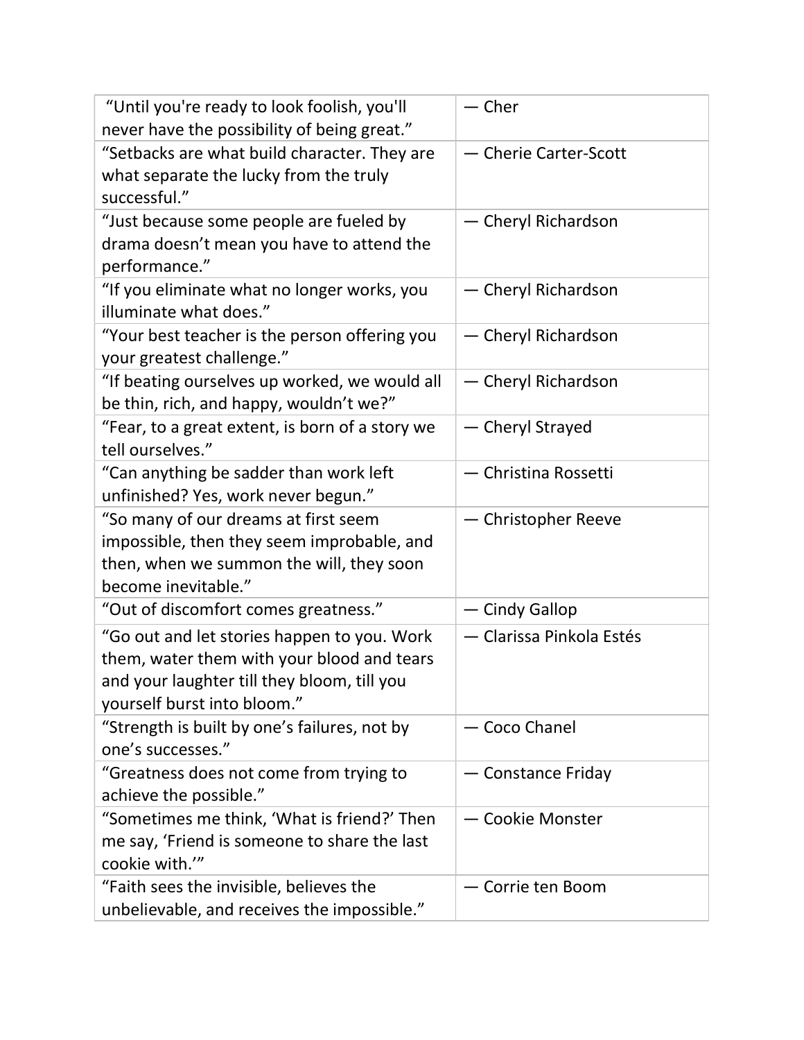| “Until you're ready to look foolish, you'll never have the possibility of being great.” | — Cher |
|---|---|
| “Setbacks are what build character. They are what separate the lucky from the truly successful.” | — Cherie Carter-Scott |
| “Just because some people are fueled by drama doesn’t mean you have to attend the performance.” | — Cheryl Richardson |
| “If you eliminate what no longer works, you illuminate what does.” | — Cheryl Richardson |
| “Your best teacher is the person offering you your greatest challenge.” | — Cheryl Richardson |
| “If beating ourselves up worked, we would all be thin, rich, and happy, wouldn’t we?” | — Cheryl Richardson |
| “Fear, to a great extent, is born of a story we tell ourselves.” | — Cheryl Strayed |
| “Can anything be sadder than work left unfinished? Yes, work never begun.” | — Christina Rossetti |
| “So many of our dreams at first seem impossible, then they seem improbable, and then, when we summon the will, they soon become inevitable.” | — Christopher Reeve |
| “Out of discomfort comes greatness.” | — Cindy Gallop |
| “Go out and let stories happen to you. Work them, water them with your blood and tears and your laughter till they bloom, till you yourself burst into bloom.” | — Clarissa Pinkola Estés |
| “Strength is built by one’s failures, not by one’s successes.” | — Coco Chanel |
| “Greatness does not come from trying to achieve the possible.” | — Constance Friday |
| “Sometimes me think, ‘What is friend?’ Then me say, ‘Friend is someone to share the last cookie with.’” | — Cookie Monster |
| “Faith sees the invisible, believes the unbelievable, and receives the impossible.” | — Corrie ten Boom |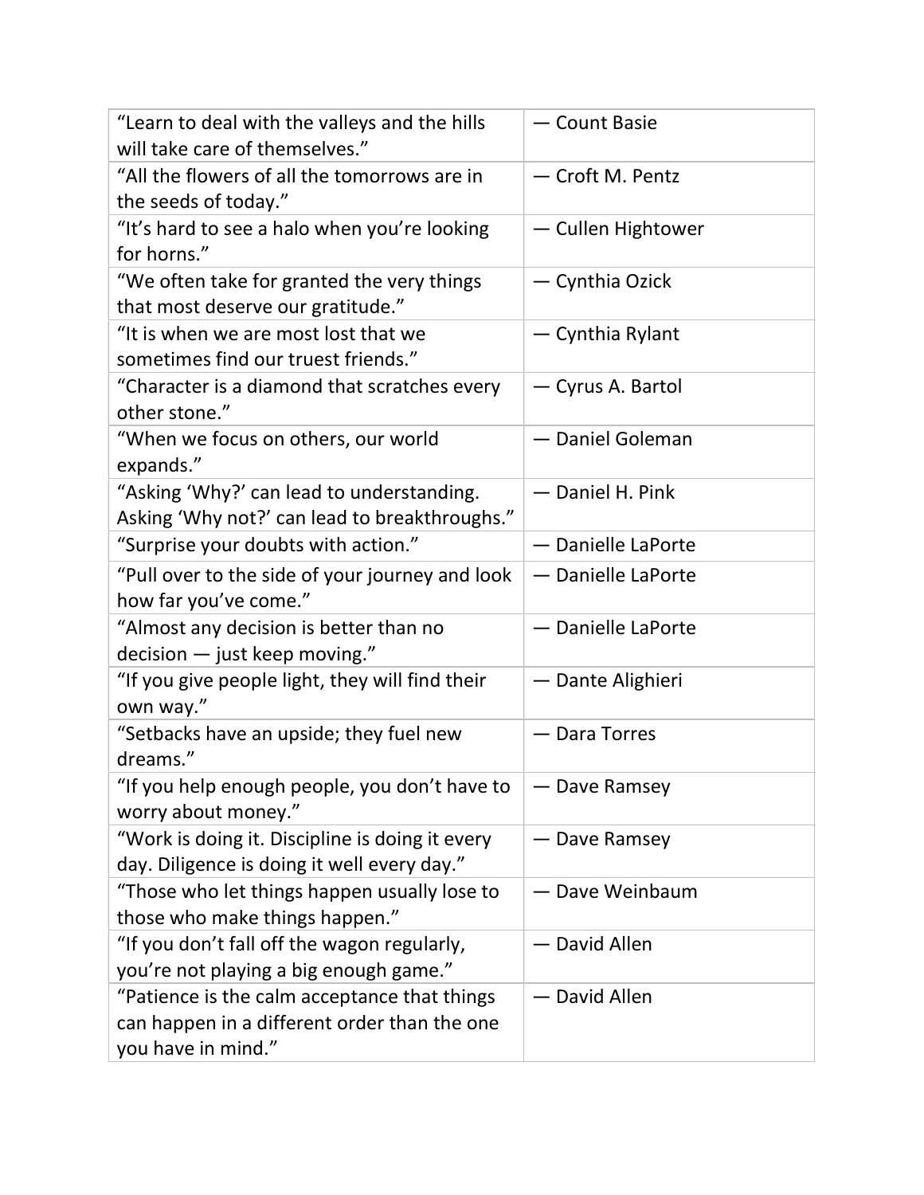| | |
|---|---|
| “Learn to deal with the valleys and the hills will take care of themselves.” | — Count Basie |
| “All the flowers of all the tomorrows are in the seeds of today.” | — Croft M. Pentz |
| “It’s hard to see a halo when you’re looking for horns.” | — Cullen Hightower |
| “We often take for granted the very things that most deserve our gratitude.” | — Cynthia Ozick |
| “It is when we are most lost that we sometimes find our truest friends.” | — Cynthia Rylant |
| “Character is a diamond that scratches every other stone.” | — Cyrus A. Bartol |
| “When we focus on others, our world expands.” | — Daniel Goleman |
| “Asking ‘Why?’ can lead to understanding. Asking ‘Why not?’ can lead to breakthroughs.” | — Daniel H. Pink |
| “Surprise your doubts with action.” | — Danielle LaPorte |
| “Pull over to the side of your journey and look how far you’ve come.” | — Danielle LaPorte |
| “Almost any decision is better than no decision — just keep moving.” | — Danielle LaPorte |
| “If you give people light, they will find their own way.” | — Dante Alighieri |
| “Setbacks have an upside; they fuel new dreams.” | — Dara Torres |
| “If you help enough people, you don’t have to worry about money.” | — Dave Ramsey |
| “Work is doing it. Discipline is doing it every day. Diligence is doing it well every day.” | — Dave Ramsey |
| “Those who let things happen usually lose to those who make things happen.” | — Dave Weinbaum |
| “If you don’t fall off the wagon regularly, you’re not playing a big enough game.” | — David Allen |
| “Patience is the calm acceptance that things can happen in a different order than the one you have in mind.” | — David Allen |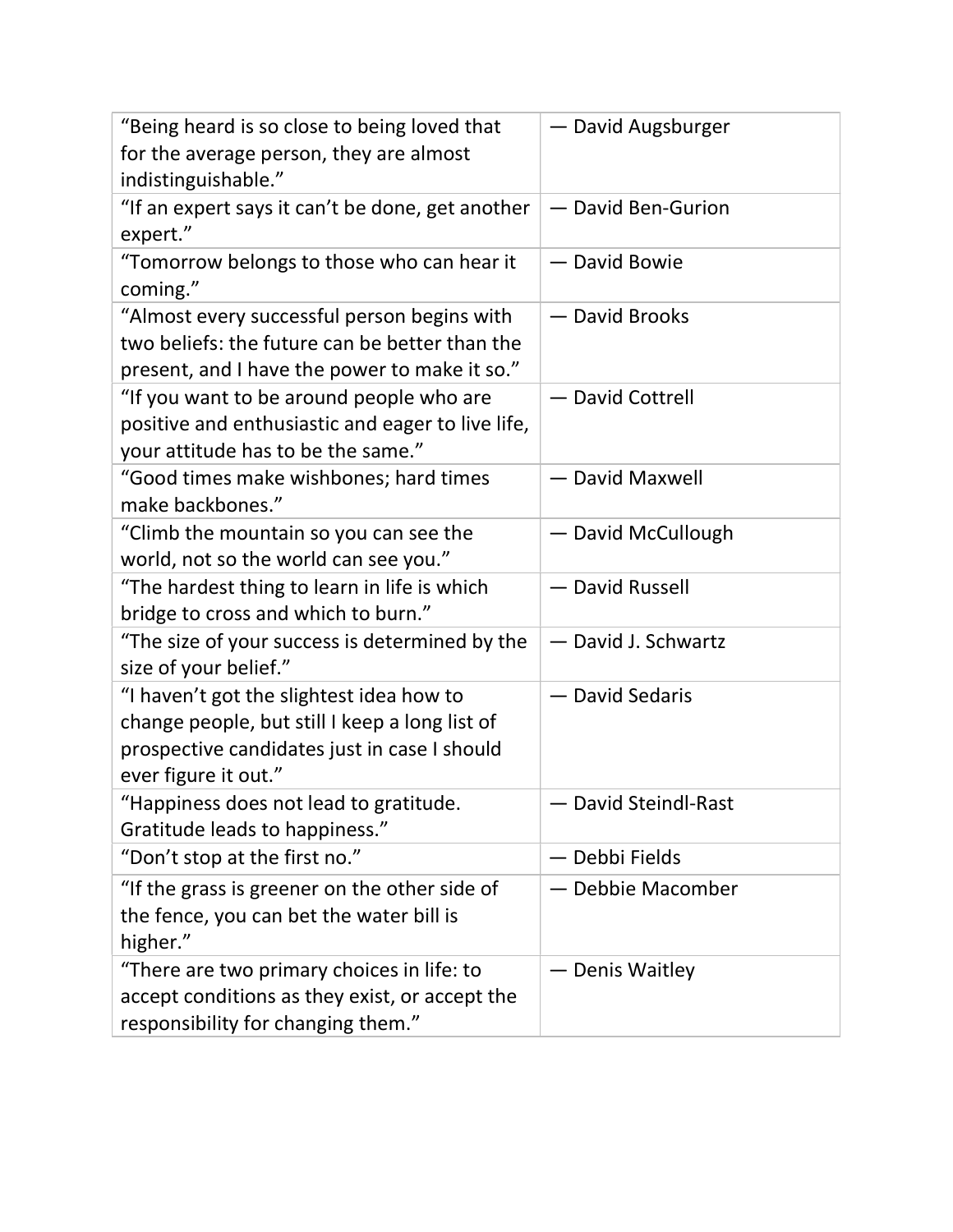| | |
|---|---|
| "Being heard is so close to being loved that for the average person, they are almost indistinguishable." | — David Augsburger |
| "If an expert says it can't be done, get another expert." | — David Ben-Gurion |
| "Tomorrow belongs to those who can hear it coming." | — David Bowie |
| "Almost every successful person begins with two beliefs: the future can be better than the present, and I have the power to make it so." | — David Brooks |
| "If you want to be around people who are positive and enthusiastic and eager to live life, your attitude has to be the same." | — David Cottrell |
| "Good times make wishbones; hard times make backbones." | — David Maxwell |
| "Climb the mountain so you can see the world, not so the world can see you." | — David McCullough |
| "The hardest thing to learn in life is which bridge to cross and which to burn." | — David Russell |
| "The size of your success is determined by the size of your belief." | — David J. Schwartz |
| "I haven't got the slightest idea how to change people, but still I keep a long list of prospective candidates just in case I should ever figure it out." | — David Sedaris |
| "Happiness does not lead to gratitude. Gratitude leads to happiness." | — David Steindl-Rast |
| "Don't stop at the first no." | — Debbi Fields |
| "If the grass is greener on the other side of the fence, you can bet the water bill is higher." | — Debbie Macomber |
| "There are two primary choices in life: to accept conditions as they exist, or accept the responsibility for changing them." | — Denis Waitley |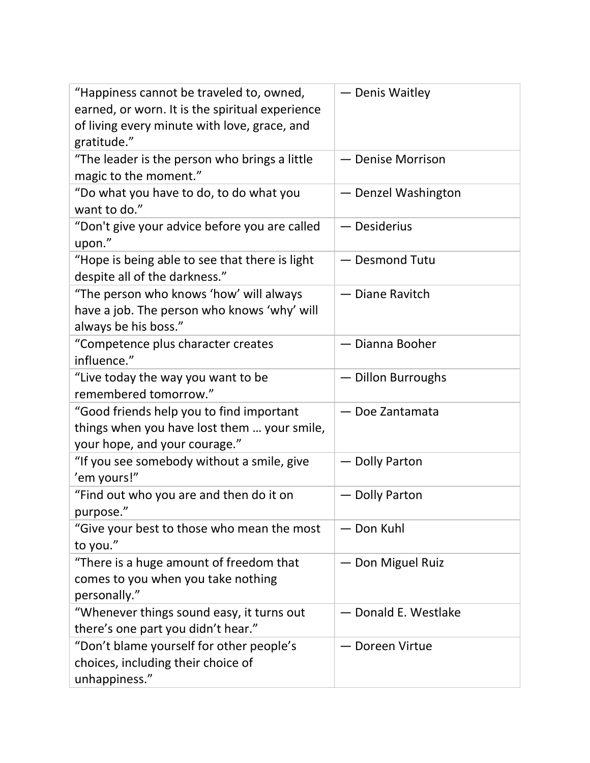| “Happiness cannot be traveled to, owned, earned, or worn. It is the spiritual experience of living every minute with love, grace, and gratitude.” | — Denis Waitley |
| --- | --- |
| “The leader is the person who brings a little magic to the moment.” | — Denise Morrison |
| “Do what you have to do, to do what you want to do.” | — Denzel Washington |
| “Don't give your advice before you are called upon.” | — Desiderius |
| “Hope is being able to see that there is light despite all of the darkness.” | — Desmond Tutu |
| “The person who knows ‘how’ will always have a job. The person who knows ‘why’ will always be his boss.” | — Diane Ravitch |
| “Competence plus character creates influence.” | — Dianna Booher |
| “Live today the way you want to be remembered tomorrow.” | — Dillon Burroughs |
| “Good friends help you to find important things when you have lost them … your smile, your hope, and your courage.” | — Doe Zantamata |
| “If you see somebody without a smile, give ’em yours!” | — Dolly Parton |
| “Find out who you are and then do it on purpose.” | — Dolly Parton |
| “Give your best to those who mean the most to you.” | — Don Kuhl |
| “There is a huge amount of freedom that comes to you when you take nothing personally.” | — Don Miguel Ruiz |
| “Whenever things sound easy, it turns out there’s one part you didn’t hear.” | — Donald E. Westlake |
| “Don’t blame yourself for other people’s choices, including their choice of unhappiness.” | — Doreen Virtue |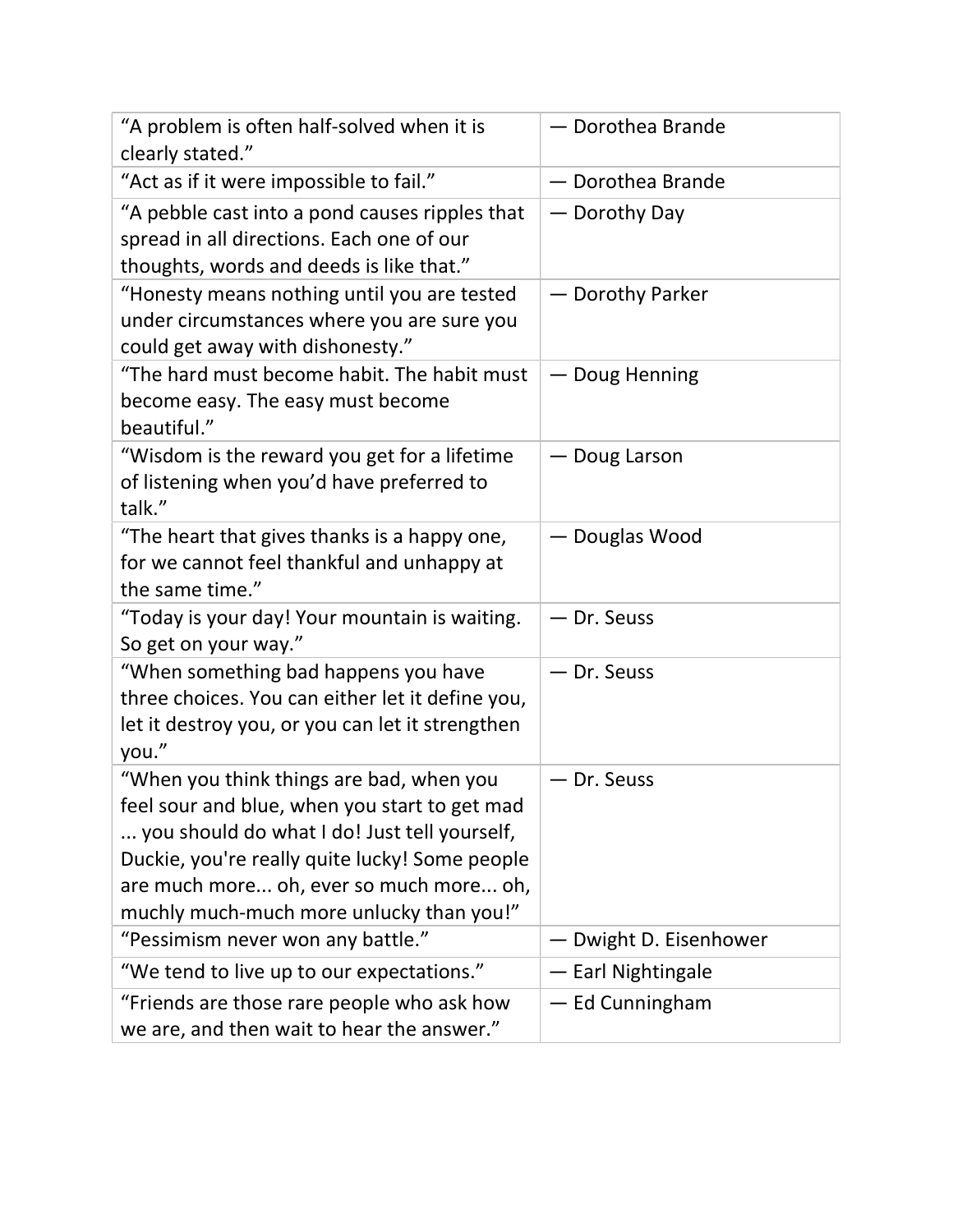| | |
|---|---|
| “A problem is often half-solved when it is clearly stated.” | — Dorothea Brande |
| “Act as if it were impossible to fail.” | — Dorothea Brande |
| “A pebble cast into a pond causes ripples that spread in all directions. Each one of our thoughts, words and deeds is like that.” | — Dorothy Day |
| “Honesty means nothing until you are tested under circumstances where you are sure you could get away with dishonesty.” | — Dorothy Parker |
| “The hard must become habit. The habit must become easy. The easy must become beautiful.” | — Doug Henning |
| “Wisdom is the reward you get for a lifetime of listening when you’d have preferred to talk.” | — Doug Larson |
| “The heart that gives thanks is a happy one, for we cannot feel thankful and unhappy at the same time.” | — Douglas Wood |
| “Today is your day! Your mountain is waiting. So get on your way.” | — Dr. Seuss |
| “When something bad happens you have three choices. You can either let it define you, let it destroy you, or you can let it strengthen you.” | — Dr. Seuss |
| “When you think things are bad, when you feel sour and blue, when you start to get mad ... you should do what I do! Just tell yourself, Duckie, you're really quite lucky! Some people are much more... oh, ever so much more... oh, muchly much-much more unlucky than you!” | — Dr. Seuss |
| “Pessimism never won any battle.” | — Dwight D. Eisenhower |
| “We tend to live up to our expectations.” | — Earl Nightingale |
| “Friends are those rare people who ask how we are, and then wait to hear the answer.” | — Ed Cunningham |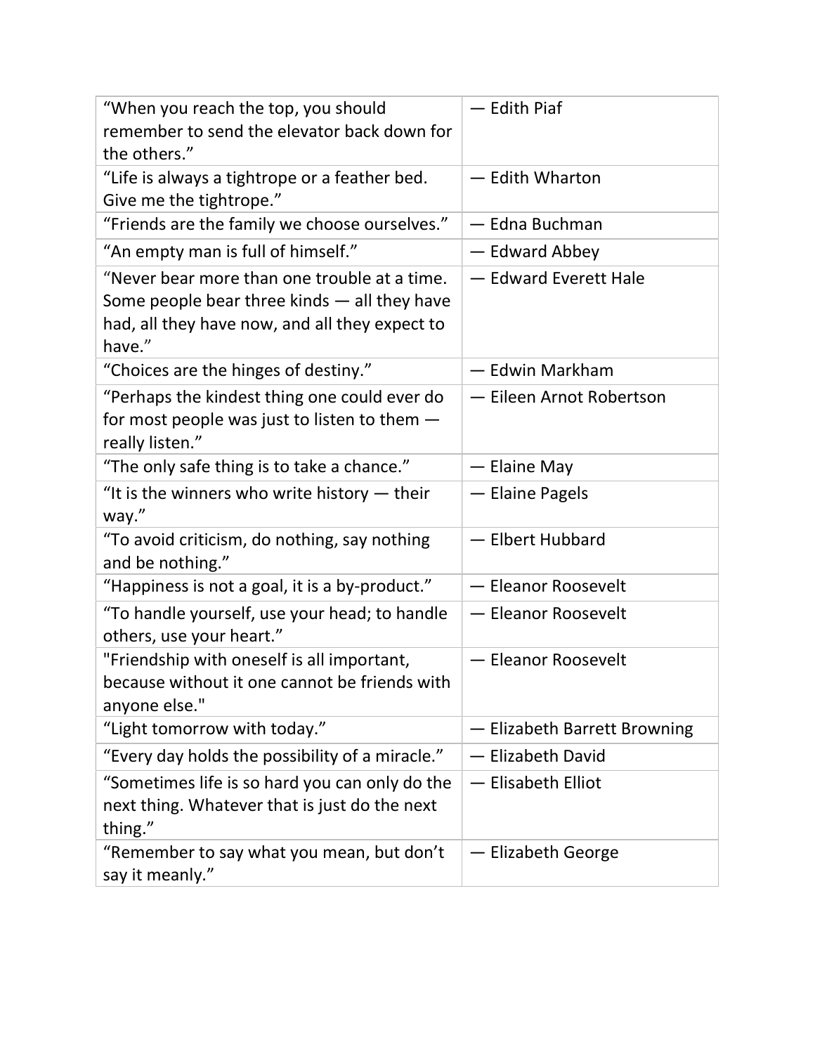| | |
|---|---|
| “When you reach the top, you should remember to send the elevator back down for the others.” | — Edith Piaf |
| “Life is always a tightrope or a feather bed. Give me the tightrope.” | — Edith Wharton |
| “Friends are the family we choose ourselves.” | — Edna Buchman |
| “An empty man is full of himself.” | — Edward Abbey |
| “Never bear more than one trouble at a time. Some people bear three kinds — all they have had, all they have now, and all they expect to have.” | — Edward Everett Hale |
| “Choices are the hinges of destiny.” | — Edwin Markham |
| “Perhaps the kindest thing one could ever do for most people was just to listen to them — really listen.” | — Eileen Arnot Robertson |
| “The only safe thing is to take a chance.” | — Elaine May |
| “It is the winners who write history — their way.” | — Elaine Pagels |
| “To avoid criticism, do nothing, say nothing and be nothing.” | — Elbert Hubbard |
| “Happiness is not a goal, it is a by-product.” | — Eleanor Roosevelt |
| “To handle yourself, use your head; to handle others, use your heart.” | — Eleanor Roosevelt |
| "Friendship with oneself is all important, because without it one cannot be friends with anyone else." | — Eleanor Roosevelt |
| “Light tomorrow with today.” | — Elizabeth Barrett Browning |
| “Every day holds the possibility of a miracle.” | — Elizabeth David |
| “Sometimes life is so hard you can only do the next thing. Whatever that is just do the next thing.” | — Elisabeth Elliot |
| “Remember to say what you mean, but don’t say it meanly.” | — Elizabeth George |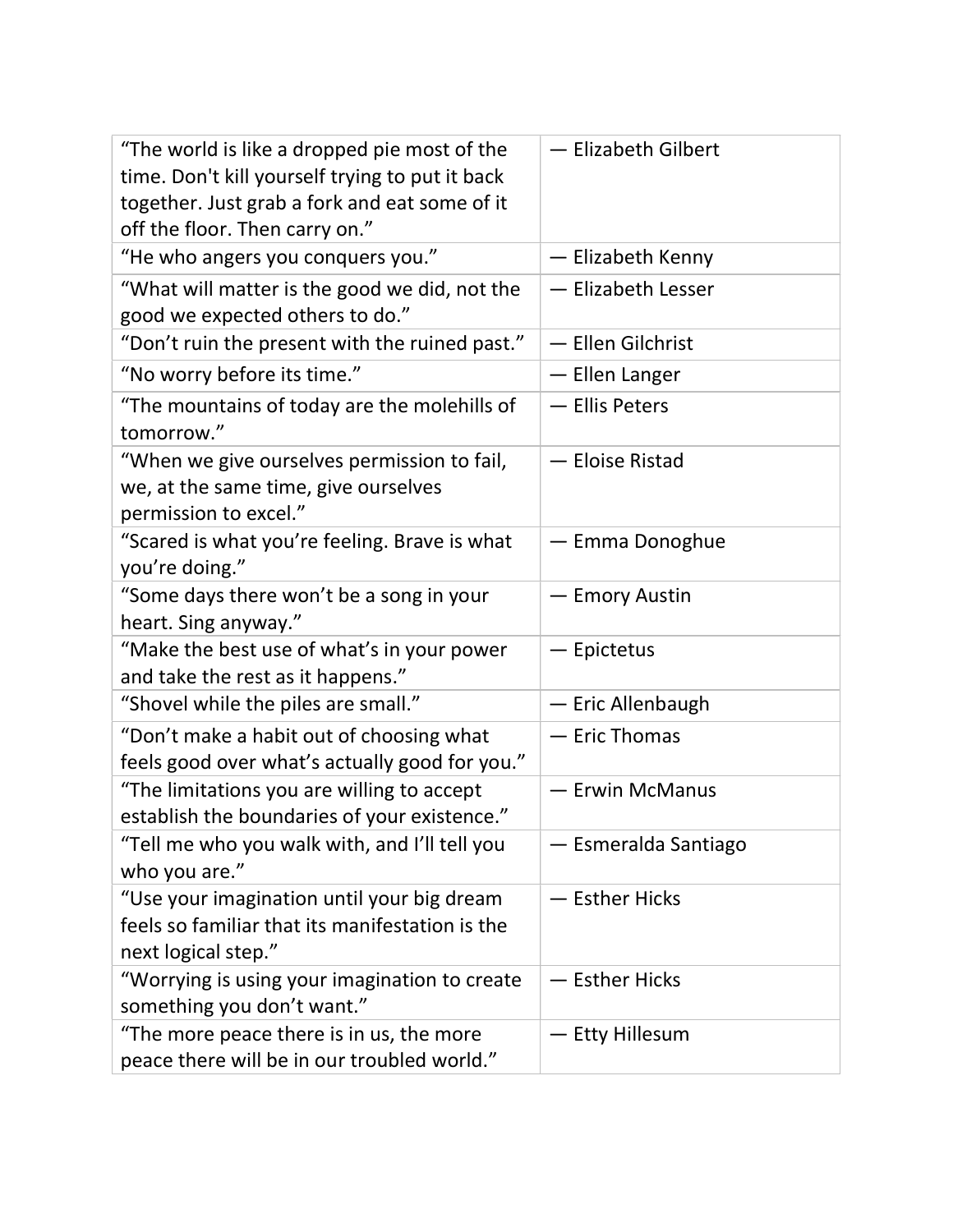| | |
|---|---|
| "The world is like a dropped pie most of the time. Don't kill yourself trying to put it back together. Just grab a fork and eat some of it off the floor. Then carry on." | — Elizabeth Gilbert |
| "He who angers you conquers you." | — Elizabeth Kenny |
| "What will matter is the good we did, not the good we expected others to do." | — Elizabeth Lesser |
| "Don't ruin the present with the ruined past." | — Ellen Gilchrist |
| "No worry before its time." | — Ellen Langer |
| "The mountains of today are the molehills of tomorrow." | — Ellis Peters |
| "When we give ourselves permission to fail, we, at the same time, give ourselves permission to excel." | — Eloise Ristad |
| "Scared is what you're feeling. Brave is what you're doing." | — Emma Donoghue |
| "Some days there won't be a song in your heart. Sing anyway." | — Emory Austin |
| "Make the best use of what's in your power and take the rest as it happens." | — Epictetus |
| "Shovel while the piles are small." | — Eric Allenbaugh |
| "Don't make a habit out of choosing what feels good over what's actually good for you." | — Eric Thomas |
| "The limitations you are willing to accept establish the boundaries of your existence." | — Erwin McManus |
| "Tell me who you walk with, and I'll tell you who you are." | — Esmeralda Santiago |
| "Use your imagination until your big dream feels so familiar that its manifestation is the next logical step." | — Esther Hicks |
| "Worrying is using your imagination to create something you don't want." | — Esther Hicks |
| "The more peace there is in us, the more peace there will be in our troubled world." | — Etty Hillesum |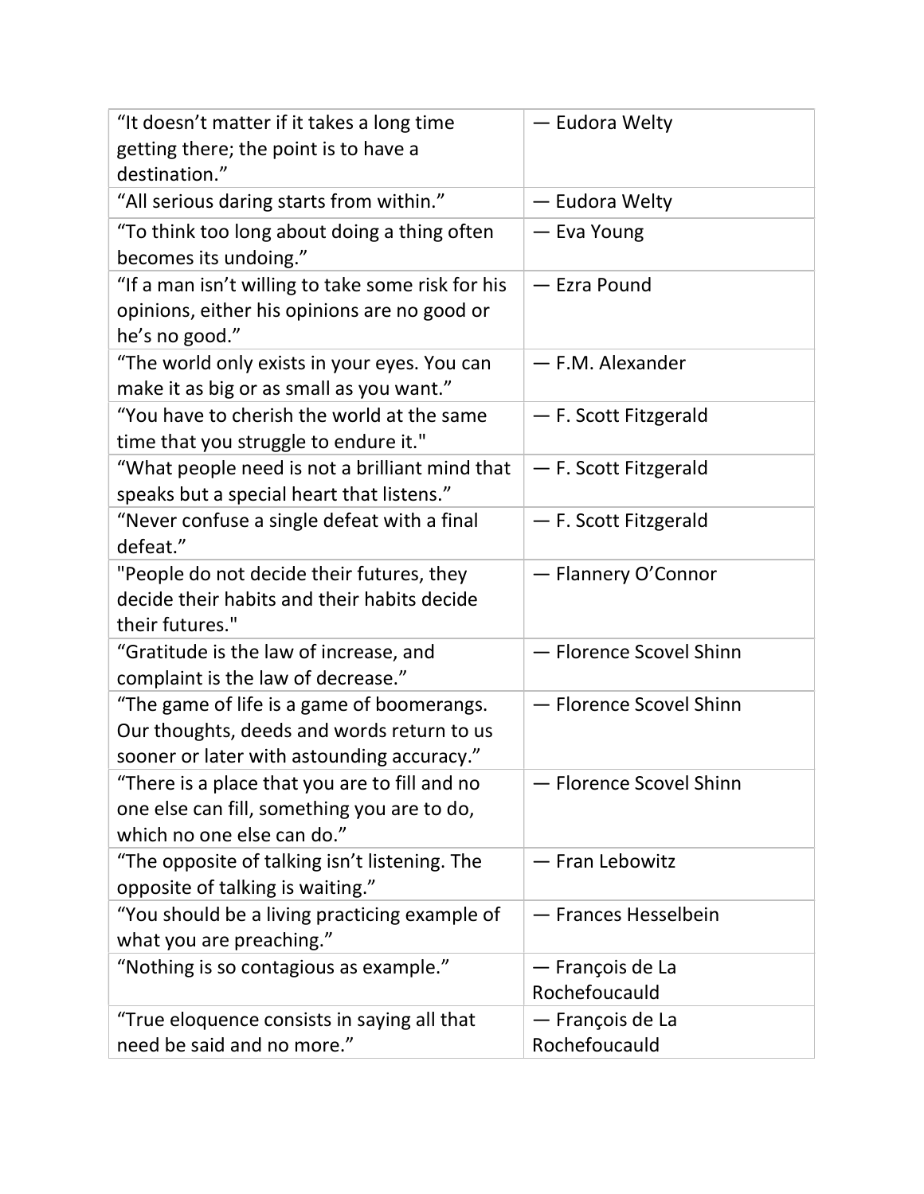| | |
|---|---|
| “It doesn’t matter if it takes a long time getting there; the point is to have a destination.” | — Eudora Welty |
| “All serious daring starts from within.” | — Eudora Welty |
| “To think too long about doing a thing often becomes its undoing.” | — Eva Young |
| “If a man isn’t willing to take some risk for his opinions, either his opinions are no good or he’s no good.” | — Ezra Pound |
| “The world only exists in your eyes. You can make it as big or as small as you want.” | — F.M. Alexander |
| “You have to cherish the world at the same time that you struggle to endure it." | — F. Scott Fitzgerald |
| “What people need is not a brilliant mind that speaks but a special heart that listens.” | — F. Scott Fitzgerald |
| “Never confuse a single defeat with a final defeat.” | — F. Scott Fitzgerald |
| "People do not decide their futures, they decide their habits and their habits decide their futures." | — Flannery O’Connor |
| “Gratitude is the law of increase, and complaint is the law of decrease.” | — Florence Scovel Shinn |
| “The game of life is a game of boomerangs. Our thoughts, deeds and words return to us sooner or later with astounding accuracy.” | — Florence Scovel Shinn |
| “There is a place that you are to fill and no one else can fill, something you are to do, which no one else can do.” | — Florence Scovel Shinn |
| “The opposite of talking isn’t listening. The opposite of talking is waiting.” | — Fran Lebowitz |
| “You should be a living practicing example of what you are preaching.” | — Frances Hesselbein |
| “Nothing is so contagious as example.” | — François de La Rochefoucauld |
| “True eloquence consists in saying all that need be said and no more.” | — François de La Rochefoucauld |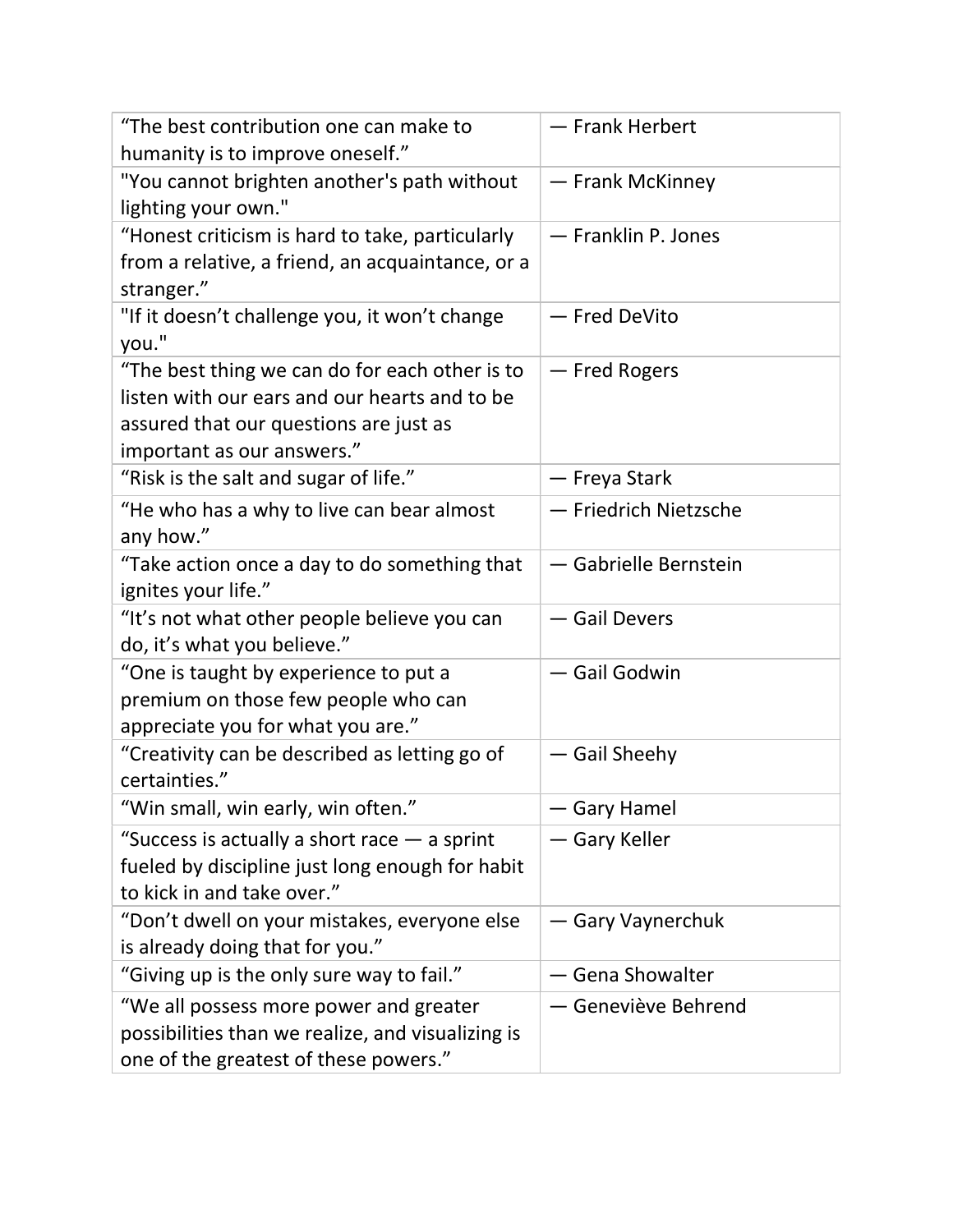| | |
|---|---|
| “The best contribution one can make to humanity is to improve oneself.” | — Frank Herbert |
| "You cannot brighten another's path without lighting your own." | — Frank McKinney |
| “Honest criticism is hard to take, particularly from a relative, a friend, an acquaintance, or a stranger.” | — Franklin P. Jones |
| "If it doesn’t challenge you, it won’t change you." | — Fred DeVito |
| “The best thing we can do for each other is to listen with our ears and our hearts and to be assured that our questions are just as important as our answers.” | — Fred Rogers |
| “Risk is the salt and sugar of life.” | — Freya Stark |
| “He who has a why to live can bear almost any how.” | — Friedrich Nietzsche |
| “Take action once a day to do something that ignites your life.” | — Gabrielle Bernstein |
| “It’s not what other people believe you can do, it’s what you believe.” | — Gail Devers |
| “One is taught by experience to put a premium on those few people who can appreciate you for what you are.” | — Gail Godwin |
| “Creativity can be described as letting go of certainties.” | — Gail Sheehy |
| “Win small, win early, win often.” | — Gary Hamel |
| “Success is actually a short race — a sprint fueled by discipline just long enough for habit to kick in and take over.” | — Gary Keller |
| “Don’t dwell on your mistakes, everyone else is already doing that for you.” | — Gary Vaynerchuk |
| “Giving up is the only sure way to fail.” | — Gena Showalter |
| “We all possess more power and greater possibilities than we realize, and visualizing is one of the greatest of these powers.” | — Geneviève Behrend |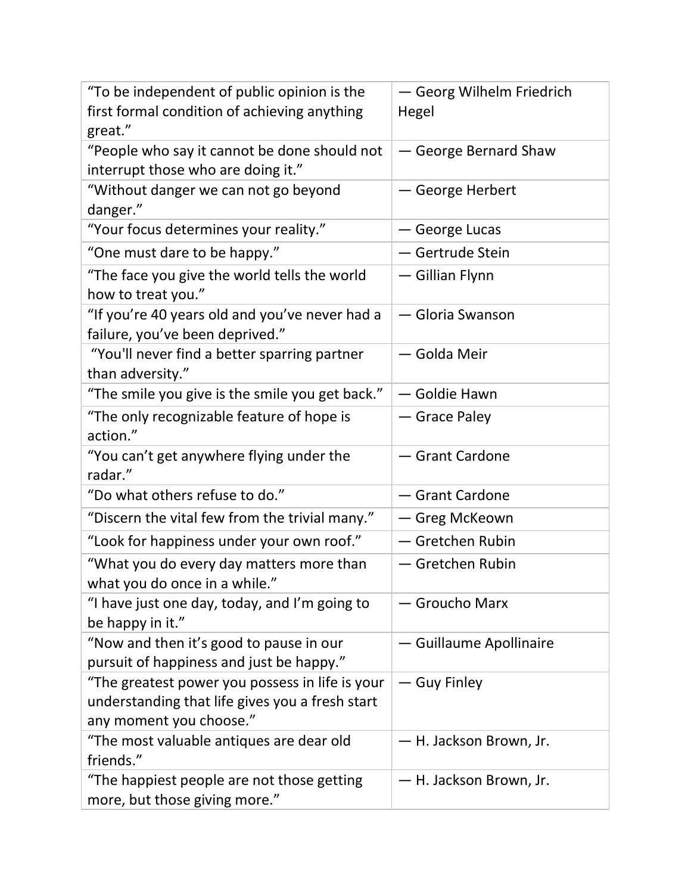| | |
|---|---|
| "To be independent of public opinion is the first formal condition of achieving anything great." | — Georg Wilhelm Friedrich Hegel |
| "People who say it cannot be done should not interrupt those who are doing it." | — George Bernard Shaw |
| "Without danger we can not go beyond danger." | — George Herbert |
| "Your focus determines your reality." | — George Lucas |
| "One must dare to be happy." | — Gertrude Stein |
| "The face you give the world tells the world how to treat you." | — Gillian Flynn |
| "If you're 40 years old and you've never had a failure, you've been deprived." | — Gloria Swanson |
| "You'll never find a better sparring partner than adversity." | — Golda Meir |
| "The smile you give is the smile you get back." | — Goldie Hawn |
| "The only recognizable feature of hope is action." | — Grace Paley |
| "You can't get anywhere flying under the radar." | — Grant Cardone |
| "Do what others refuse to do." | — Grant Cardone |
| "Discern the vital few from the trivial many." | — Greg McKeown |
| "Look for happiness under your own roof." | — Gretchen Rubin |
| "What you do every day matters more than what you do once in a while." | — Gretchen Rubin |
| "I have just one day, today, and I'm going to be happy in it." | — Groucho Marx |
| "Now and then it's good to pause in our pursuit of happiness and just be happy." | — Guillaume Apollinaire |
| "The greatest power you possess in life is your understanding that life gives you a fresh start any moment you choose." | — Guy Finley |
| "The most valuable antiques are dear old friends." | — H. Jackson Brown, Jr. |
| "The happiest people are not those getting more, but those giving more." | — H. Jackson Brown, Jr. |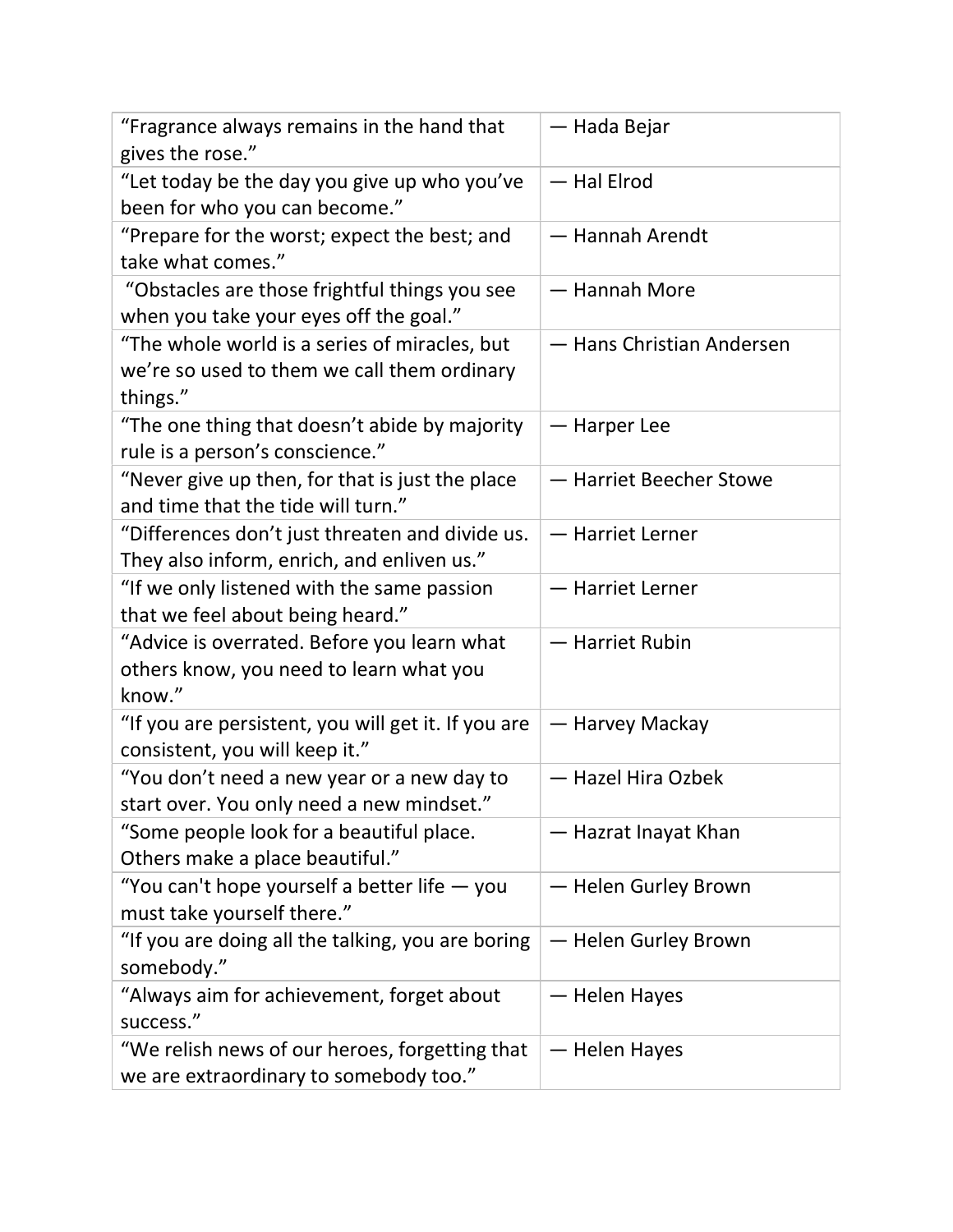| “Fragrance always remains in the hand that gives the rose.” | — Hada Bejar |
| --- | --- |
| “Let today be the day you give up who you’ve been for who you can become.” | — Hal Elrod |
| “Prepare for the worst; expect the best; and take what comes.” | — Hannah Arendt |
| “Obstacles are those frightful things you see when you take your eyes off the goal.” | — Hannah More |
| “The whole world is a series of miracles, but we’re so used to them we call them ordinary things.” | — Hans Christian Andersen |
| “The one thing that doesn’t abide by majority rule is a person’s conscience.” | — Harper Lee |
| “Never give up then, for that is just the place and time that the tide will turn.” | — Harriet Beecher Stowe |
| “Differences don’t just threaten and divide us. They also inform, enrich, and enliven us.” | — Harriet Lerner |
| “If we only listened with the same passion that we feel about being heard.” | — Harriet Lerner |
| “Advice is overrated. Before you learn what others know, you need to learn what you know.” | — Harriet Rubin |
| “If you are persistent, you will get it. If you are consistent, you will keep it.” | — Harvey Mackay |
| “You don’t need a new year or a new day to start over. You only need a new mindset.” | — Hazel Hira Ozbek |
| “Some people look for a beautiful place. Others make a place beautiful.” | — Hazrat Inayat Khan |
| “You can't hope yourself a better life — you must take yourself there.” | — Helen Gurley Brown |
| “If you are doing all the talking, you are boring somebody.” | — Helen Gurley Brown |
| “Always aim for achievement, forget about success.” | — Helen Hayes |
| “We relish news of our heroes, forgetting that we are extraordinary to somebody too.” | — Helen Hayes |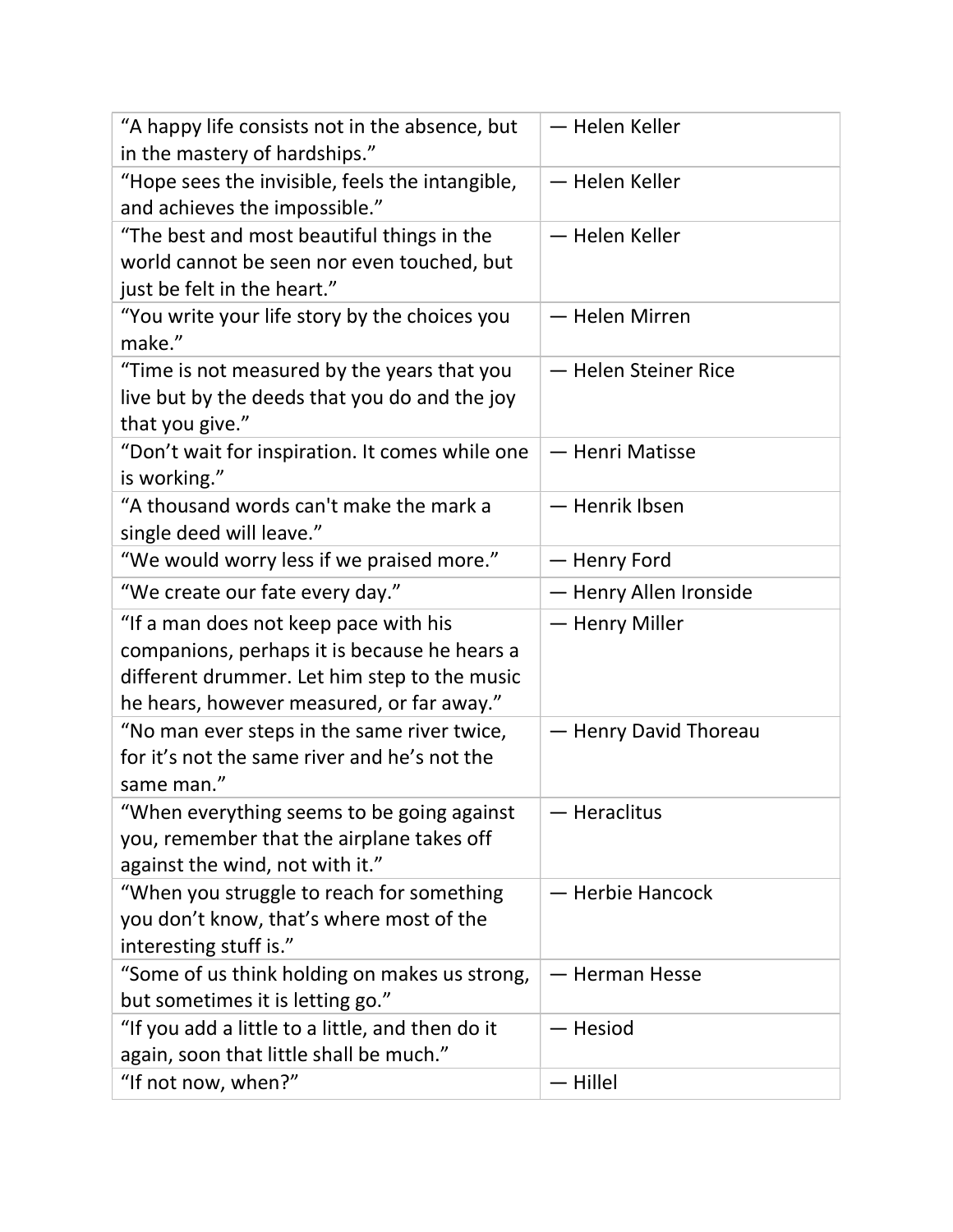| | |
|---|---|
| “A happy life consists not in the absence, but in the mastery of hardships.” | — Helen Keller |
| “Hope sees the invisible, feels the intangible, and achieves the impossible.” | — Helen Keller |
| “The best and most beautiful things in the world cannot be seen nor even touched, but just be felt in the heart.” | — Helen Keller |
| “You write your life story by the choices you make.” | — Helen Mirren |
| “Time is not measured by the years that you live but by the deeds that you do and the joy that you give.” | — Helen Steiner Rice |
| “Don’t wait for inspiration. It comes while one is working.” | — Henri Matisse |
| “A thousand words can't make the mark a single deed will leave.” | — Henrik Ibsen |
| “We would worry less if we praised more.” | — Henry Ford |
| “We create our fate every day.” | — Henry Allen Ironside |
| “If a man does not keep pace with his companions, perhaps it is because he hears a different drummer. Let him step to the music he hears, however measured, or far away.” | — Henry Miller |
| “No man ever steps in the same river twice, for it’s not the same river and he’s not the same man.” | — Henry David Thoreau |
| “When everything seems to be going against you, remember that the airplane takes off against the wind, not with it.” | — Heraclitus |
| “When you struggle to reach for something you don’t know, that’s where most of the interesting stuff is.” | — Herbie Hancock |
| “Some of us think holding on makes us strong, but sometimes it is letting go.” | — Herman Hesse |
| “If you add a little to a little, and then do it again, soon that little shall be much.” | — Hesiod |
| “If not now, when?” | — Hillel |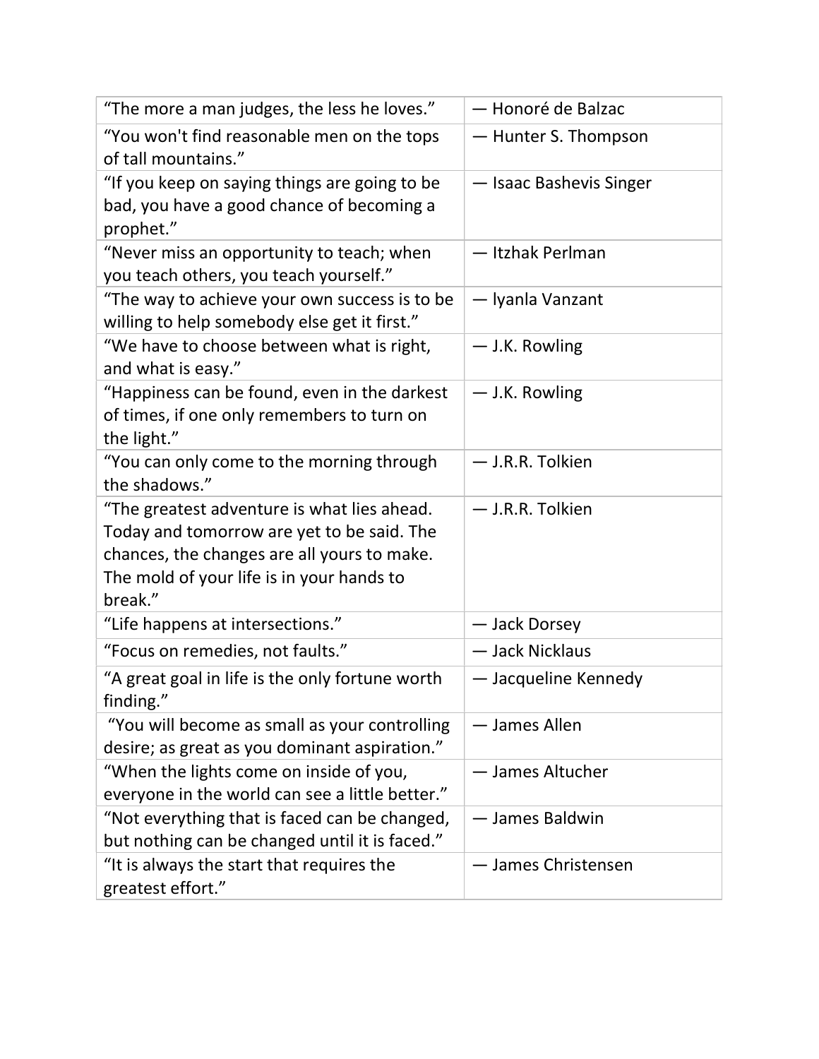| | |
|---|---|
| “The more a man judges, the less he loves.” | — Honoré de Balzac |
| “You won't find reasonable men on the tops of tall mountains.” | — Hunter S. Thompson |
| “If you keep on saying things are going to be bad, you have a good chance of becoming a prophet.” | — Isaac Bashevis Singer |
| “Never miss an opportunity to teach; when you teach others, you teach yourself.” | — Itzhak Perlman |
| “The way to achieve your own success is to be willing to help somebody else get it first.” | — Iyanla Vanzant |
| “We have to choose between what is right, and what is easy.” | — J.K. Rowling |
| “Happiness can be found, even in the darkest of times, if one only remembers to turn on the light.” | — J.K. Rowling |
| “You can only come to the morning through the shadows.” | — J.R.R. Tolkien |
| “The greatest adventure is what lies ahead. Today and tomorrow are yet to be said. The chances, the changes are all yours to make. The mold of your life is in your hands to break.” | — J.R.R. Tolkien |
| “Life happens at intersections.” | — Jack Dorsey |
| “Focus on remedies, not faults.” | — Jack Nicklaus |
| “A great goal in life is the only fortune worth finding.” | — Jacqueline Kennedy |
| “You will become as small as your controlling desire; as great as you dominant aspiration.” | — James Allen |
| “When the lights come on inside of you, everyone in the world can see a little better.” | — James Altucher |
| “Not everything that is faced can be changed, but nothing can be changed until it is faced.” | — James Baldwin |
| “It is always the start that requires the greatest effort.” | — James Christensen |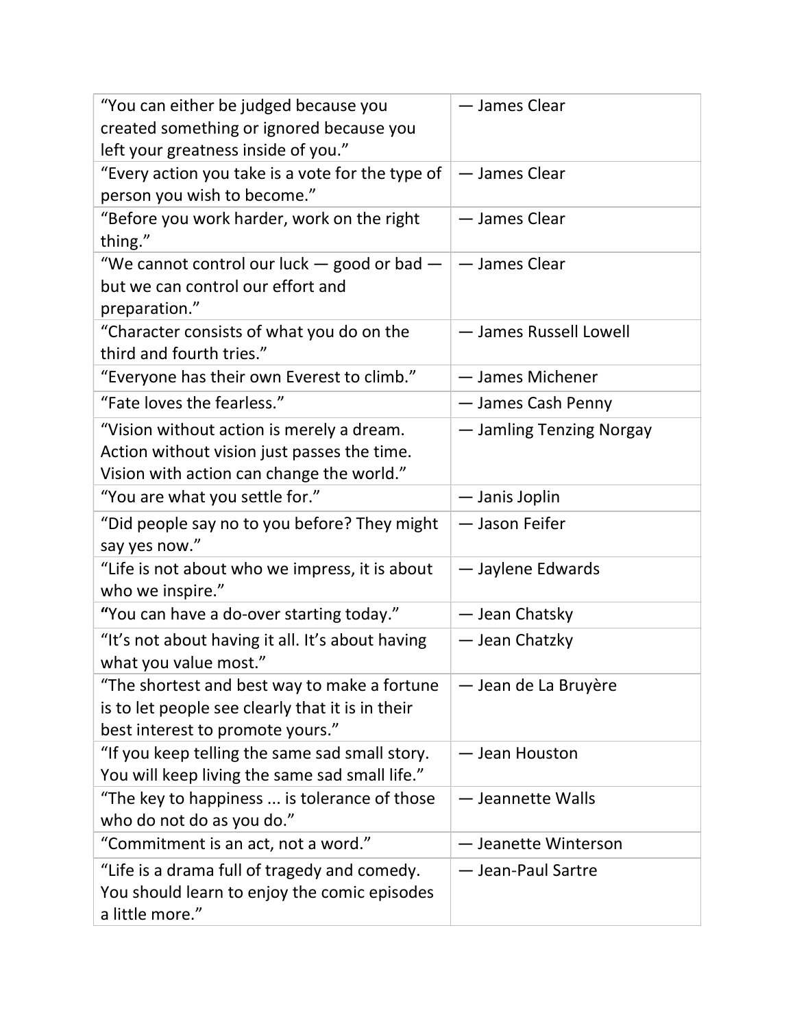| “You can either be judged because you created something or ignored because you left your greatness inside of you.” | — James Clear |
|---|---|
| “Every action you take is a vote for the type of person you wish to become.” | — James Clear |
| “Before you work harder, work on the right thing.” | — James Clear |
| “We cannot control our luck — good or bad — but we can control our effort and preparation.” | — James Clear |
| “Character consists of what you do on the third and fourth tries.” | — James Russell Lowell |
| “Everyone has their own Everest to climb.” | — James Michener |
| “Fate loves the fearless.” | — James Cash Penny |
| “Vision without action is merely a dream. Action without vision just passes the time. Vision with action can change the world.” | — Jamling Tenzing Norgay |
| “You are what you settle for.” | — Janis Joplin |
| “Did people say no to you before? They might say yes now.” | — Jason Feifer |
| “Life is not about who we impress, it is about who we inspire.” | — Jaylene Edwards |
| **“**You can have a do-over starting today.” | — Jean Chatsky |
| “It’s not about having it all. It’s about having what you value most.” | — Jean Chatzky |
| “The shortest and best way to make a fortune is to let people see clearly that it is in their best interest to promote yours.” | — Jean de La Bruyère |
| “If you keep telling the same sad small story. You will keep living the same sad small life.” | — Jean Houston |
| “The key to happiness ... is tolerance of those who do not do as you do.” | — Jeannette Walls |
| “Commitment is an act, not a word.” | — Jeanette Winterson |
| “Life is a drama full of tragedy and comedy. You should learn to enjoy the comic episodes a little more.” | — Jean-Paul Sartre |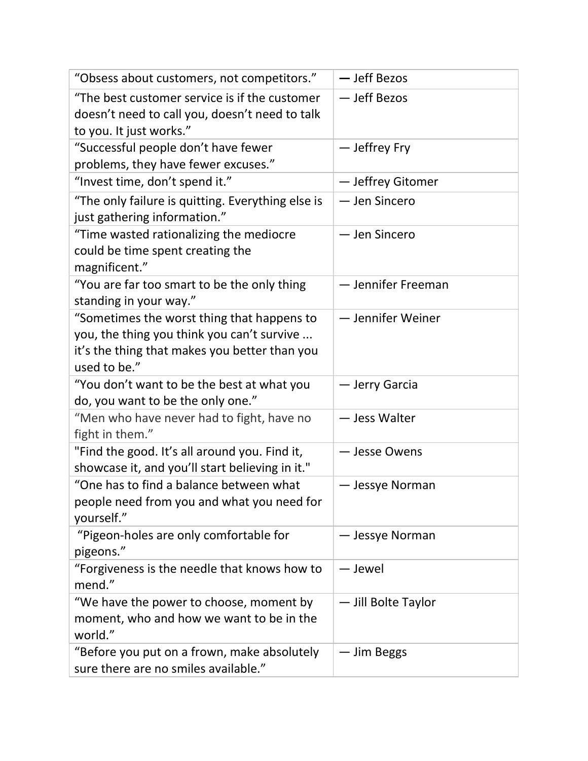| | |
|---|---|
| “Obsess about customers, not competitors.” | — Jeff Bezos |
| “The best customer service is if the customer doesn’t need to call you, doesn’t need to talk to you. It just works.” | — Jeff Bezos |
| “Successful people don’t have fewer problems, they have fewer excuses.” | — Jeffrey Fry |
| “Invest time, don’t spend it.” | — Jeffrey Gitomer |
| “The only failure is quitting. Everything else is just gathering information.” | — Jen Sincero |
| “Time wasted rationalizing the mediocre could be time spent creating the magnificent.” | — Jen Sincero |
| “You are far too smart to be the only thing standing in your way.” | — Jennifer Freeman |
| “Sometimes the worst thing that happens to you, the thing you think you can’t survive ... it’s the thing that makes you better than you used to be.” | — Jennifer Weiner |
| “You don’t want to be the best at what you do, you want to be the only one.” | — Jerry Garcia |
| “Men who have never had to fight, have no fight in them.” | — Jess Walter |
| "Find the good. It’s all around you. Find it, showcase it, and you’ll start believing in it." | — Jesse Owens |
| “One has to find a balance between what people need from you and what you need for yourself.” | — Jessye Norman |
| “Pigeon-holes are only comfortable for pigeons.” | — Jessye Norman |
| “Forgiveness is the needle that knows how to mend.” | — Jewel |
| “We have the power to choose, moment by moment, who and how we want to be in the world.” | — Jill Bolte Taylor |
| “Before you put on a frown, make absolutely sure there are no smiles available.” | — Jim Beggs |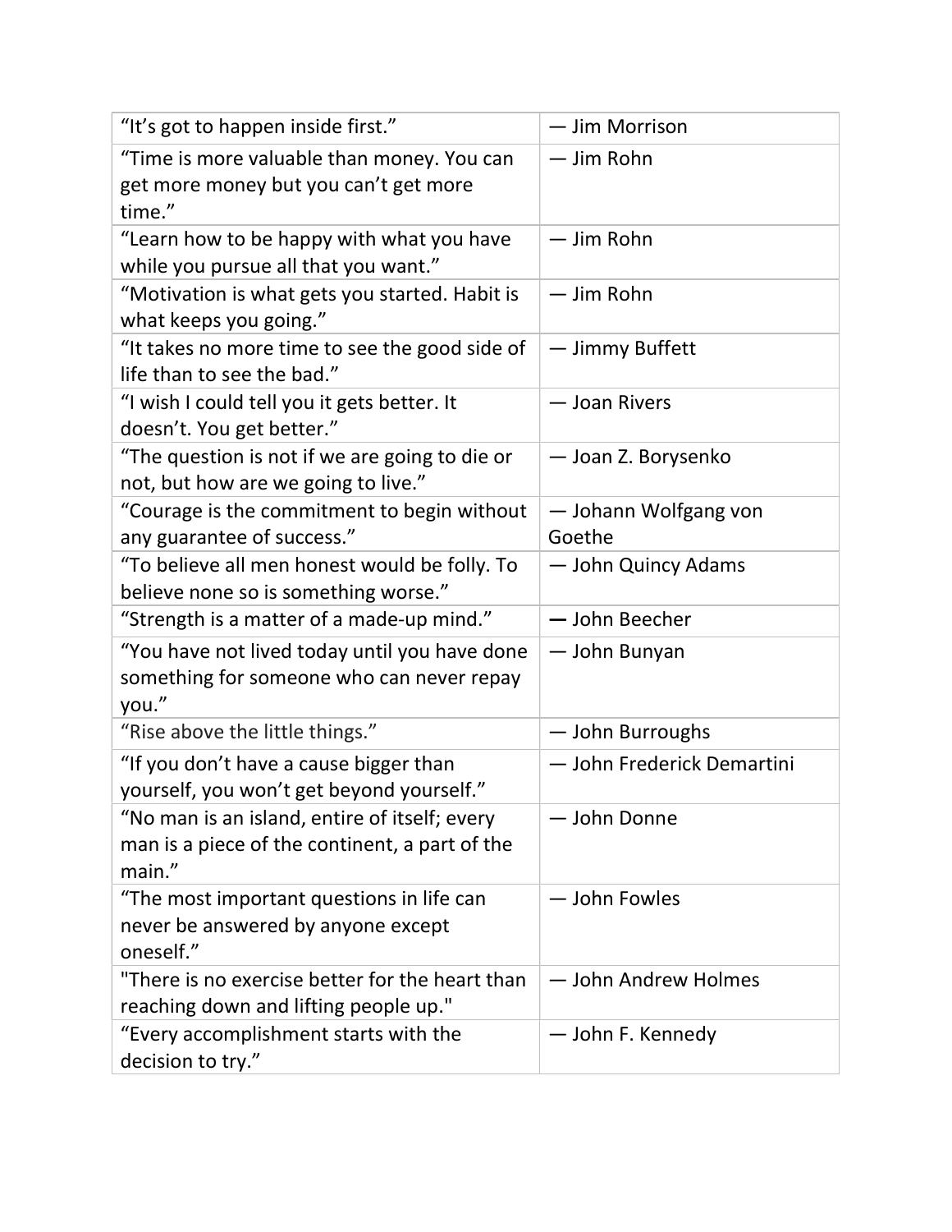| | |
|---|---|
| “It’s got to happen inside first.” | — Jim Morrison |
| “Time is more valuable than money. You can get more money but you can’t get more time.” | — Jim Rohn |
| “Learn how to be happy with what you have while you pursue all that you want.” | — Jim Rohn |
| “Motivation is what gets you started. Habit is what keeps you going.” | — Jim Rohn |
| “It takes no more time to see the good side of life than to see the bad.” | — Jimmy Buffett |
| “I wish I could tell you it gets better. It doesn’t. You get better.” | — Joan Rivers |
| “The question is not if we are going to die or not, but how are we going to live.” | — Joan Z. Borysenko |
| “Courage is the commitment to begin without any guarantee of success.” | — Johann Wolfgang von Goethe |
| “To believe all men honest would be folly. To believe none so is something worse.” | — John Quincy Adams |
| “Strength is a matter of a made-up mind.” | — John Beecher |
| “You have not lived today until you have done something for someone who can never repay you.” | — John Bunyan |
| “Rise above the little things.” | — John Burroughs |
| “If you don’t have a cause bigger than yourself, you won’t get beyond yourself.” | — John Frederick Demartini |
| “No man is an island, entire of itself; every man is a piece of the continent, a part of the main.” | — John Donne |
| “The most important questions in life can never be answered by anyone except oneself.” | — John Fowles |
| "There is no exercise better for the heart than reaching down and lifting people up." | — John Andrew Holmes |
| “Every accomplishment starts with the decision to try.” | — John F. Kennedy |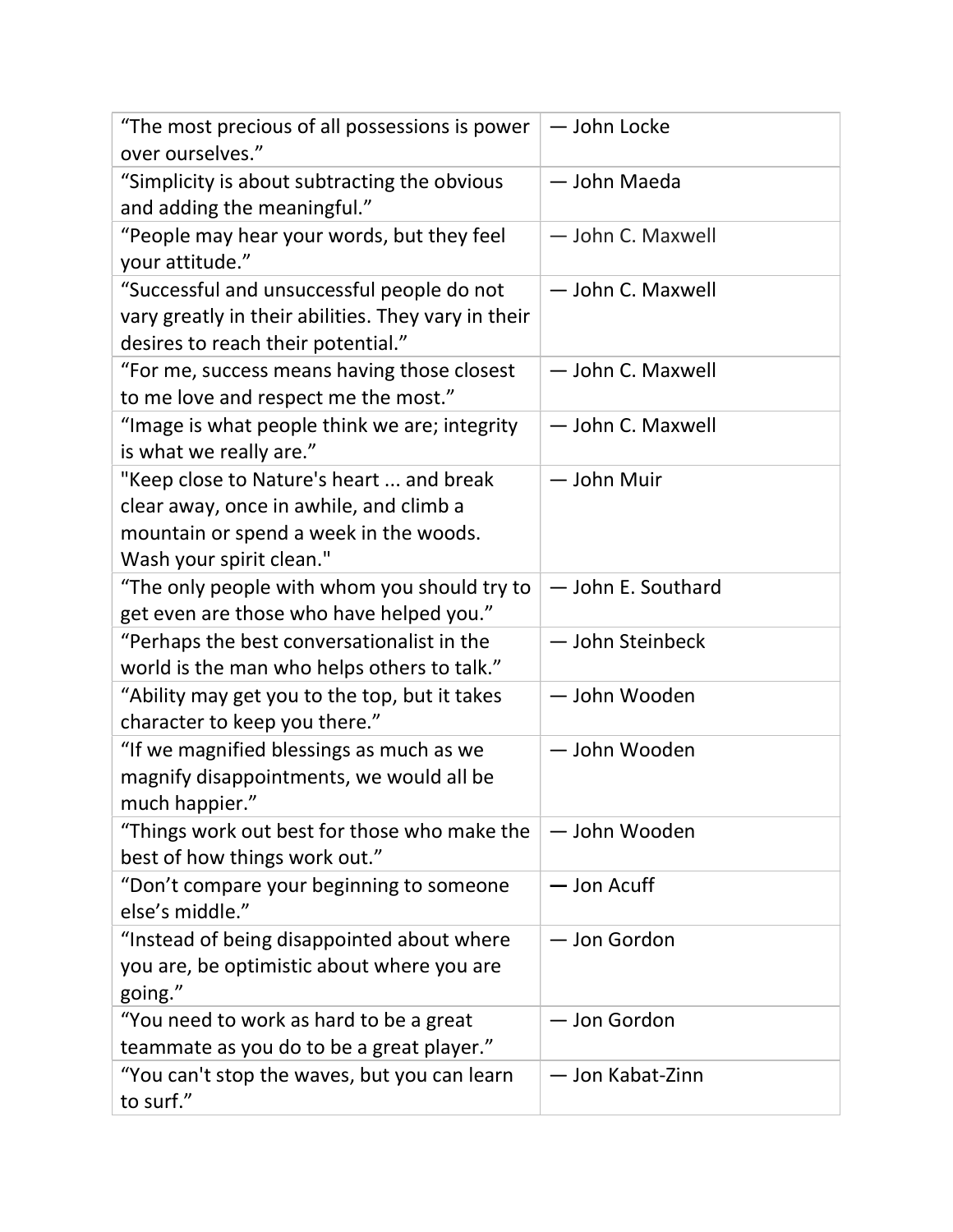| | |
|---|---|
| “The most precious of all possessions is power over ourselves.” | — John Locke |
| “Simplicity is about subtracting the obvious and adding the meaningful.” | — John Maeda |
| “People may hear your words, but they feel your attitude.” | — John C. Maxwell |
| “Successful and unsuccessful people do not vary greatly in their abilities. They vary in their desires to reach their potential.” | — John C. Maxwell |
| “For me, success means having those closest to me love and respect me the most.” | — John C. Maxwell |
| “Image is what people think we are; integrity is what we really are.” | — John C. Maxwell |
| "Keep close to Nature's heart ... and break clear away, once in awhile, and climb a mountain or spend a week in the woods. Wash your spirit clean." | — John Muir |
| “The only people with whom you should try to get even are those who have helped you.” | — John E. Southard |
| “Perhaps the best conversationalist in the world is the man who helps others to talk.” | — John Steinbeck |
| “Ability may get you to the top, but it takes character to keep you there.” | — John Wooden |
| “If we magnified blessings as much as we magnify disappointments, we would all be much happier.” | — John Wooden |
| “Things work out best for those who make the best of how things work out.” | — John Wooden |
| “Don’t compare your beginning to someone else’s middle.” | — Jon Acuff |
| “Instead of being disappointed about where you are, be optimistic about where you are going.” | — Jon Gordon |
| “You need to work as hard to be a great teammate as you do to be a great player.” | — Jon Gordon |
| “You can't stop the waves, but you can learn to surf.” | — Jon Kabat-Zinn |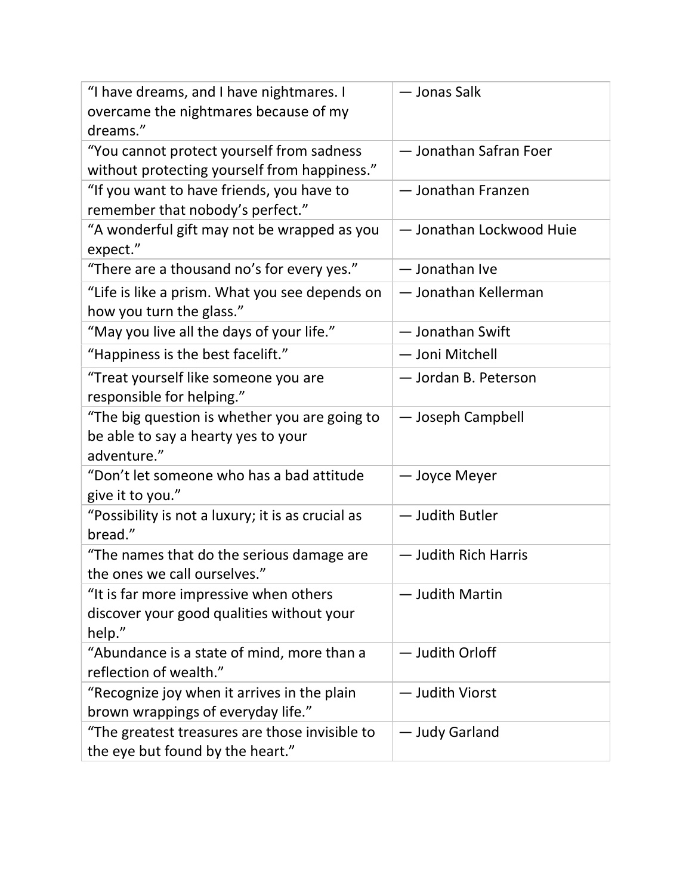| “I have dreams, and I have nightmares. I overcame the nightmares because of my dreams.” | — Jonas Salk |
|---|---|
| “You cannot protect yourself from sadness without protecting yourself from happiness.” | — Jonathan Safran Foer |
| “If you want to have friends, you have to remember that nobody’s perfect.” | — Jonathan Franzen |
| “A wonderful gift may not be wrapped as you expect.” | — Jonathan Lockwood Huie |
| “There are a thousand no’s for every yes.” | — Jonathan Ive |
| “Life is like a prism. What you see depends on how you turn the glass.” | — Jonathan Kellerman |
| “May you live all the days of your life.” | — Jonathan Swift |
| “Happiness is the best facelift.” | — Joni Mitchell |
| “Treat yourself like someone you are responsible for helping.” | — Jordan B. Peterson |
| “The big question is whether you are going to be able to say a hearty yes to your adventure.” | — Joseph Campbell |
| “Don’t let someone who has a bad attitude give it to you.” | — Joyce Meyer |
| “Possibility is not a luxury; it is as crucial as bread.” | — Judith Butler |
| “The names that do the serious damage are the ones we call ourselves.” | — Judith Rich Harris |
| “It is far more impressive when others discover your good qualities without your help.” | — Judith Martin |
| “Abundance is a state of mind, more than a reflection of wealth.” | — Judith Orloff |
| “Recognize joy when it arrives in the plain brown wrappings of everyday life.” | — Judith Viorst |
| “The greatest treasures are those invisible to the eye but found by the heart.” | — Judy Garland |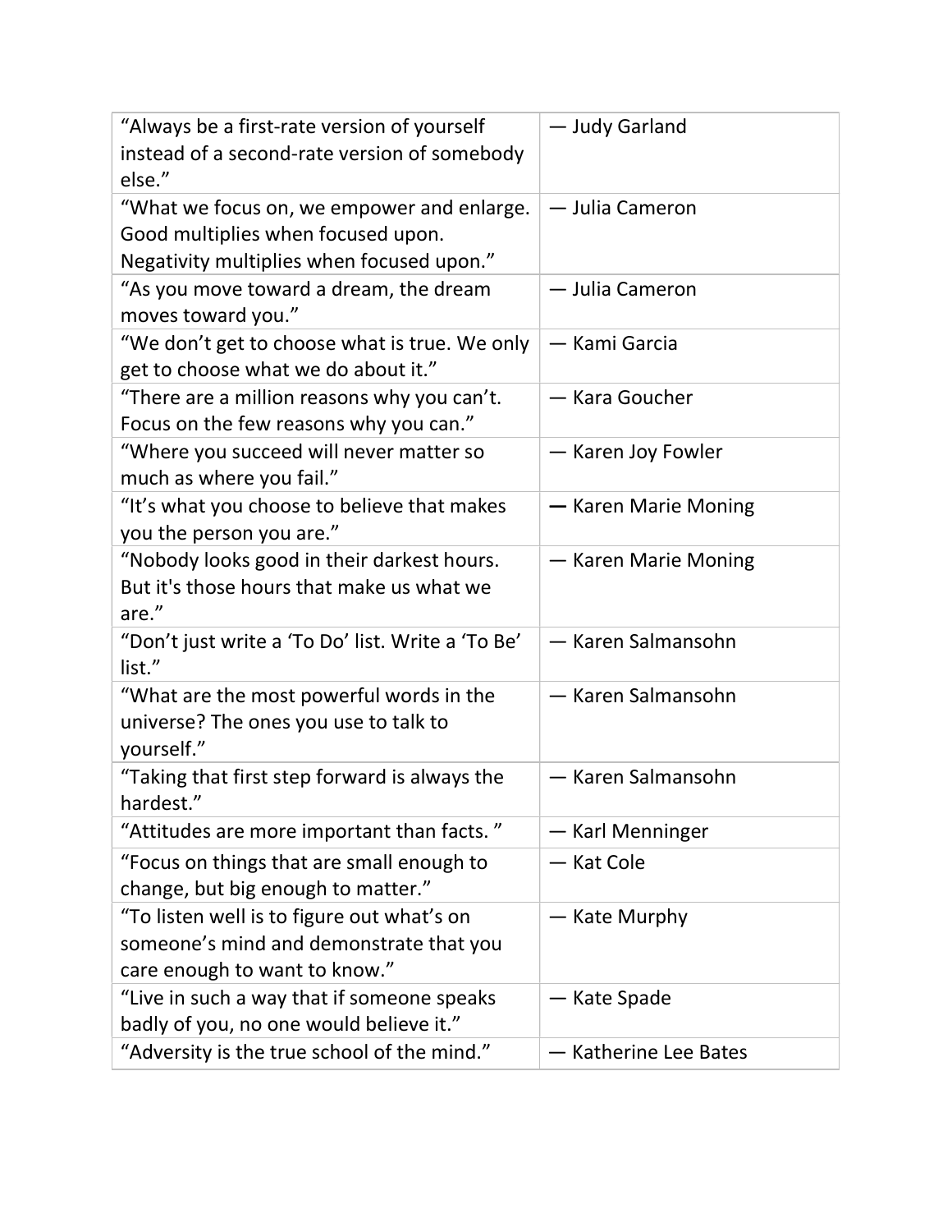| | |
|---|---|
| "Always be a first-rate version of yourself instead of a second-rate version of somebody else." | — Judy Garland |
| "What we focus on, we empower and enlarge. Good multiplies when focused upon. Negativity multiplies when focused upon." | — Julia Cameron |
| "As you move toward a dream, the dream moves toward you." | — Julia Cameron |
| "We don't get to choose what is true. We only get to choose what we do about it." | — Kami Garcia |
| "There are a million reasons why you can't. Focus on the few reasons why you can." | — Kara Goucher |
| "Where you succeed will never matter so much as where you fail." | — Karen Joy Fowler |
| "It's what you choose to believe that makes you the person you are." | — Karen Marie Moning |
| "Nobody looks good in their darkest hours. But it's those hours that make us what we are." | — Karen Marie Moning |
| "Don't just write a 'To Do' list. Write a 'To Be' list." | — Karen Salmansohn |
| "What are the most powerful words in the universe? The ones you use to talk to yourself." | — Karen Salmansohn |
| "Taking that first step forward is always the hardest." | — Karen Salmansohn |
| "Attitudes are more important than facts. " | — Karl Menninger |
| "Focus on things that are small enough to change, but big enough to matter." | — Kat Cole |
| "To listen well is to figure out what's on someone's mind and demonstrate that you care enough to want to know." | — Kate Murphy |
| "Live in such a way that if someone speaks badly of you, no one would believe it." | — Kate Spade |
| "Adversity is the true school of the mind." | — Katherine Lee Bates |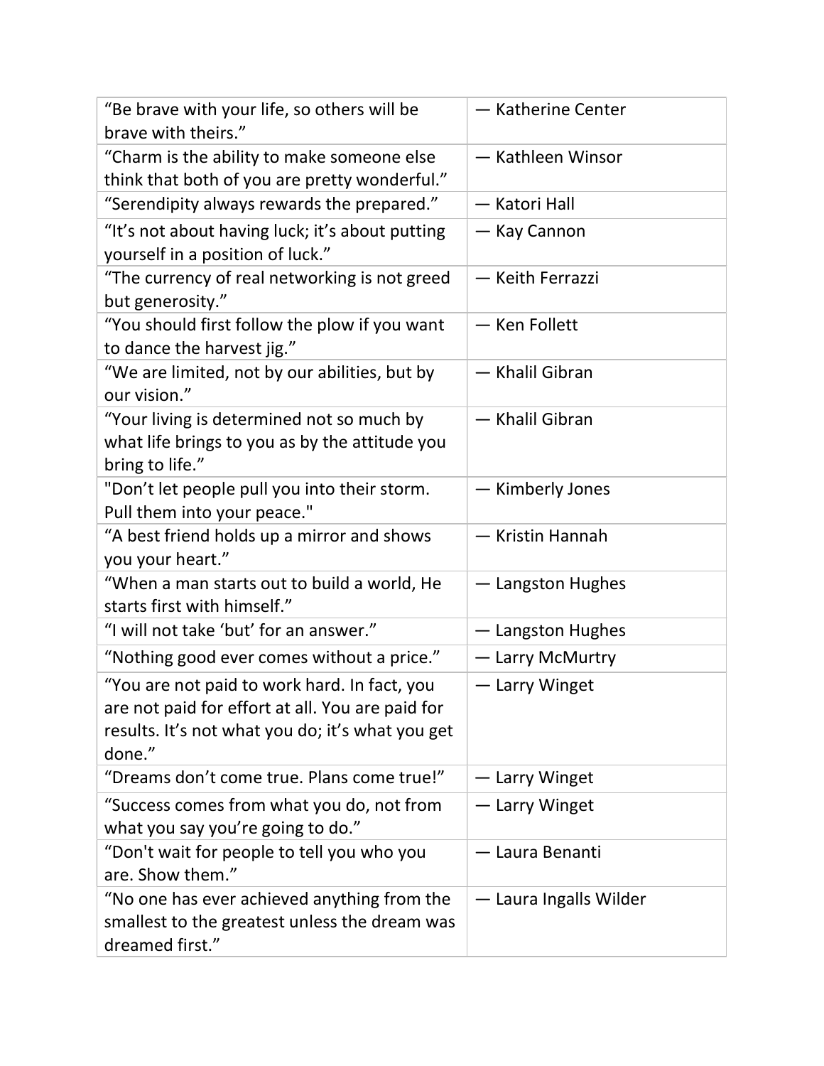| | |
|---|---|
| “Be brave with your life, so others will be brave with theirs.” | — Katherine Center |
| “Charm is the ability to make someone else think that both of you are pretty wonderful.” | — Kathleen Winsor |
| “Serendipity always rewards the prepared.” | — Katori Hall |
| “It’s not about having luck; it’s about putting yourself in a position of luck.” | — Kay Cannon |
| “The currency of real networking is not greed but generosity.” | — Keith Ferrazzi |
| “You should first follow the plow if you want to dance the harvest jig.” | — Ken Follett |
| “We are limited, not by our abilities, but by our vision.” | — Khalil Gibran |
| “Your living is determined not so much by what life brings to you as by the attitude you bring to life.” | — Khalil Gibran |
| "Don’t let people pull you into their storm. Pull them into your peace." | — Kimberly Jones |
| “A best friend holds up a mirror and shows you your heart.” | — Kristin Hannah |
| “When a man starts out to build a world, He starts first with himself.” | — Langston Hughes |
| “I will not take ‘but’ for an answer.” | — Langston Hughes |
| “Nothing good ever comes without a price.” | — Larry McMurtry |
| “You are not paid to work hard. In fact, you are not paid for effort at all. You are paid for results. It’s not what you do; it’s what you get done.” | — Larry Winget |
| “Dreams don’t come true. Plans come true!” | — Larry Winget |
| “Success comes from what you do, not from what you say you’re going to do.” | — Larry Winget |
| “Don't wait for people to tell you who you are. Show them.” | — Laura Benanti |
| “No one has ever achieved anything from the smallest to the greatest unless the dream was dreamed first.” | — Laura Ingalls Wilder |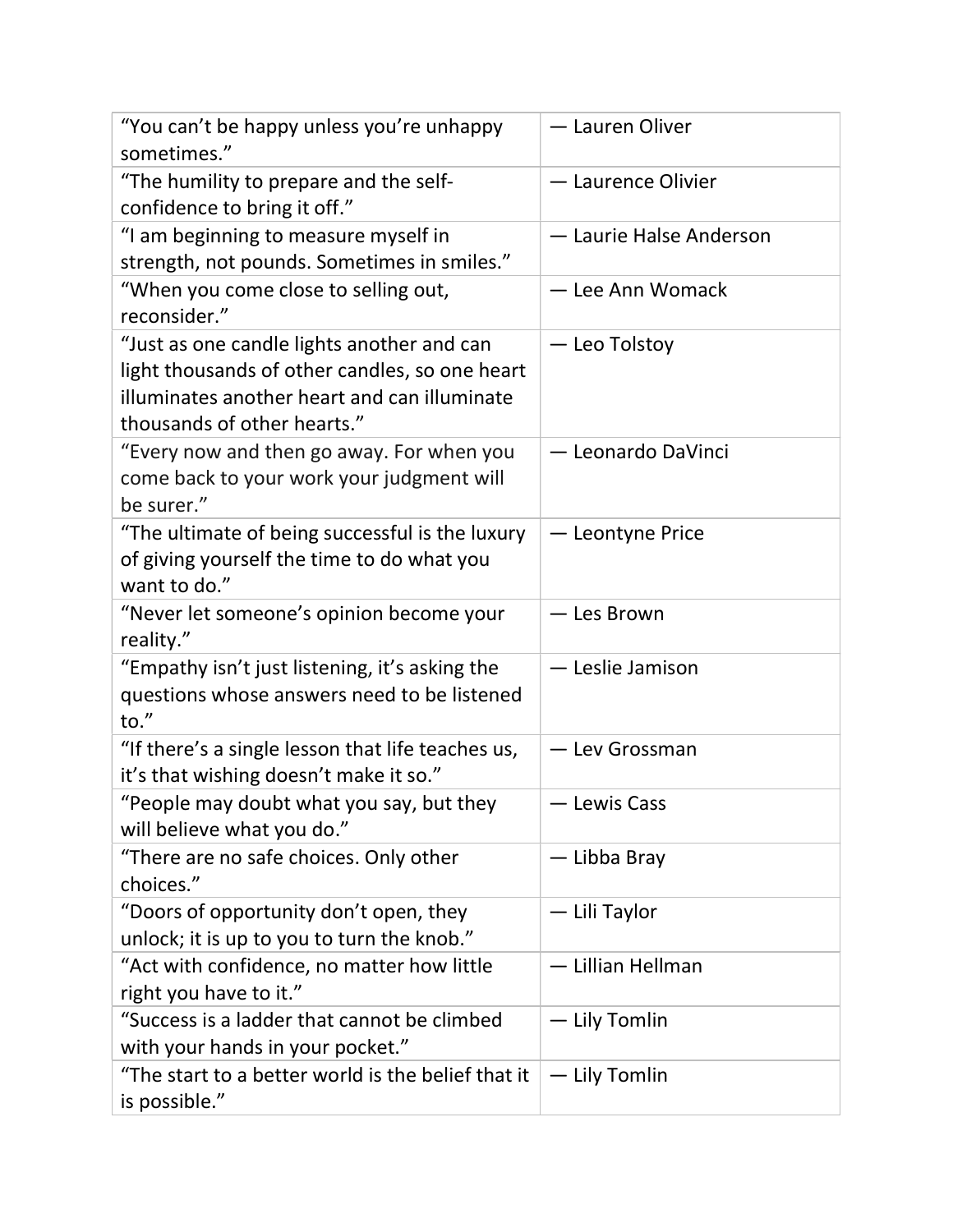| | |
|---|---|
| “You can’t be happy unless you’re unhappy sometimes.” | — Lauren Oliver |
| “The humility to prepare and the self-confidence to bring it off.” | — Laurence Olivier |
| “I am beginning to measure myself in strength, not pounds. Sometimes in smiles.” | — Laurie Halse Anderson |
| “When you come close to selling out, reconsider.” | — Lee Ann Womack |
| “Just as one candle lights another and can light thousands of other candles, so one heart illuminates another heart and can illuminate thousands of other hearts.” | — Leo Tolstoy |
| “Every now and then go away. For when you come back to your work your judgment will be surer.” | — Leonardo DaVinci |
| “The ultimate of being successful is the luxury of giving yourself the time to do what you want to do.” | — Leontyne Price |
| “Never let someone’s opinion become your reality.” | — Les Brown |
| “Empathy isn’t just listening, it’s asking the questions whose answers need to be listened to.” | — Leslie Jamison |
| “If there’s a single lesson that life teaches us, it’s that wishing doesn’t make it so.” | — Lev Grossman |
| “People may doubt what you say, but they will believe what you do.” | — Lewis Cass |
| “There are no safe choices. Only other choices.” | — Libba Bray |
| “Doors of opportunity don’t open, they unlock; it is up to you to turn the knob.” | — Lili Taylor |
| “Act with confidence, no matter how little right you have to it.” | — Lillian Hellman |
| “Success is a ladder that cannot be climbed with your hands in your pocket.” | — Lily Tomlin |
| “The start to a better world is the belief that it is possible.” | — Lily Tomlin |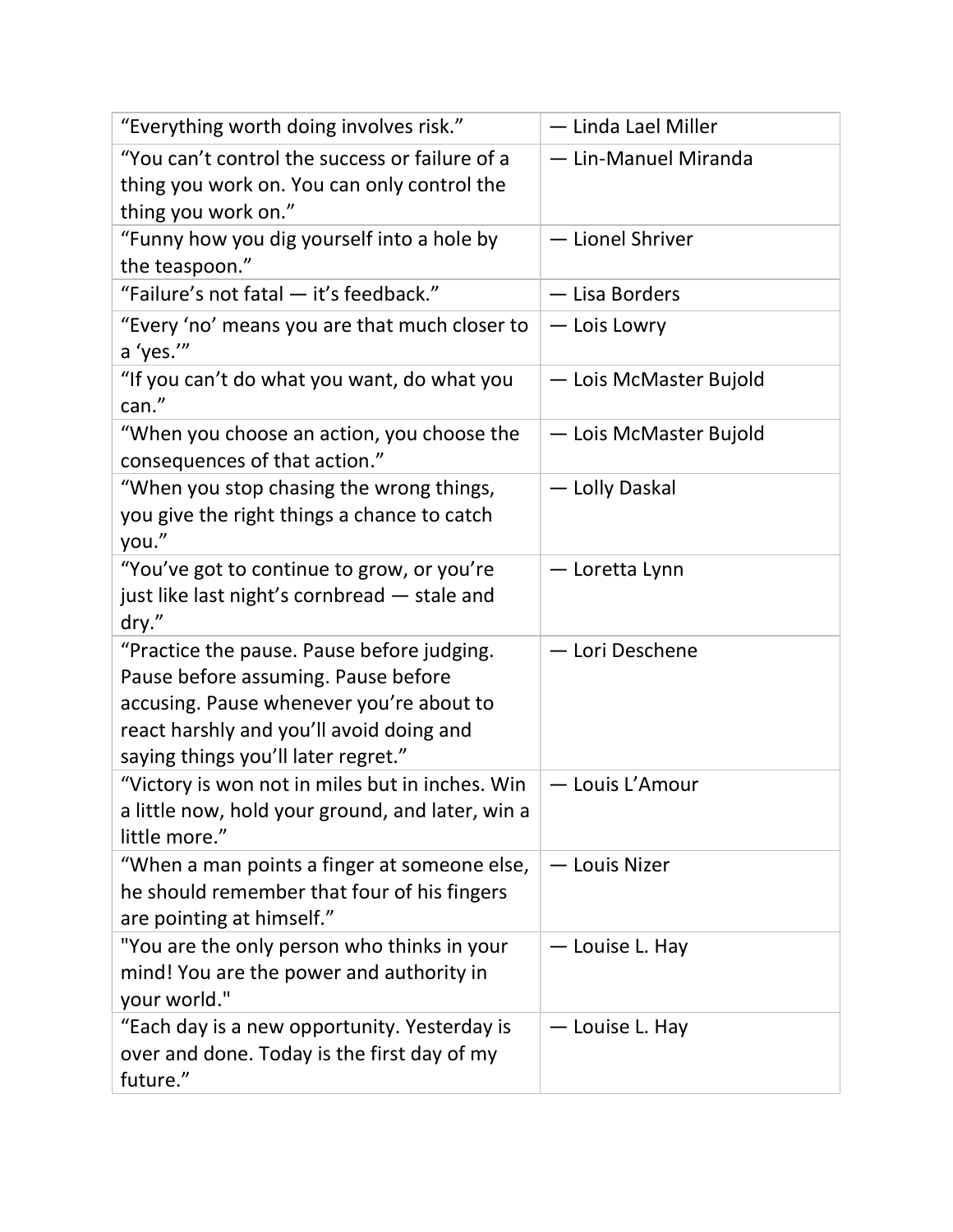| “Everything worth doing involves risk.” | — Linda Lael Miller |
| --- | --- |
| “You can’t control the success or failure of a thing you work on. You can only control the thing you work on.” | — Lin-Manuel Miranda |
| “Funny how you dig yourself into a hole by the teaspoon.” | — Lionel Shriver |
| “Failure’s not fatal — it’s feedback.” | — Lisa Borders |
| “Every ‘no’ means you are that much closer to a ‘yes.’” | — Lois Lowry |
| “If you can’t do what you want, do what you can.” | — Lois McMaster Bujold |
| “When you choose an action, you choose the consequences of that action.” | — Lois McMaster Bujold |
| “When you stop chasing the wrong things, you give the right things a chance to catch you.” | — Lolly Daskal |
| “You’ve got to continue to grow, or you’re just like last night’s cornbread — stale and dry.” | — Loretta Lynn |
| “Practice the pause. Pause before judging. Pause before assuming. Pause before accusing. Pause whenever you’re about to react harshly and you’ll avoid doing and saying things you’ll later regret.” | — Lori Deschene |
| “Victory is won not in miles but in inches. Win a little now, hold your ground, and later, win a little more.” | — Louis L’Amour |
| “When a man points a finger at someone else, he should remember that four of his fingers are pointing at himself.” | — Louis Nizer |
| "You are the only person who thinks in your mind! You are the power and authority in your world." | — Louise L. Hay |
| “Each day is a new opportunity. Yesterday is over and done. Today is the first day of my future.” | — Louise L. Hay |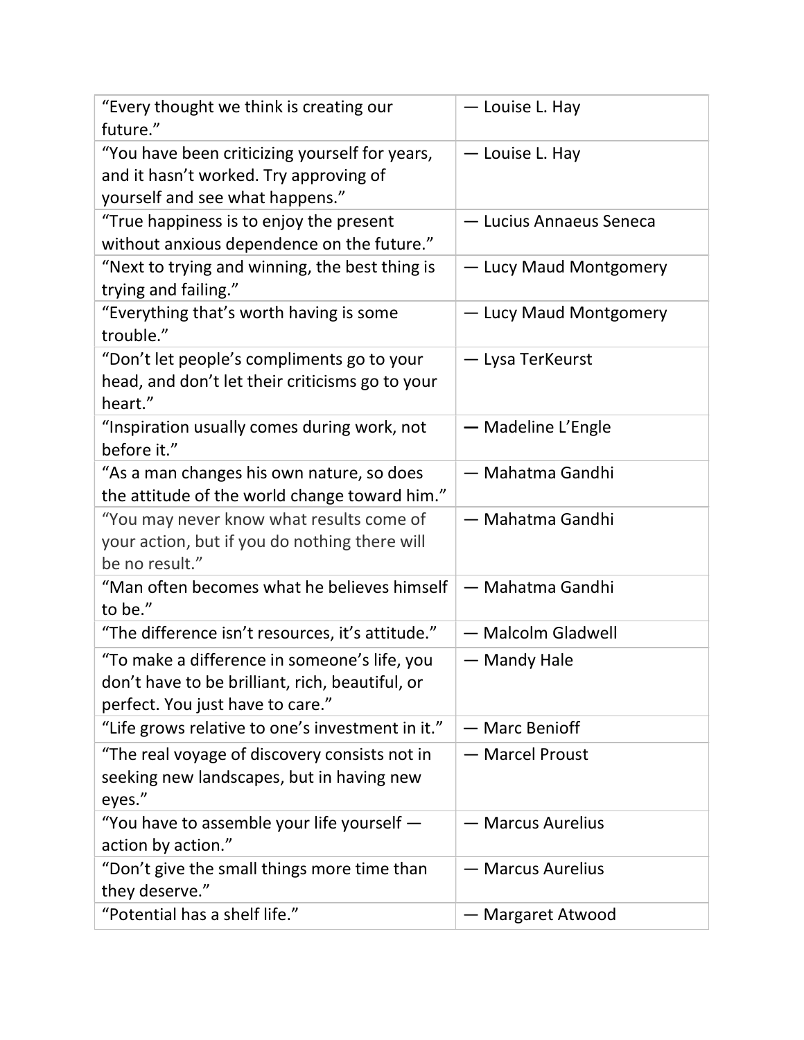| | |
|---|---|
| "Every thought we think is creating our future." | — Louise L. Hay |
| "You have been criticizing yourself for years, and it hasn't worked. Try approving of yourself and see what happens." | — Louise L. Hay |
| "True happiness is to enjoy the present without anxious dependence on the future." | — Lucius Annaeus Seneca |
| "Next to trying and winning, the best thing is trying and failing." | — Lucy Maud Montgomery |
| "Everything that's worth having is some trouble." | — Lucy Maud Montgomery |
| "Don't let people's compliments go to your head, and don't let their criticisms go to your heart." | — Lysa TerKeurst |
| "Inspiration usually comes during work, not before it." | — Madeline L'Engle |
| "As a man changes his own nature, so does the attitude of the world change toward him." | — Mahatma Gandhi |
| "You may never know what results come of your action, but if you do nothing there will be no result." | — Mahatma Gandhi |
| "Man often becomes what he believes himself to be." | — Mahatma Gandhi |
| "The difference isn't resources, it's attitude." | — Malcolm Gladwell |
| "To make a difference in someone's life, you don't have to be brilliant, rich, beautiful, or perfect. You just have to care." | — Mandy Hale |
| "Life grows relative to one's investment in it." | — Marc Benioff |
| "The real voyage of discovery consists not in seeking new landscapes, but in having new eyes." | — Marcel Proust |
| "You have to assemble your life yourself — action by action." | — Marcus Aurelius |
| "Don't give the small things more time than they deserve." | — Marcus Aurelius |
| "Potential has a shelf life." | — Margaret Atwood |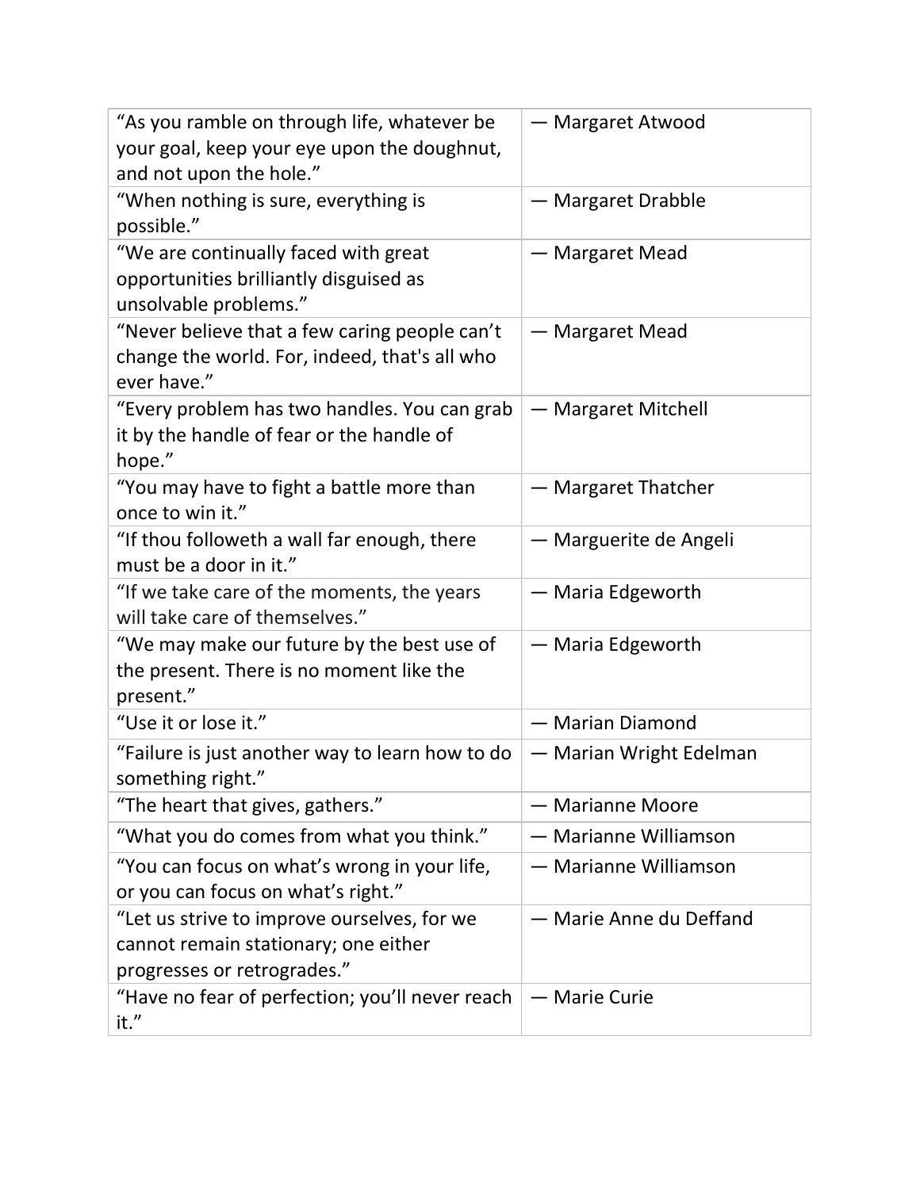| “As you ramble on through life, whatever be your goal, keep your eye upon the doughnut, and not upon the hole.” | — Margaret Atwood |
|---|---|
| “When nothing is sure, everything is possible.” | — Margaret Drabble |
| “We are continually faced with great opportunities brilliantly disguised as unsolvable problems.” | — Margaret Mead |
| “Never believe that a few caring people can’t change the world. For, indeed, that's all who ever have.” | — Margaret Mead |
| “Every problem has two handles. You can grab it by the handle of fear or the handle of hope.” | — Margaret Mitchell |
| “You may have to fight a battle more than once to win it.” | — Margaret Thatcher |
| “If thou followeth a wall far enough, there must be a door in it.” | — Marguerite de Angeli |
| “If we take care of the moments, the years will take care of themselves.” | — Maria Edgeworth |
| “We may make our future by the best use of the present. There is no moment like the present.” | — Maria Edgeworth |
| “Use it or lose it.” | — Marian Diamond |
| “Failure is just another way to learn how to do something right.” | — Marian Wright Edelman |
| “The heart that gives, gathers.” | — Marianne Moore |
| “What you do comes from what you think.” | — Marianne Williamson |
| “You can focus on what’s wrong in your life, or you can focus on what’s right.” | — Marianne Williamson |
| “Let us strive to improve ourselves, for we cannot remain stationary; one either progresses or retrogrades.” | — Marie Anne du Deffand |
| “Have no fear of perfection; you’ll never reach it.” | — Marie Curie |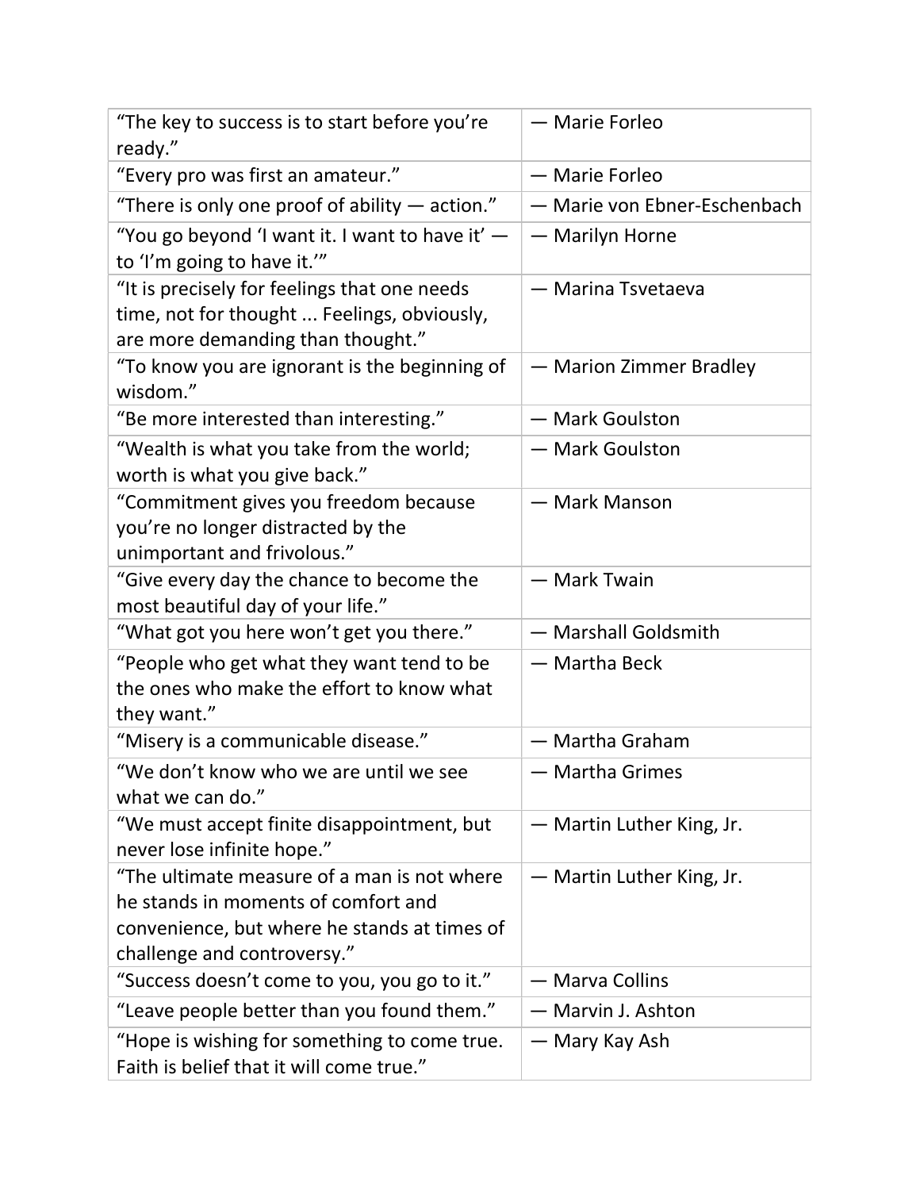| “The key to success is to start before you’re ready.” | — Marie Forleo |
|---|---|
| “Every pro was first an amateur.” | — Marie Forleo |
| “There is only one proof of ability — action.” | — Marie von Ebner-Eschenbach |
| “You go beyond ‘I want it. I want to have it’ — to ‘I’m going to have it.’” | — Marilyn Horne |
| “It is precisely for feelings that one needs time, not for thought ... Feelings, obviously, are more demanding than thought.” | — Marina Tsvetaeva |
| “To know you are ignorant is the beginning of wisdom.” | — Marion Zimmer Bradley |
| “Be more interested than interesting.” | — Mark Goulston |
| “Wealth is what you take from the world; worth is what you give back.” | — Mark Goulston |
| “Commitment gives you freedom because you’re no longer distracted by the unimportant and frivolous.” | — Mark Manson |
| “Give every day the chance to become the most beautiful day of your life.” | — Mark Twain |
| “What got you here won’t get you there.” | — Marshall Goldsmith |
| “People who get what they want tend to be the ones who make the effort to know what they want.” | — Martha Beck |
| “Misery is a communicable disease.” | — Martha Graham |
| “We don’t know who we are until we see what we can do.” | — Martha Grimes |
| “We must accept finite disappointment, but never lose infinite hope.” | — Martin Luther King, Jr. |
| “The ultimate measure of a man is not where he stands in moments of comfort and convenience, but where he stands at times of challenge and controversy.” | — Martin Luther King, Jr. |
| “Success doesn’t come to you, you go to it.” | — Marva Collins |
| “Leave people better than you found them.” | — Marvin J. Ashton |
| “Hope is wishing for something to come true. Faith is belief that it will come true.” | — Mary Kay Ash |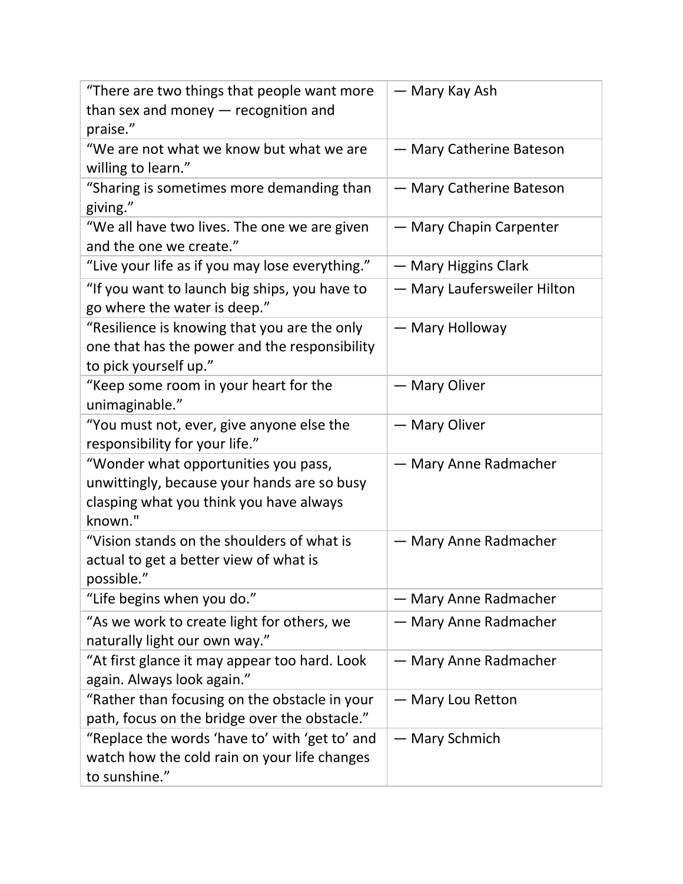| | |
|---|---|
| “There are two things that people want more than sex and money — recognition and praise.” | — Mary Kay Ash |
| “We are not what we know but what we are willing to learn.” | — Mary Catherine Bateson |
| “Sharing is sometimes more demanding than giving.” | — Mary Catherine Bateson |
| “We all have two lives. The one we are given and the one we create.” | — Mary Chapin Carpenter |
| “Live your life as if you may lose everything.” | — Mary Higgins Clark |
| “If you want to launch big ships, you have to go where the water is deep.” | — Mary Laufersweiler Hilton |
| “Resilience is knowing that you are the only one that has the power and the responsibility to pick yourself up.” | — Mary Holloway |
| “Keep some room in your heart for the unimaginable.” | — Mary Oliver |
| “You must not, ever, give anyone else the responsibility for your life.” | — Mary Oliver |
| “Wonder what opportunities you pass, unwittingly, because your hands are so busy clasping what you think you have always known." | — Mary Anne Radmacher |
| “Vision stands on the shoulders of what is actual to get a better view of what is possible.” | — Mary Anne Radmacher |
| “Life begins when you do.” | — Mary Anne Radmacher |
| “As we work to create light for others, we naturally light our own way.” | — Mary Anne Radmacher |
| “At first glance it may appear too hard. Look again. Always look again.” | — Mary Anne Radmacher |
| “Rather than focusing on the obstacle in your path, focus on the bridge over the obstacle.” | — Mary Lou Retton |
| “Replace the words ‘have to’ with ‘get to’ and watch how the cold rain on your life changes to sunshine.” | — Mary Schmich |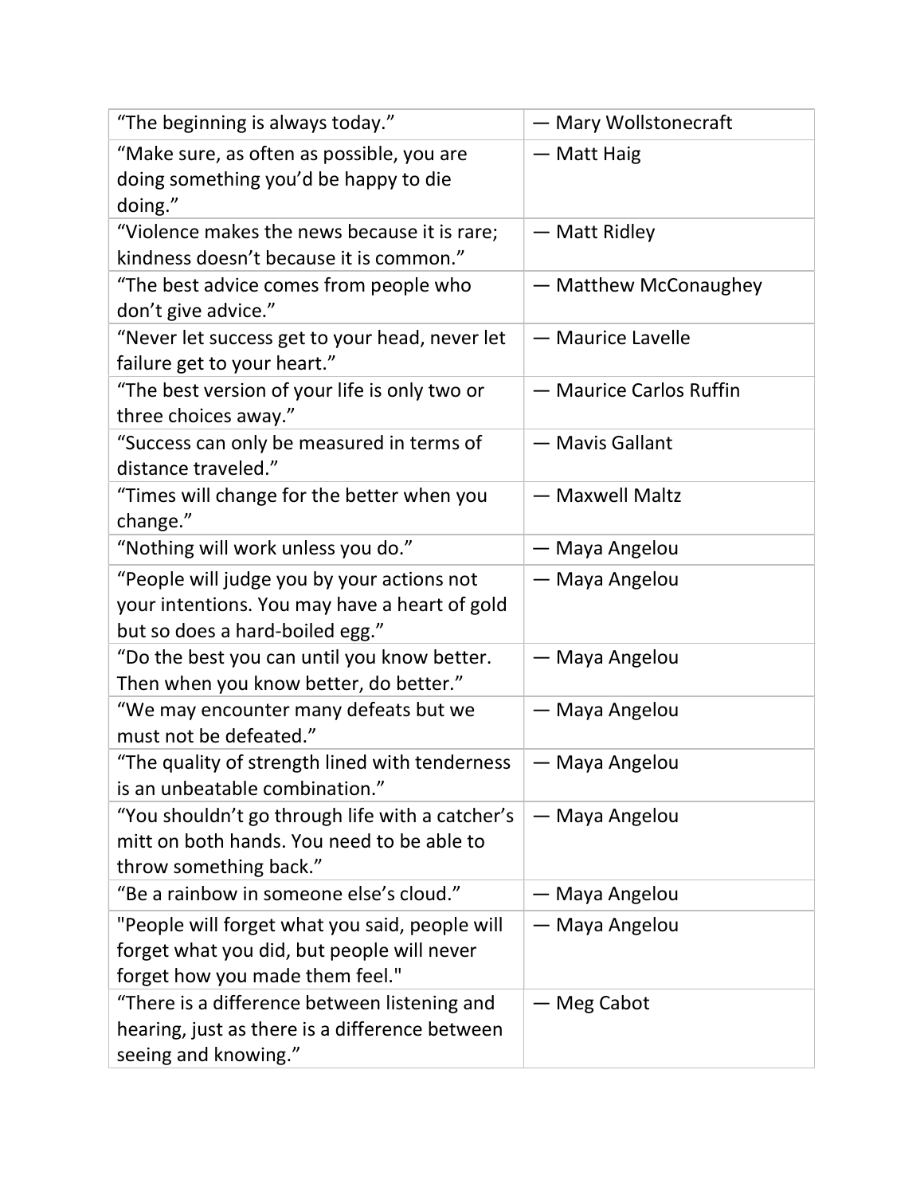| “The beginning is always today.” | — Mary Wollstonecraft |
|---|---|
| “Make sure, as often as possible, you are doing something you’d be happy to die doing.” | — Matt Haig |
| “Violence makes the news because it is rare; kindness doesn’t because it is common.” | — Matt Ridley |
| “The best advice comes from people who don’t give advice.” | — Matthew McConaughey |
| “Never let success get to your head, never let failure get to your heart.” | — Maurice Lavelle |
| “The best version of your life is only two or three choices away.” | — Maurice Carlos Ruffin |
| “Success can only be measured in terms of distance traveled.” | — Mavis Gallant |
| “Times will change for the better when you change.” | — Maxwell Maltz |
| “Nothing will work unless you do.” | — Maya Angelou |
| “People will judge you by your actions not your intentions. You may have a heart of gold but so does a hard-boiled egg.” | — Maya Angelou |
| “Do the best you can until you know better. Then when you know better, do better.” | — Maya Angelou |
| “We may encounter many defeats but we must not be defeated.” | — Maya Angelou |
| “The quality of strength lined with tenderness is an unbeatable combination.” | — Maya Angelou |
| “You shouldn’t go through life with a catcher’s mitt on both hands. You need to be able to throw something back.” | — Maya Angelou |
| “Be a rainbow in someone else’s cloud.” | — Maya Angelou |
| "People will forget what you said, people will forget what you did, but people will never forget how you made them feel." | — Maya Angelou |
| “There is a difference between listening and hearing, just as there is a difference between seeing and knowing.” | — Meg Cabot |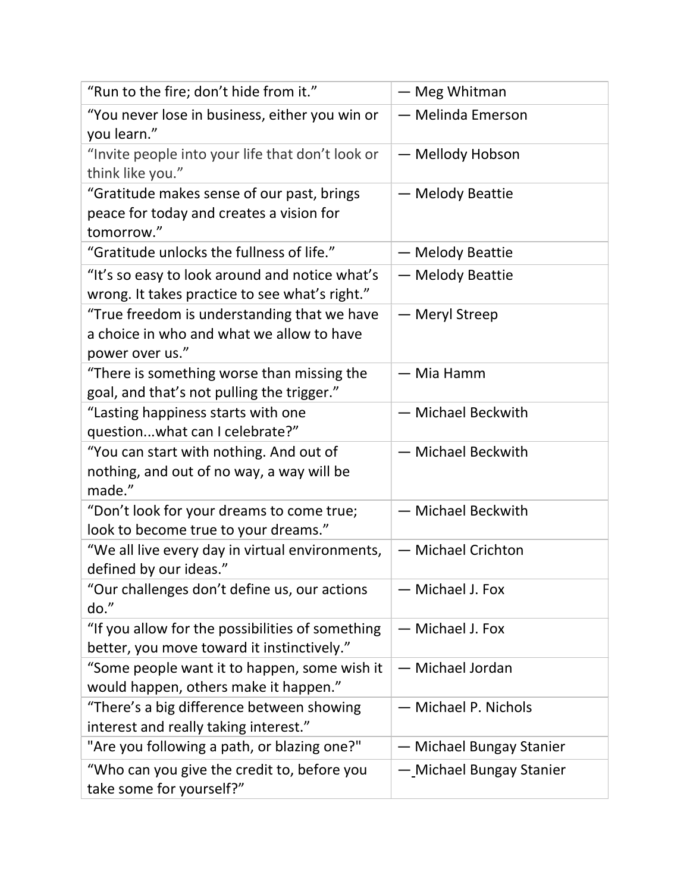| | |
|---|---|
| “Run to the fire; don’t hide from it.” | — Meg Whitman |
| “You never lose in business, either you win or you learn.” | — Melinda Emerson |
| “Invite people into your life that don’t look or think like you.” | — Mellody Hobson |
| “Gratitude makes sense of our past, brings peace for today and creates a vision for tomorrow.” | — Melody Beattie |
| “Gratitude unlocks the fullness of life.” | — Melody Beattie |
| “It’s so easy to look around and notice what’s wrong. It takes practice to see what’s right.” | — Melody Beattie |
| “True freedom is understanding that we have a choice in who and what we allow to have power over us.” | — Meryl Streep |
| “There is something worse than missing the goal, and that’s not pulling the trigger.” | — Mia Hamm |
| “Lasting happiness starts with one question...what can I celebrate?” | — Michael Beckwith |
| “You can start with nothing. And out of nothing, and out of no way, a way will be made.” | — Michael Beckwith |
| “Don’t look for your dreams to come true; look to become true to your dreams.” | — Michael Beckwith |
| “We all live every day in virtual environments, defined by our ideas.” | — Michael Crichton |
| “Our challenges don’t define us, our actions do.” | — Michael J. Fox |
| “If you allow for the possibilities of something better, you move toward it instinctively.” | — Michael J. Fox |
| “Some people want it to happen, some wish it would happen, others make it happen.” | — Michael Jordan |
| “There’s a big difference between showing interest and really taking interest.” | — Michael P. Nichols |
| "Are you following a path, or blazing one?" | — Michael Bungay Stanier |
| “Who can you give the credit to, before you take some for yourself?” | — Michael Bungay Stanier |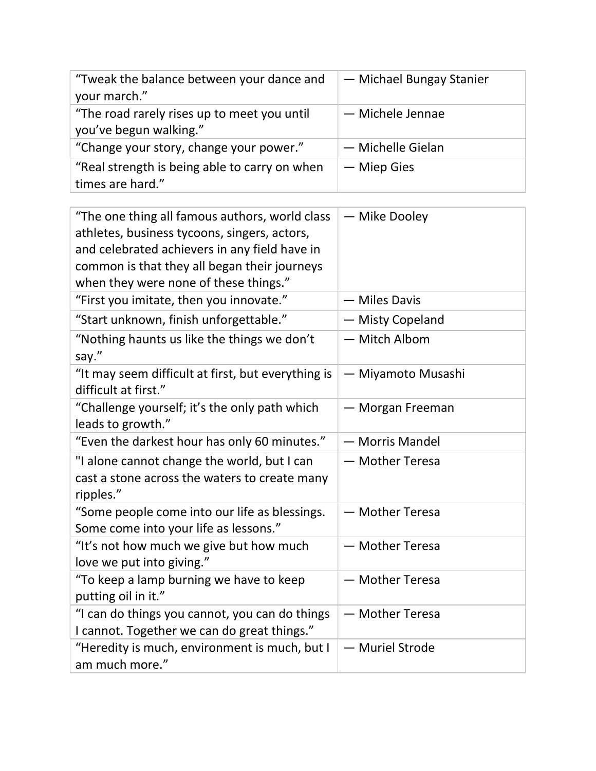| | |
|---|---|
| “Tweak the balance between your dance and your march.” | — Michael Bungay Stanier |
| “The road rarely rises up to meet you until you’ve begun walking.” | — Michele Jennae |
| “Change your story, change your power.” | — Michelle Gielan |
| “Real strength is being able to carry on when times are hard.” | — Miep Gies |

| | |
|---|---|
| “The one thing all famous authors, world class athletes, business tycoons, singers, actors, and celebrated achievers in any field have in common is that they all began their journeys when they were none of these things.” | — Mike Dooley |
| “First you imitate, then you innovate.” | — Miles Davis |
| “Start unknown, finish unforgettable.” | — Misty Copeland |
| “Nothing haunts us like the things we don’t say.” | — Mitch Albom |
| “It may seem difficult at first, but everything is difficult at first.” | — Miyamoto Musashi |
| “Challenge yourself; it’s the only path which leads to growth.” | — Morgan Freeman |
| “Even the darkest hour has only 60 minutes.” | — Morris Mandel |
| "I alone cannot change the world, but I can cast a stone across the waters to create many ripples.” | — Mother Teresa |
| “Some people come into our life as blessings. Some come into your life as lessons.” | — Mother Teresa |
| “It’s not how much we give but how much love we put into giving.” | — Mother Teresa |
| “To keep a lamp burning we have to keep putting oil in it.” | — Mother Teresa |
| “I can do things you cannot, you can do things I cannot. Together we can do great things.” | — Mother Teresa |
| “Heredity is much, environment is much, but I am much more.” | — Muriel Strode |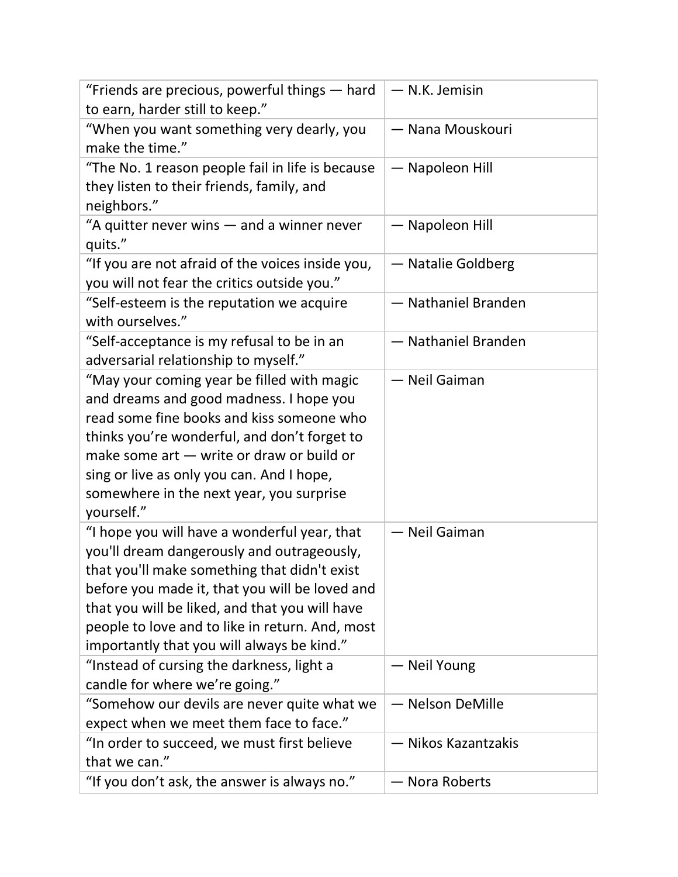| “Friends are precious, powerful things — hard to earn, harder still to keep.” | — N.K. Jemisin |
| --- | --- |
| “When you want something very dearly, you make the time.” | — Nana Mouskouri |
| “The No. 1 reason people fail in life is because they listen to their friends, family, and neighbors.” | — Napoleon Hill |
| “A quitter never wins — and a winner never quits.” | — Napoleon Hill |
| “If you are not afraid of the voices inside you, you will not fear the critics outside you.” | — Natalie Goldberg |
| “Self-esteem is the reputation we acquire with ourselves.” | — Nathaniel Branden |
| “Self-acceptance is my refusal to be in an adversarial relationship to myself.” | — Nathaniel Branden |
| “May your coming year be filled with magic and dreams and good madness. I hope you read some fine books and kiss someone who thinks you’re wonderful, and don’t forget to make some art — write or draw or build or sing or live as only you can. And I hope, somewhere in the next year, you surprise yourself.” | — Neil Gaiman |
| “I hope you will have a wonderful year, that you'll dream dangerously and outrageously, that you'll make something that didn't exist before you made it, that you will be loved and that you will be liked, and that you will have people to love and to like in return. And, most importantly that you will always be kind.” | — Neil Gaiman |
| “Instead of cursing the darkness, light a candle for where we’re going.” | — Neil Young |
| “Somehow our devils are never quite what we expect when we meet them face to face.” | — Nelson DeMille |
| “In order to succeed, we must first believe that we can.” | — Nikos Kazantzakis |
| “If you don’t ask, the answer is always no.” | — Nora Roberts |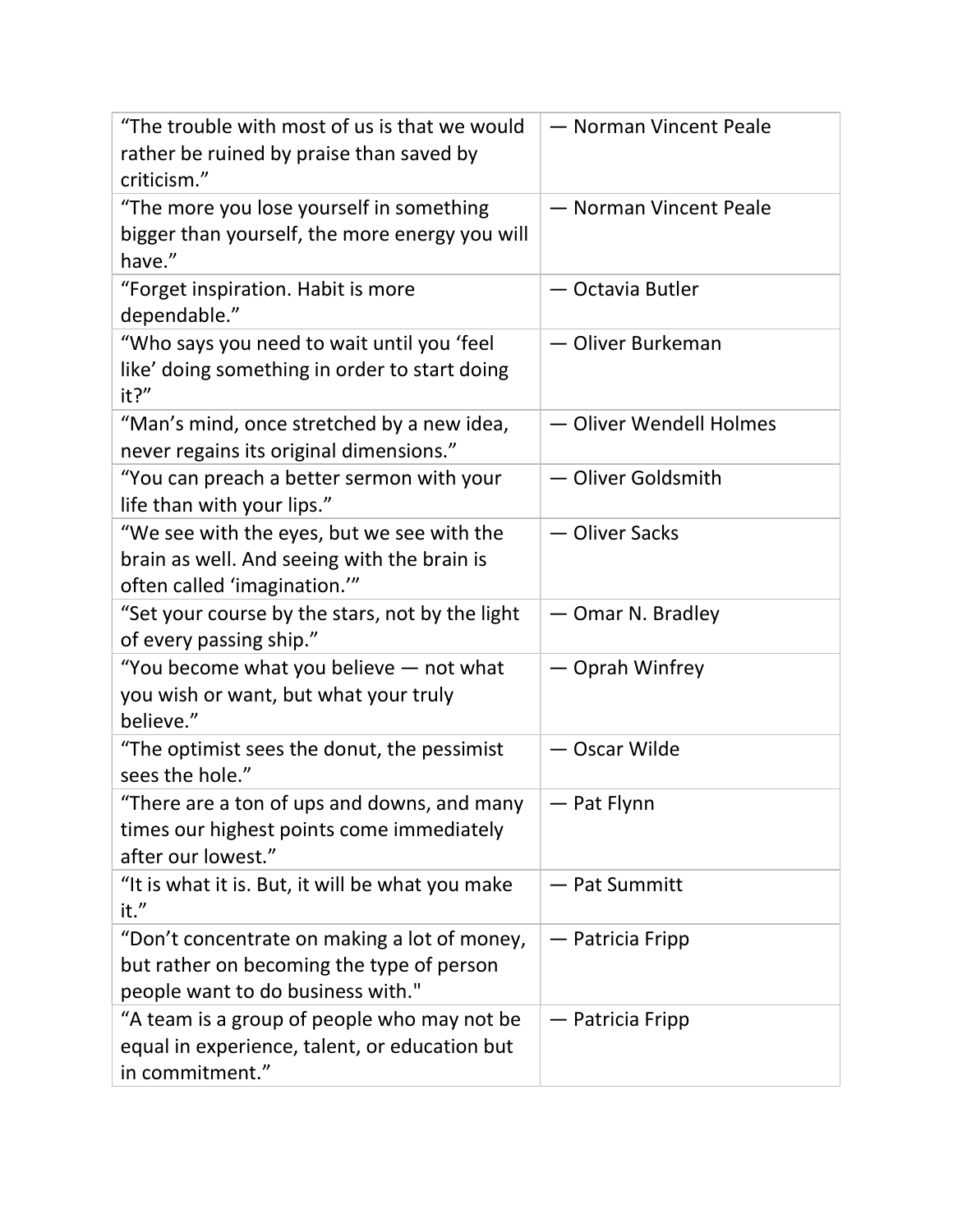| | |
|---|---|
| "The trouble with most of us is that we would rather be ruined by praise than saved by criticism." | — Norman Vincent Peale |
| "The more you lose yourself in something bigger than yourself, the more energy you will have." | — Norman Vincent Peale |
| "Forget inspiration. Habit is more dependable." | — Octavia Butler |
| "Who says you need to wait until you 'feel like' doing something in order to start doing it?" | — Oliver Burkeman |
| "Man's mind, once stretched by a new idea, never regains its original dimensions." | — Oliver Wendell Holmes |
| "You can preach a better sermon with your life than with your lips." | — Oliver Goldsmith |
| "We see with the eyes, but we see with the brain as well. And seeing with the brain is often called 'imagination.'" | — Oliver Sacks |
| "Set your course by the stars, not by the light of every passing ship." | — Omar N. Bradley |
| "You become what you believe — not what you wish or want, but what your truly believe." | — Oprah Winfrey |
| "The optimist sees the donut, the pessimist sees the hole." | — Oscar Wilde |
| "There are a ton of ups and downs, and many times our highest points come immediately after our lowest." | — Pat Flynn |
| "It is what it is. But, it will be what you make it." | — Pat Summitt |
| "Don't concentrate on making a lot of money, but rather on becoming the type of person people want to do business with." | — Patricia Fripp |
| "A team is a group of people who may not be equal in experience, talent, or education but in commitment." | — Patricia Fripp |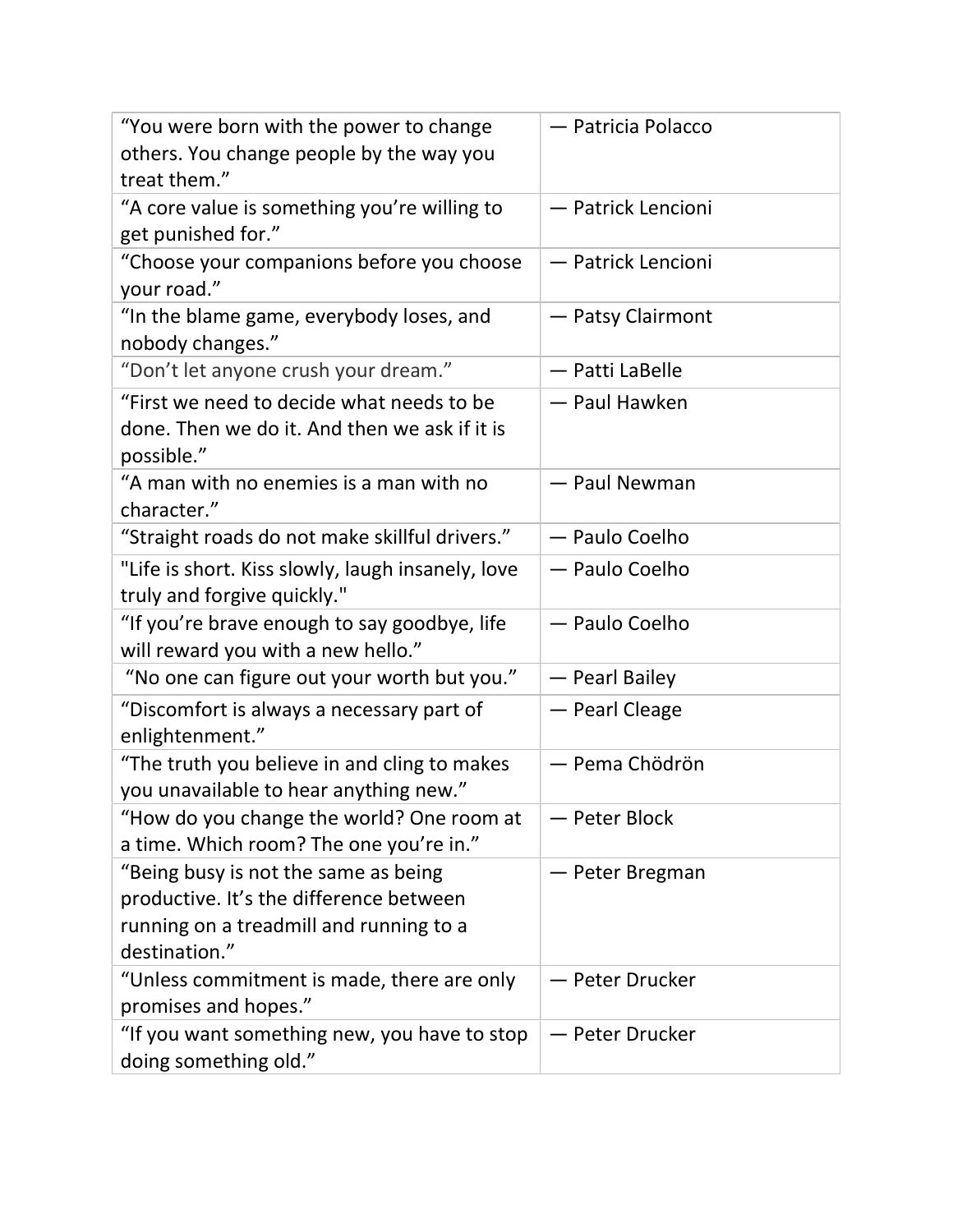| | |
|---|---|
| “You were born with the power to change others. You change people by the way you treat them.” | — Patricia Polacco |
| “A core value is something you’re willing to get punished for.” | — Patrick Lencioni |
| “Choose your companions before you choose your road.” | — Patrick Lencioni |
| “In the blame game, everybody loses, and nobody changes.” | — Patsy Clairmont |
| “Don’t let anyone crush your dream.” | — Patti LaBelle |
| “First we need to decide what needs to be done. Then we do it. And then we ask if it is possible.” | — Paul Hawken |
| “A man with no enemies is a man with no character.” | — Paul Newman |
| “Straight roads do not make skillful drivers.” | — Paulo Coelho |
| "Life is short. Kiss slowly, laugh insanely, love truly and forgive quickly." | — Paulo Coelho |
| “If you’re brave enough to say goodbye, life will reward you with a new hello.” | — Paulo Coelho |
| “No one can figure out your worth but you.” | — Pearl Bailey |
| “Discomfort is always a necessary part of enlightenment.” | — Pearl Cleage |
| “The truth you believe in and cling to makes you unavailable to hear anything new.” | — Pema Chödrön |
| “How do you change the world? One room at a time. Which room? The one you’re in.” | — Peter Block |
| “Being busy is not the same as being productive. It’s the difference between running on a treadmill and running to a destination.” | — Peter Bregman |
| “Unless commitment is made, there are only promises and hopes.” | — Peter Drucker |
| “If you want something new, you have to stop doing something old.” | — Peter Drucker |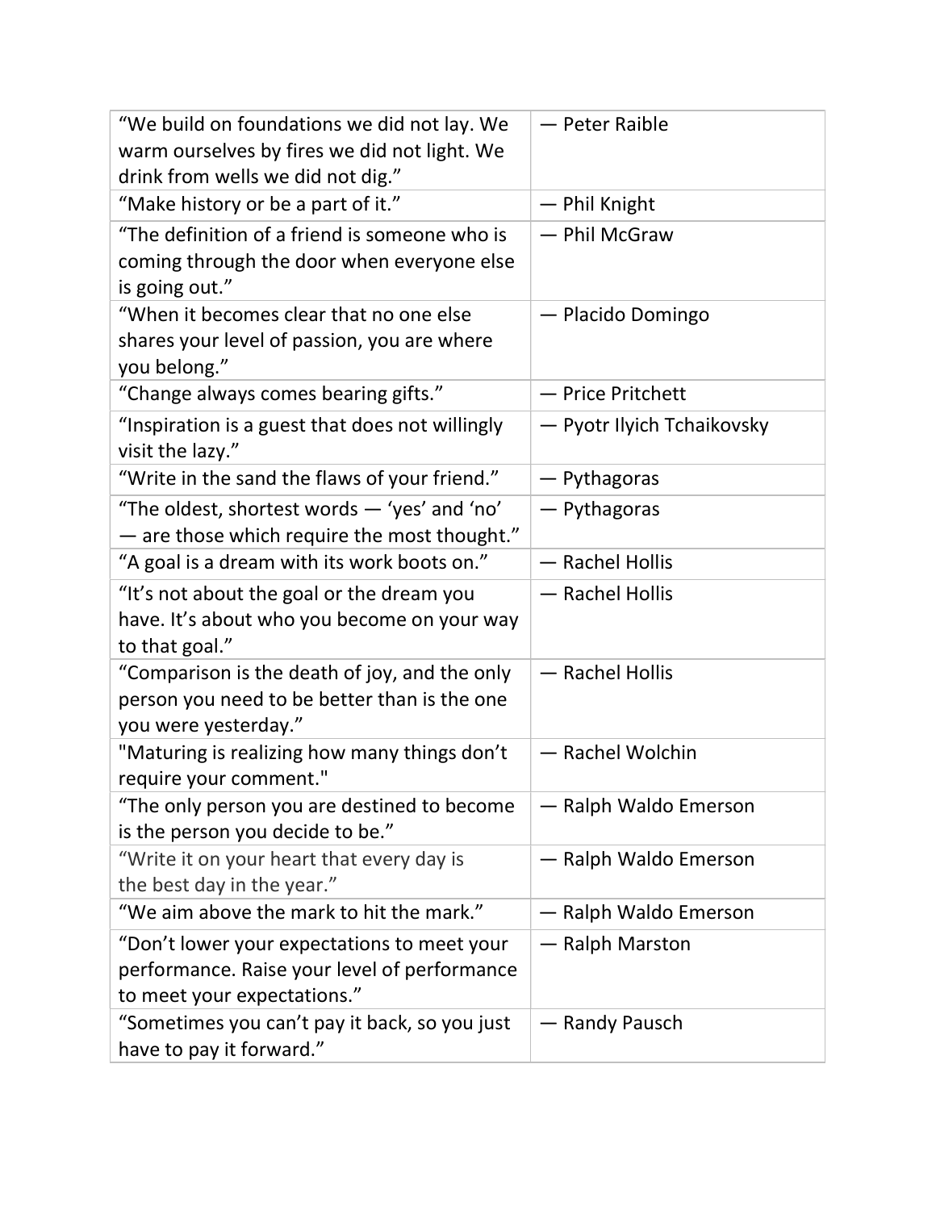| | |
|---|---|
| “We build on foundations we did not lay. We warm ourselves by fires we did not light. We drink from wells we did not dig.” | — Peter Raible |
| “Make history or be a part of it.” | — Phil Knight |
| “The definition of a friend is someone who is coming through the door when everyone else is going out.” | — Phil McGraw |
| “When it becomes clear that no one else shares your level of passion, you are where you belong.” | — Placido Domingo |
| “Change always comes bearing gifts.” | — Price Pritchett |
| “Inspiration is a guest that does not willingly visit the lazy.” | — Pyotr Ilyich Tchaikovsky |
| “Write in the sand the flaws of your friend.” | — Pythagoras |
| “The oldest, shortest words — ‘yes’ and ‘no’ — are those which require the most thought.” | — Pythagoras |
| “A goal is a dream with its work boots on.” | — Rachel Hollis |
| “It’s not about the goal or the dream you have. It’s about who you become on your way to that goal.” | — Rachel Hollis |
| “Comparison is the death of joy, and the only person you need to be better than is the one you were yesterday.” | — Rachel Hollis |
| "Maturing is realizing how many things don’t require your comment." | — Rachel Wolchin |
| “The only person you are destined to become is the person you decide to be.” | — Ralph Waldo Emerson |
| “Write it on your heart that every day is the best day in the year.” | — Ralph Waldo Emerson |
| “We aim above the mark to hit the mark.” | — Ralph Waldo Emerson |
| “Don’t lower your expectations to meet your performance. Raise your level of performance to meet your expectations.” | — Ralph Marston |
| “Sometimes you can’t pay it back, so you just have to pay it forward.” | — Randy Pausch |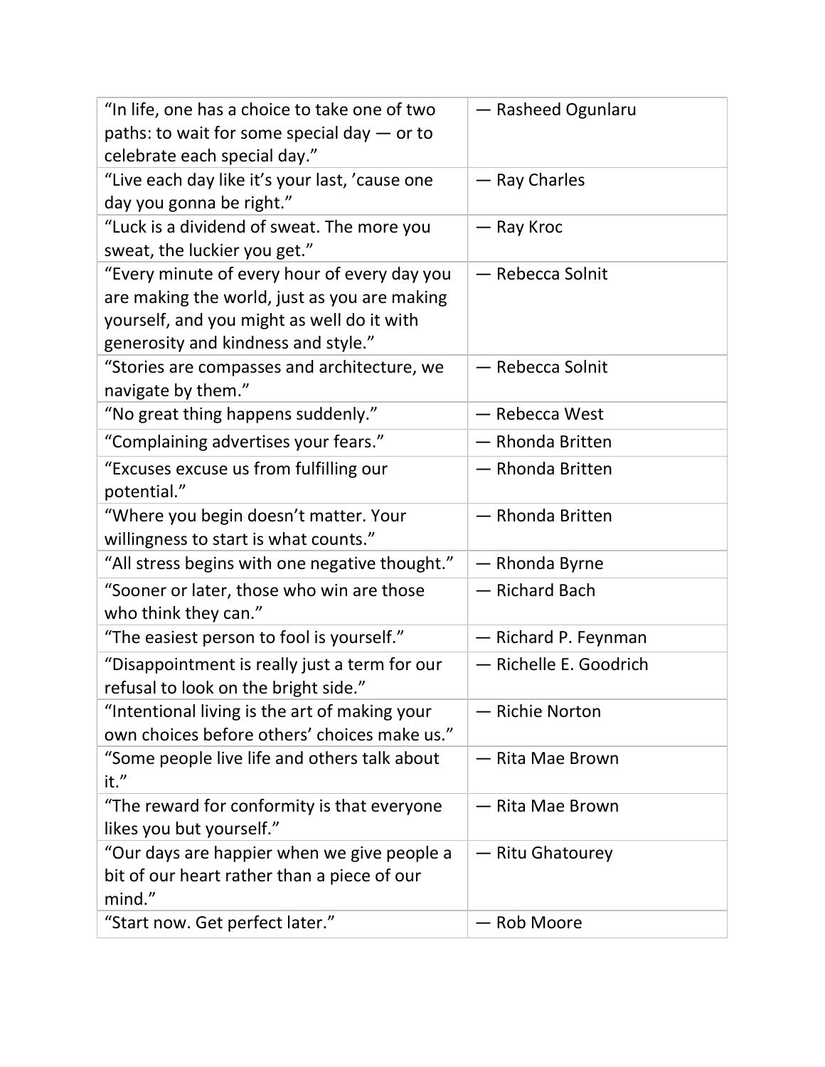| | |
|---|---|
| “In life, one has a choice to take one of two paths: to wait for some special day — or to celebrate each special day.” | — Rasheed Ogunlaru |
| “Live each day like it’s your last, ’cause one day you gonna be right.” | — Ray Charles |
| “Luck is a dividend of sweat. The more you sweat, the luckier you get.” | — Ray Kroc |
| “Every minute of every hour of every day you are making the world, just as you are making yourself, and you might as well do it with generosity and kindness and style.” | — Rebecca Solnit |
| “Stories are compasses and architecture, we navigate by them.” | — Rebecca Solnit |
| “No great thing happens suddenly.” | — Rebecca West |
| “Complaining advertises your fears.” | — Rhonda Britten |
| “Excuses excuse us from fulfilling our potential.” | — Rhonda Britten |
| “Where you begin doesn’t matter. Your willingness to start is what counts.” | — Rhonda Britten |
| “All stress begins with one negative thought.” | — Rhonda Byrne |
| “Sooner or later, those who win are those who think they can.” | — Richard Bach |
| “The easiest person to fool is yourself.” | — Richard P. Feynman |
| “Disappointment is really just a term for our refusal to look on the bright side.” | — Richelle E. Goodrich |
| “Intentional living is the art of making your own choices before others’ choices make us.” | — Richie Norton |
| “Some people live life and others talk about it.” | — Rita Mae Brown |
| “The reward for conformity is that everyone likes you but yourself.” | — Rita Mae Brown |
| “Our days are happier when we give people a bit of our heart rather than a piece of our mind.” | — Ritu Ghatourey |
| “Start now. Get perfect later.” | — Rob Moore |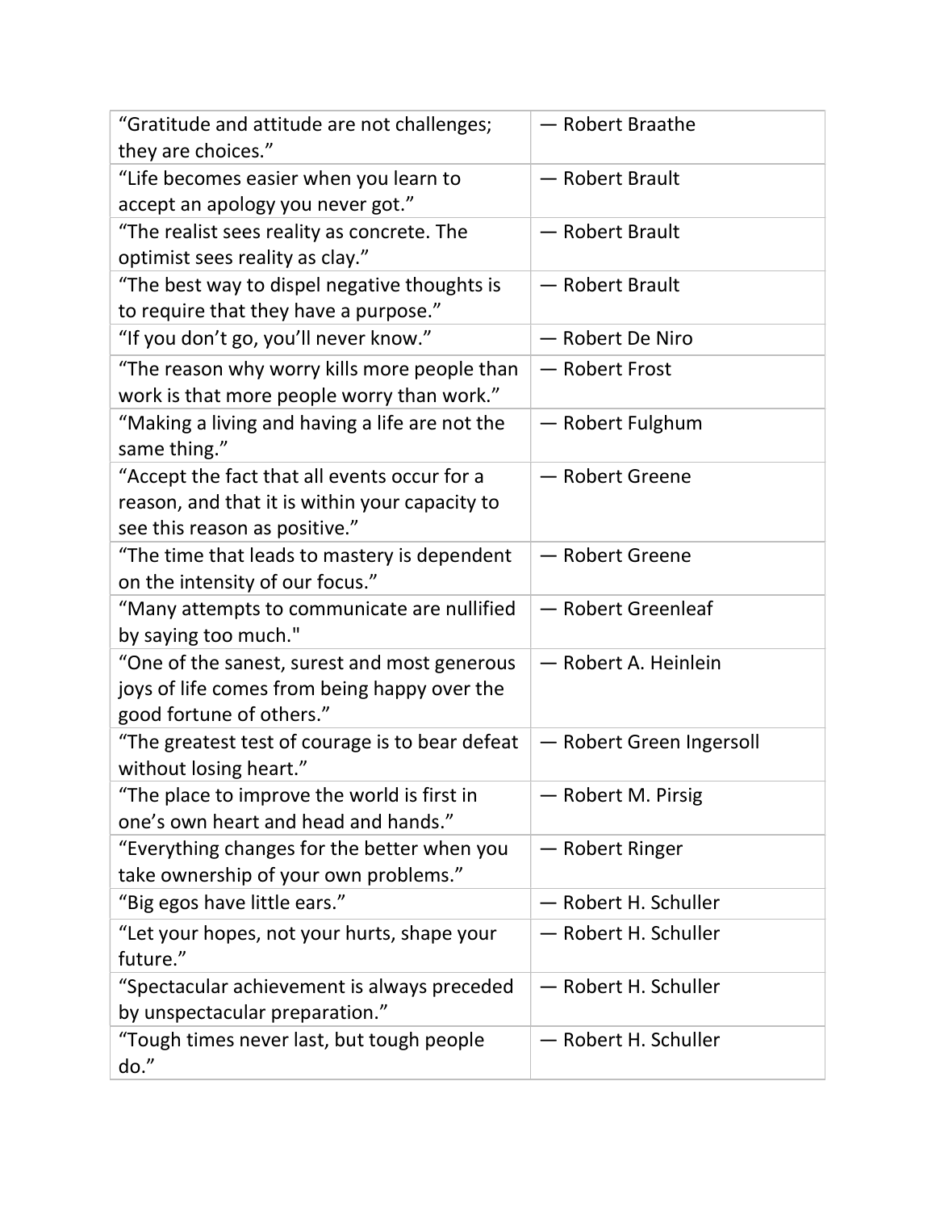| | |
|---|---|
| “Gratitude and attitude are not challenges; they are choices.” | — Robert Braathe |
| “Life becomes easier when you learn to accept an apology you never got.” | — Robert Brault |
| “The realist sees reality as concrete. The optimist sees reality as clay.” | — Robert Brault |
| “The best way to dispel negative thoughts is to require that they have a purpose.” | — Robert Brault |
| “If you don’t go, you’ll never know.” | — Robert De Niro |
| “The reason why worry kills more people than work is that more people worry than work.” | — Robert Frost |
| “Making a living and having a life are not the same thing.” | — Robert Fulghum |
| “Accept the fact that all events occur for a reason, and that it is within your capacity to see this reason as positive.” | — Robert Greene |
| “The time that leads to mastery is dependent on the intensity of our focus.” | — Robert Greene |
| “Many attempts to communicate are nullified by saying too much." | — Robert Greenleaf |
| “One of the sanest, surest and most generous joys of life comes from being happy over the good fortune of others.” | — Robert A. Heinlein |
| “The greatest test of courage is to bear defeat without losing heart.” | — Robert Green Ingersoll |
| “The place to improve the world is first in one’s own heart and head and hands.” | — Robert M. Pirsig |
| “Everything changes for the better when you take ownership of your own problems.” | — Robert Ringer |
| “Big egos have little ears.” | — Robert H. Schuller |
| “Let your hopes, not your hurts, shape your future.” | — Robert H. Schuller |
| “Spectacular achievement is always preceded by unspectacular preparation.” | — Robert H. Schuller |
| “Tough times never last, but tough people do.” | — Robert H. Schuller |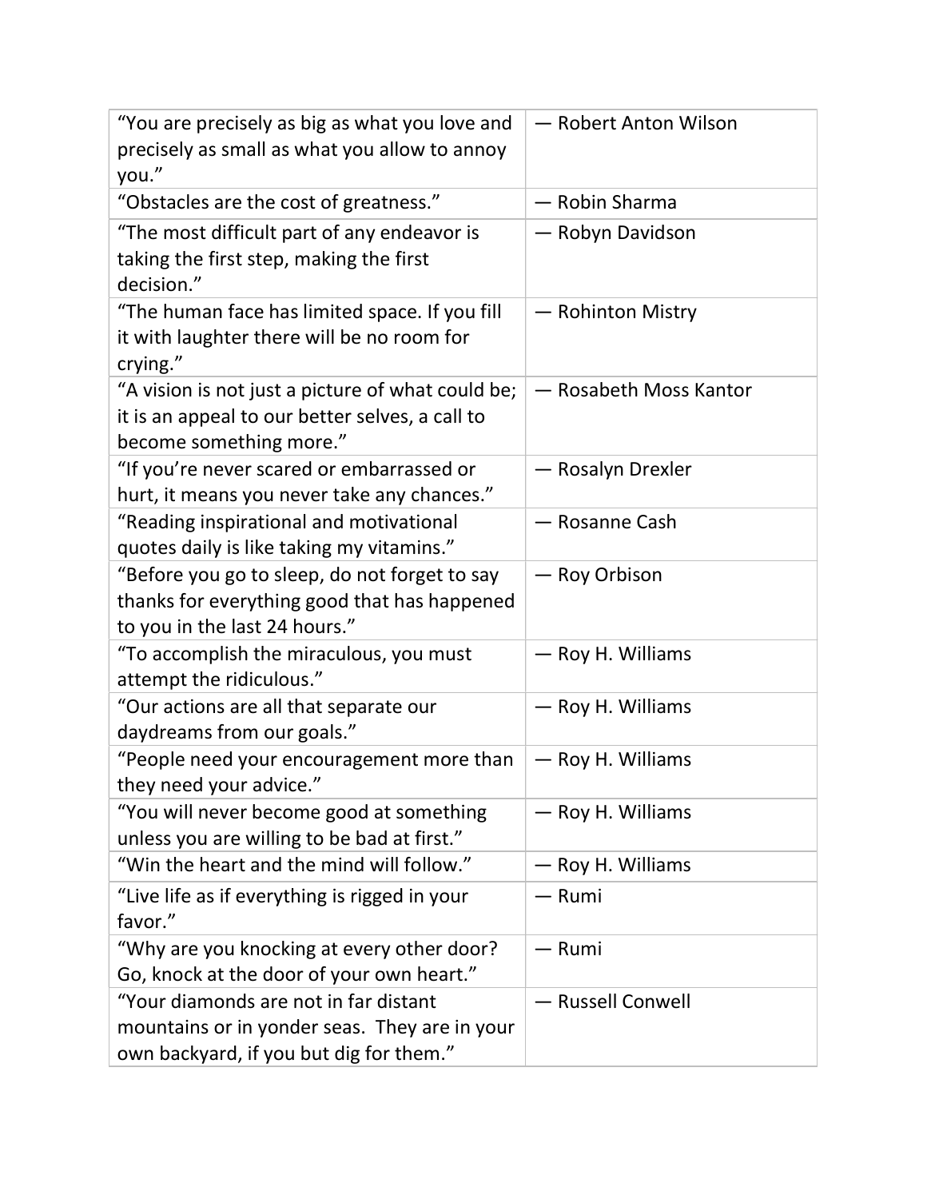| | |
|---|---|
| "You are precisely as big as what you love and precisely as small as what you allow to annoy you." | — Robert Anton Wilson |
| "Obstacles are the cost of greatness." | — Robin Sharma |
| "The most difficult part of any endeavor is taking the first step, making the first decision." | — Robyn Davidson |
| "The human face has limited space. If you fill it with laughter there will be no room for crying." | — Rohinton Mistry |
| "A vision is not just a picture of what could be; it is an appeal to our better selves, a call to become something more." | — Rosabeth Moss Kantor |
| "If you're never scared or embarrassed or hurt, it means you never take any chances." | — Rosalyn Drexler |
| "Reading inspirational and motivational quotes daily is like taking my vitamins." | — Rosanne Cash |
| "Before you go to sleep, do not forget to say thanks for everything good that has happened to you in the last 24 hours." | — Roy Orbison |
| "To accomplish the miraculous, you must attempt the ridiculous." | — Roy H. Williams |
| "Our actions are all that separate our daydreams from our goals." | — Roy H. Williams |
| "People need your encouragement more than they need your advice." | — Roy H. Williams |
| "You will never become good at something unless you are willing to be bad at first." | — Roy H. Williams |
| "Win the heart and the mind will follow." | — Roy H. Williams |
| "Live life as if everything is rigged in your favor." | — Rumi |
| "Why are you knocking at every other door? Go, knock at the door of your own heart." | — Rumi |
| "Your diamonds are not in far distant mountains or in yonder seas. They are in your own backyard, if you but dig for them." | — Russell Conwell |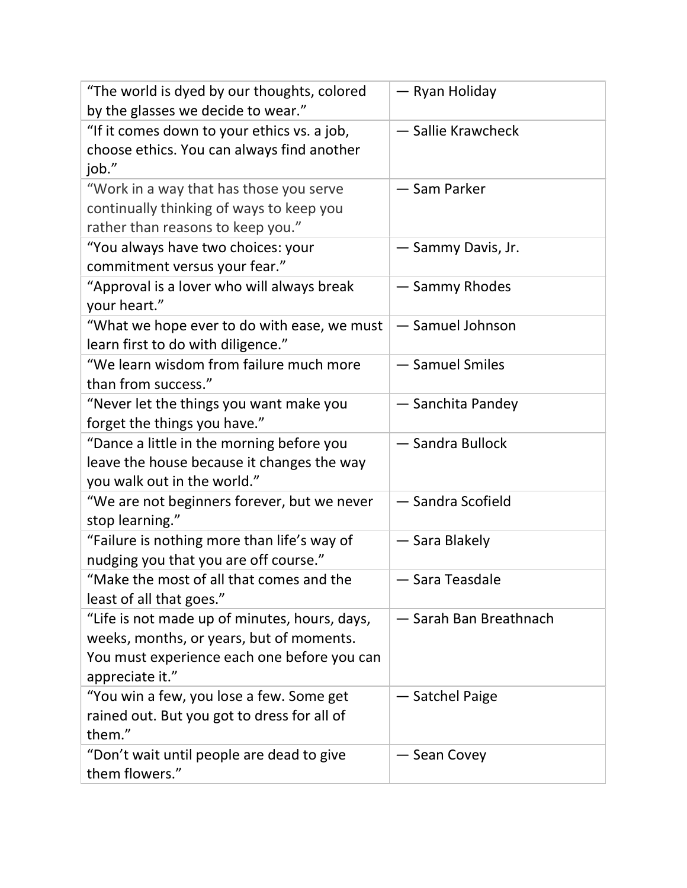| | |
|---|---|
| “The world is dyed by our thoughts, colored by the glasses we decide to wear.” | — Ryan Holiday |
| “If it comes down to your ethics vs. a job, choose ethics. You can always find another job.” | — Sallie Krawcheck |
| “Work in a way that has those you serve continually thinking of ways to keep you rather than reasons to keep you.” | — Sam Parker |
| “You always have two choices: your commitment versus your fear.” | — Sammy Davis, Jr. |
| “Approval is a lover who will always break your heart.” | — Sammy Rhodes |
| “What we hope ever to do with ease, we must learn first to do with diligence.” | — Samuel Johnson |
| “We learn wisdom from failure much more than from success.” | — Samuel Smiles |
| “Never let the things you want make you forget the things you have.” | — Sanchita Pandey |
| “Dance a little in the morning before you leave the house because it changes the way you walk out in the world.” | — Sandra Bullock |
| “We are not beginners forever, but we never stop learning.” | — Sandra Scofield |
| “Failure is nothing more than life’s way of nudging you that you are off course.” | — Sara Blakely |
| “Make the most of all that comes and the least of all that goes.” | — Sara Teasdale |
| “Life is not made up of minutes, hours, days, weeks, months, or years, but of moments. You must experience each one before you can appreciate it.” | — Sarah Ban Breathnach |
| “You win a few, you lose a few. Some get rained out. But you got to dress for all of them.” | — Satchel Paige |
| “Don’t wait until people are dead to give them flowers.” | — Sean Covey |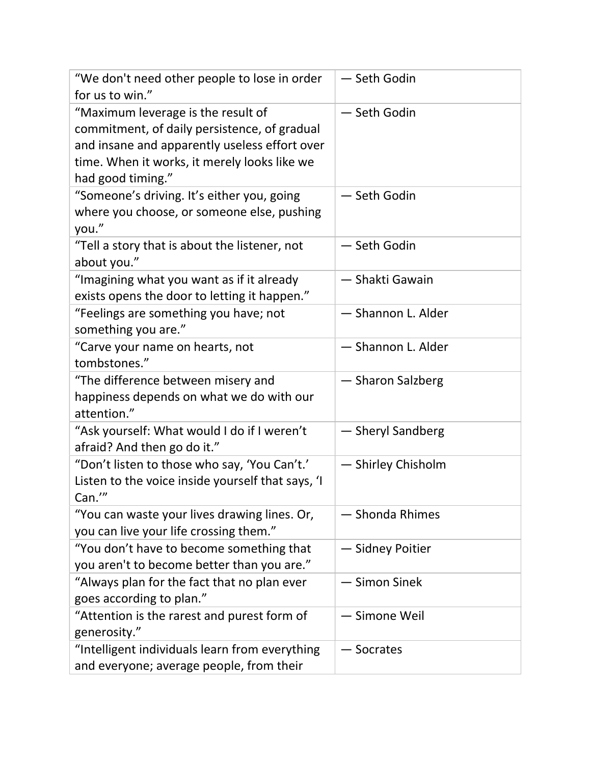| “We don't need other people to lose in order for us to win.” | — Seth Godin |
|---|---|
| “Maximum leverage is the result of commitment, of daily persistence, of gradual and insane and apparently useless effort over time. When it works, it merely looks like we had good timing.” | — Seth Godin |
| “Someone’s driving. It’s either you, going where you choose, or someone else, pushing you.” | — Seth Godin |
| “Tell a story that is about the listener, not about you.” | — Seth Godin |
| “Imagining what you want as if it already exists opens the door to letting it happen.” | — Shakti Gawain |
| “Feelings are something you have; not something you are.” | — Shannon L. Alder |
| “Carve your name on hearts, not tombstones.” | — Shannon L. Alder |
| “The difference between misery and happiness depends on what we do with our attention.” | — Sharon Salzberg |
| “Ask yourself: What would I do if I weren’t afraid? And then go do it.” | — Sheryl Sandberg |
| “Don’t listen to those who say, ‘You Can’t.’ Listen to the voice inside yourself that says, ‘I Can.’” | — Shirley Chisholm |
| “You can waste your lives drawing lines. Or, you can live your life crossing them.” | — Shonda Rhimes |
| “You don’t have to become something that you aren't to become better than you are.” | — Sidney Poitier |
| “Always plan for the fact that no plan ever goes according to plan.” | — Simon Sinek |
| “Attention is the rarest and purest form of generosity.” | — Simone Weil |
| “Intelligent individuals learn from everything and everyone; average people, from their | — Socrates |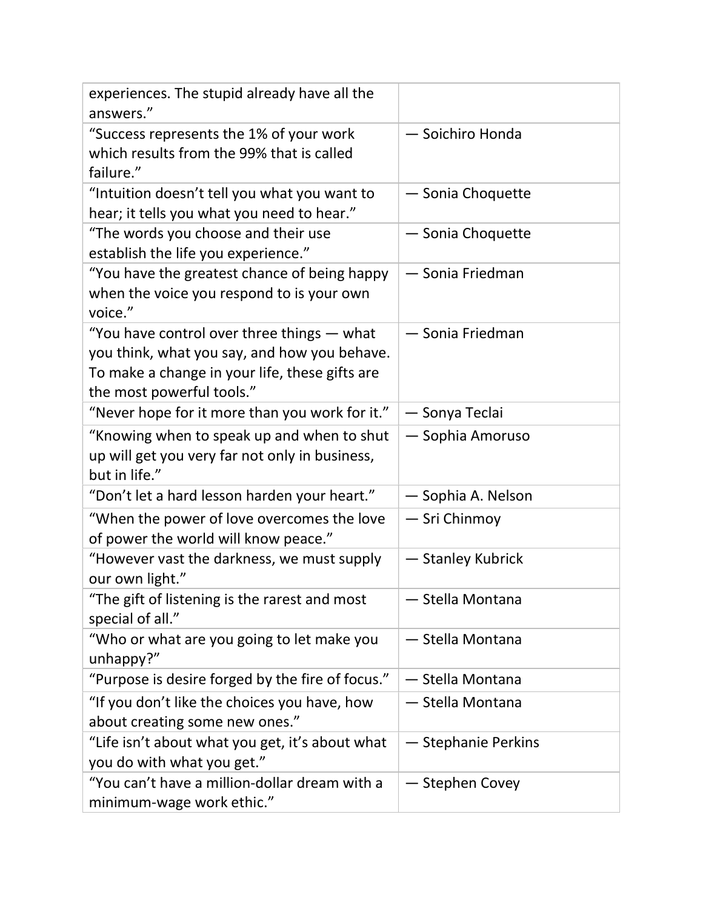| | |
|---|---|
| experiences. The stupid already have all the answers.” | |
| “Success represents the 1% of your work which results from the 99% that is called failure.” | — Soichiro Honda |
| “Intuition doesn’t tell you what you want to hear; it tells you what you need to hear.” | — Sonia Choquette |
| “The words you choose and their use establish the life you experience.” | — Sonia Choquette |
| “You have the greatest chance of being happy when the voice you respond to is your own voice.” | — Sonia Friedman |
| “You have control over three things — what you think, what you say, and how you behave. To make a change in your life, these gifts are the most powerful tools.” | — Sonia Friedman |
| “Never hope for it more than you work for it.” | — Sonya Teclai |
| “Knowing when to speak up and when to shut up will get you very far not only in business, but in life.” | — Sophia Amoruso |
| “Don’t let a hard lesson harden your heart.” | — Sophia A. Nelson |
| “When the power of love overcomes the love of power the world will know peace.” | — Sri Chinmoy |
| “However vast the darkness, we must supply our own light.” | — Stanley Kubrick |
| “The gift of listening is the rarest and most special of all.” | — Stella Montana |
| “Who or what are you going to let make you unhappy?” | — Stella Montana |
| “Purpose is desire forged by the fire of focus.” | — Stella Montana |
| “If you don’t like the choices you have, how about creating some new ones.” | — Stella Montana |
| “Life isn’t about what you get, it’s about what you do with what you get.” | — Stephanie Perkins |
| “You can’t have a million-dollar dream with a minimum-wage work ethic.” | — Stephen Covey |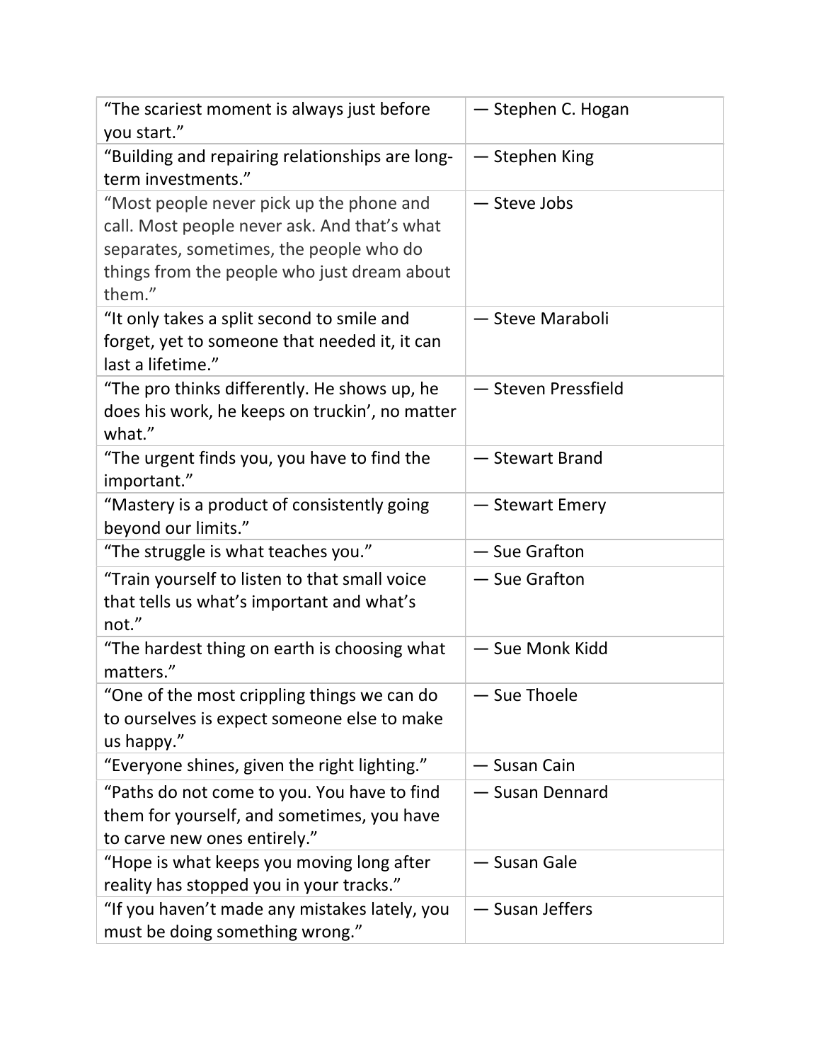| | |
|---|---|
| “The scariest moment is always just before you start.” | — Stephen C. Hogan |
| “Building and repairing relationships are long-term investments.” | — Stephen King |
| “Most people never pick up the phone and call. Most people never ask. And that’s what separates, sometimes, the people who do things from the people who just dream about them.” | — Steve Jobs |
| “It only takes a split second to smile and forget, yet to someone that needed it, it can last a lifetime.” | — Steve Maraboli |
| “The pro thinks differently. He shows up, he does his work, he keeps on truckin’, no matter what.” | — Steven Pressfield |
| “The urgent finds you, you have to find the important.” | — Stewart Brand |
| “Mastery is a product of consistently going beyond our limits.” | — Stewart Emery |
| “The struggle is what teaches you.” | — Sue Grafton |
| “Train yourself to listen to that small voice that tells us what’s important and what’s not.” | — Sue Grafton |
| “The hardest thing on earth is choosing what matters.” | — Sue Monk Kidd |
| “One of the most crippling things we can do to ourselves is expect someone else to make us happy.” | — Sue Thoele |
| “Everyone shines, given the right lighting.” | — Susan Cain |
| “Paths do not come to you. You have to find them for yourself, and sometimes, you have to carve new ones entirely.” | — Susan Dennard |
| “Hope is what keeps you moving long after reality has stopped you in your tracks.” | — Susan Gale |
| “If you haven’t made any mistakes lately, you must be doing something wrong.” | — Susan Jeffers |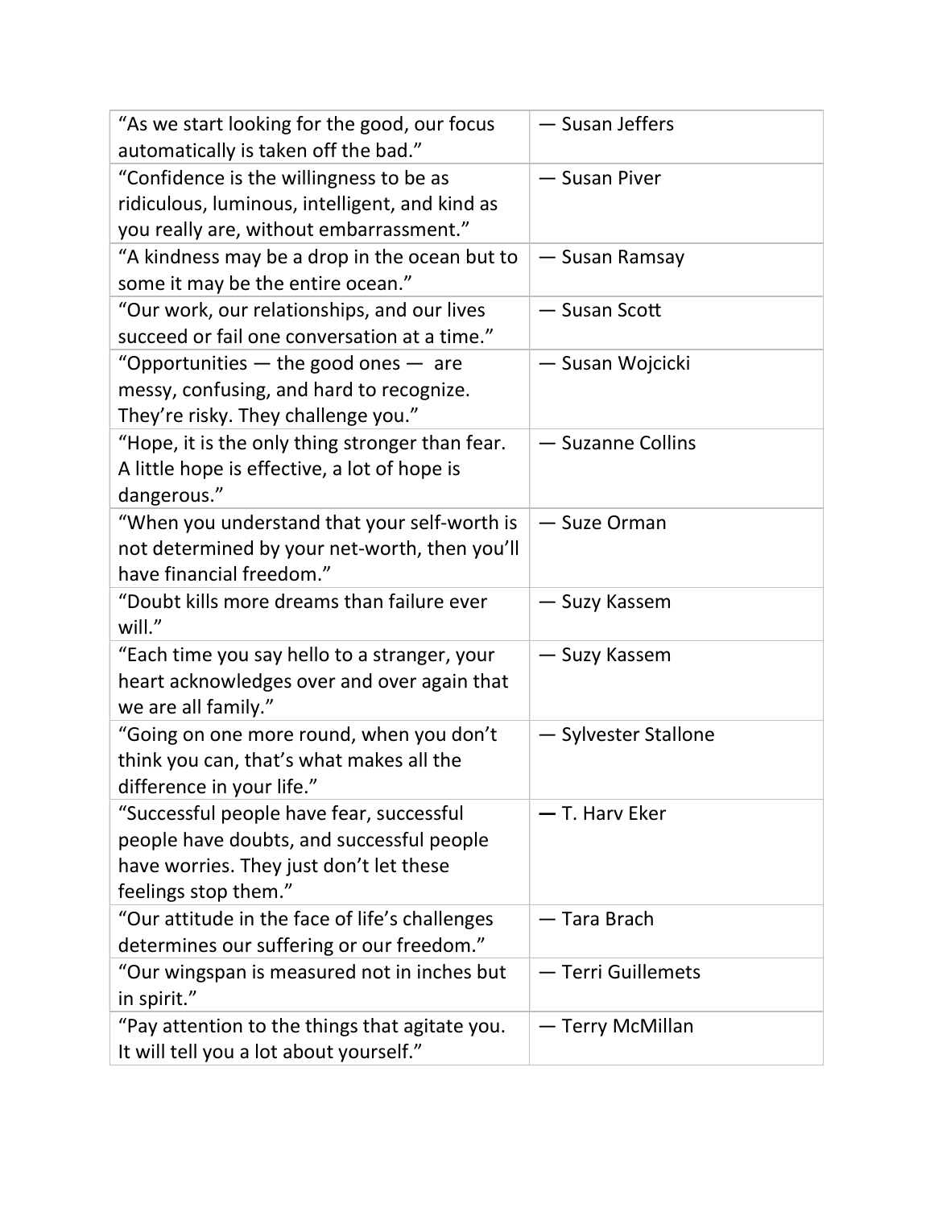| | |
|---|---|
| “As we start looking for the good, our focus automatically is taken off the bad.” | — Susan Jeffers |
| “Confidence is the willingness to be as ridiculous, luminous, intelligent, and kind as you really are, without embarrassment.” | — Susan Piver |
| “A kindness may be a drop in the ocean but to some it may be the entire ocean.” | — Susan Ramsay |
| “Our work, our relationships, and our lives succeed or fail one conversation at a time.” | — Susan Scott |
| “Opportunities — the good ones — are messy, confusing, and hard to recognize. They’re risky. They challenge you.” | — Susan Wojcicki |
| “Hope, it is the only thing stronger than fear. A little hope is effective, a lot of hope is dangerous.” | — Suzanne Collins |
| “When you understand that your self-worth is not determined by your net-worth, then you’ll have financial freedom.” | — Suze Orman |
| “Doubt kills more dreams than failure ever will.” | — Suzy Kassem |
| “Each time you say hello to a stranger, your heart acknowledges over and over again that we are all family.” | — Suzy Kassem |
| “Going on one more round, when you don’t think you can, that’s what makes all the difference in your life.” | — Sylvester Stallone |
| “Successful people have fear, successful people have doubts, and successful people have worries. They just don’t let these feelings stop them.” | — T. Harv Eker |
| “Our attitude in the face of life’s challenges determines our suffering or our freedom.” | — Tara Brach |
| “Our wingspan is measured not in inches but in spirit.” | — Terri Guillemets |
| “Pay attention to the things that agitate you. It will tell you a lot about yourself.” | — Terry McMillan |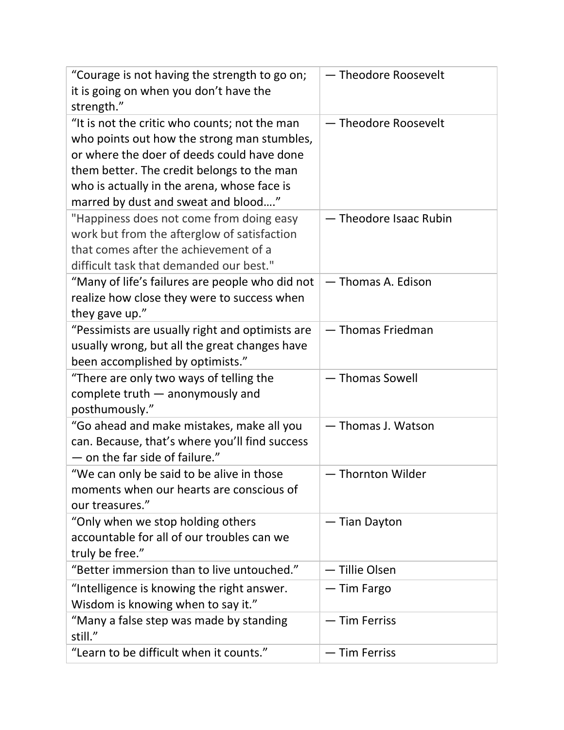| “Courage is not having the strength to go on; it is going on when you don’t have the strength.” | — Theodore Roosevelt |
|---|---|
| “It is not the critic who counts; not the man who points out how the strong man stumbles, or where the doer of deeds could have done them better. The credit belongs to the man who is actually in the arena, whose face is marred by dust and sweat and blood….” | — Theodore Roosevelt |
| "Happiness does not come from doing easy work but from the afterglow of satisfaction that comes after the achievement of a difficult task that demanded our best." | — Theodore Isaac Rubin |
| “Many of life’s failures are people who did not realize how close they were to success when they gave up.” | — Thomas A. Edison |
| “Pessimists are usually right and optimists are usually wrong, but all the great changes have been accomplished by optimists.” | — Thomas Friedman |
| “There are only two ways of telling the complete truth — anonymously and posthumously.” | — Thomas Sowell |
| “Go ahead and make mistakes, make all you can. Because, that’s where you’ll find success — on the far side of failure.” | — Thomas J. Watson |
| “We can only be said to be alive in those moments when our hearts are conscious of our treasures.” | — Thornton Wilder |
| “Only when we stop holding others accountable for all of our troubles can we truly be free.” | — Tian Dayton |
| “Better immersion than to live untouched.” | — Tillie Olsen |
| “Intelligence is knowing the right answer. Wisdom is knowing when to say it.” | — Tim Fargo |
| “Many a false step was made by standing still.” | — Tim Ferriss |
| “Learn to be difficult when it counts.” | — Tim Ferriss |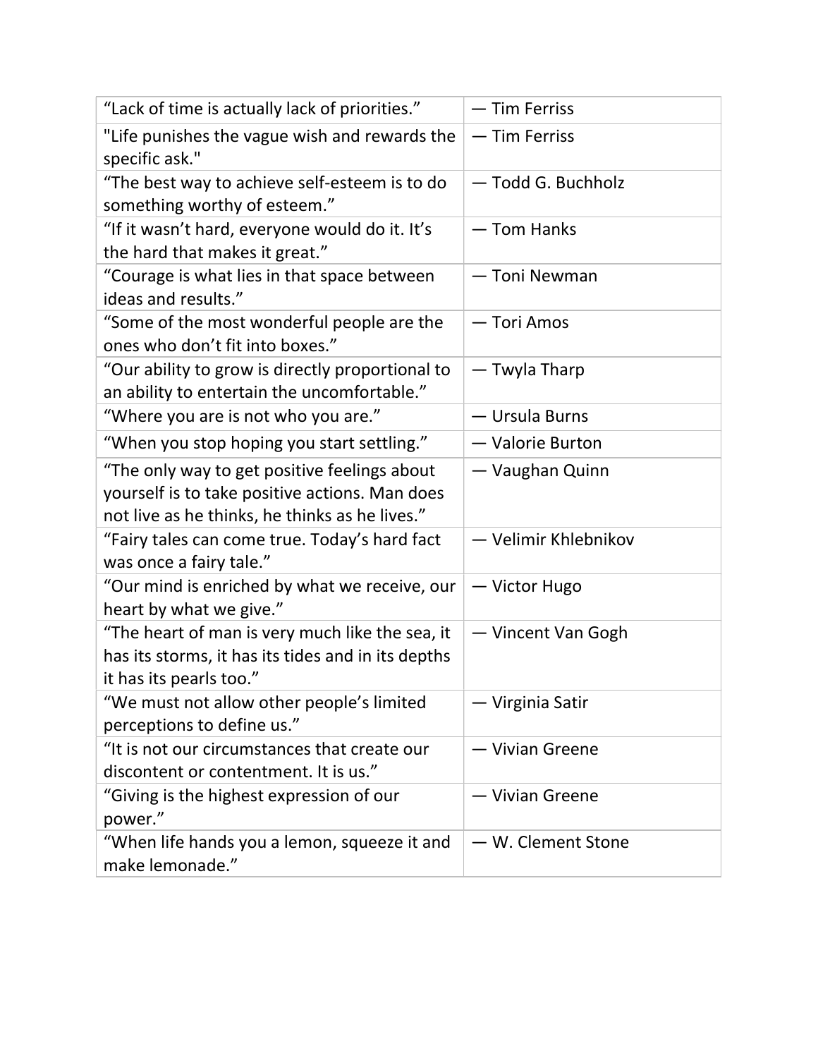| “Lack of time is actually lack of priorities.” | — Tim Ferriss |
|---|---|
| "Life punishes the vague wish and rewards the specific ask." | — Tim Ferriss |
| “The best way to achieve self-esteem is to do something worthy of esteem.” | — Todd G. Buchholz |
| “If it wasn’t hard, everyone would do it. It’s the hard that makes it great.” | — Tom Hanks |
| “Courage is what lies in that space between ideas and results.” | — Toni Newman |
| “Some of the most wonderful people are the ones who don’t fit into boxes.” | — Tori Amos |
| “Our ability to grow is directly proportional to an ability to entertain the uncomfortable.” | — Twyla Tharp |
| “Where you are is not who you are.” | — Ursula Burns |
| “When you stop hoping you start settling.” | — Valorie Burton |
| “The only way to get positive feelings about yourself is to take positive actions. Man does not live as he thinks, he thinks as he lives.” | — Vaughan Quinn |
| “Fairy tales can come true. Today’s hard fact was once a fairy tale.” | — Velimir Khlebnikov |
| “Our mind is enriched by what we receive, our heart by what we give.” | — Victor Hugo |
| “The heart of man is very much like the sea, it has its storms, it has its tides and in its depths it has its pearls too.” | — Vincent Van Gogh |
| “We must not allow other people’s limited perceptions to define us.” | — Virginia Satir |
| “It is not our circumstances that create our discontent or contentment. It is us.” | — Vivian Greene |
| “Giving is the highest expression of our power.” | — Vivian Greene |
| “When life hands you a lemon, squeeze it and make lemonade.” | — W. Clement Stone |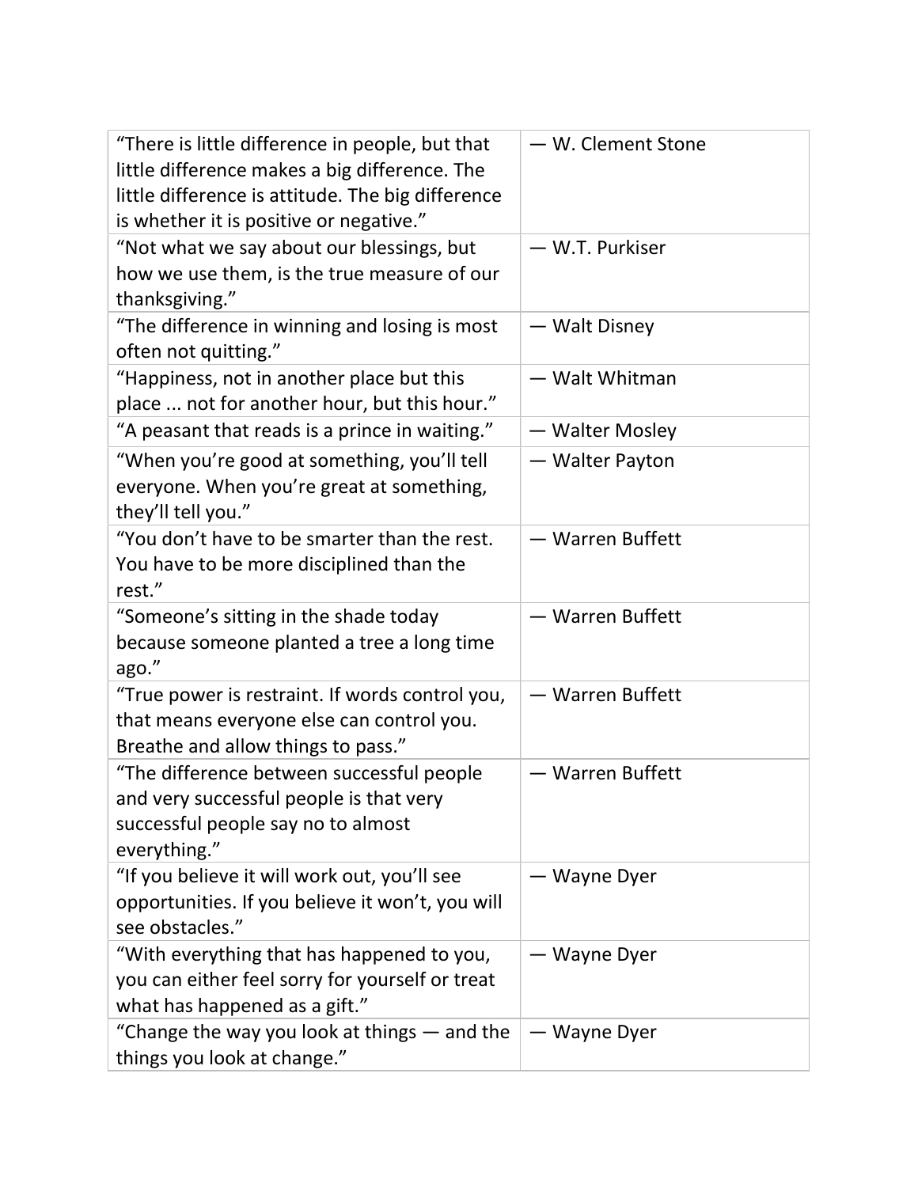| | |
|---|---|
| “There is little difference in people, but that little difference makes a big difference. The little difference is attitude. The big difference is whether it is positive or negative.” | — W. Clement Stone |
| “Not what we say about our blessings, but how we use them, is the true measure of our thanksgiving.” | — W.T. Purkiser |
| “The difference in winning and losing is most often not quitting.” | — Walt Disney |
| “Happiness, not in another place but this place ... not for another hour, but this hour.” | — Walt Whitman |
| “A peasant that reads is a prince in waiting.” | — Walter Mosley |
| “When you’re good at something, you’ll tell everyone. When you’re great at something, they’ll tell you.” | — Walter Payton |
| “You don’t have to be smarter than the rest. You have to be more disciplined than the rest.” | — Warren Buffett |
| “Someone’s sitting in the shade today because someone planted a tree a long time ago.” | — Warren Buffett |
| “True power is restraint. If words control you, that means everyone else can control you. Breathe and allow things to pass.” | — Warren Buffett |
| “The difference between successful people and very successful people is that very successful people say no to almost everything.” | — Warren Buffett |
| “If you believe it will work out, you’ll see opportunities. If you believe it won’t, you will see obstacles.” | — Wayne Dyer |
| “With everything that has happened to you, you can either feel sorry for yourself or treat what has happened as a gift.” | — Wayne Dyer |
| “Change the way you look at things — and the things you look at change.” | — Wayne Dyer |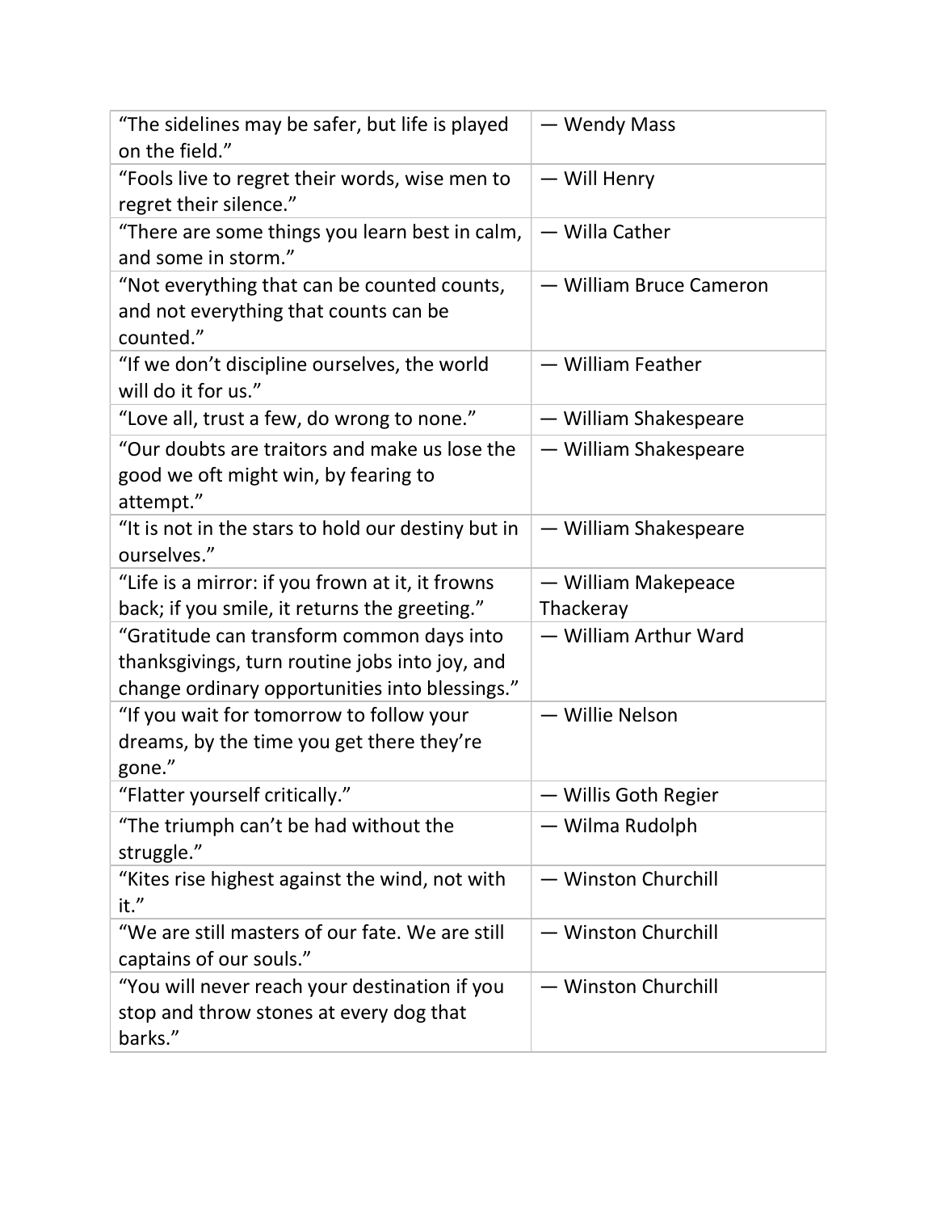| | |
|---|---|
| “The sidelines may be safer, but life is played on the field.” | — Wendy Mass |
| “Fools live to regret their words, wise men to regret their silence.” | — Will Henry |
| “There are some things you learn best in calm, and some in storm.” | — Willa Cather |
| “Not everything that can be counted counts, and not everything that counts can be counted.” | — William Bruce Cameron |
| “If we don’t discipline ourselves, the world will do it for us.” | — William Feather |
| “Love all, trust a few, do wrong to none.” | — William Shakespeare |
| “Our doubts are traitors and make us lose the good we oft might win, by fearing to attempt.” | — William Shakespeare |
| “It is not in the stars to hold our destiny but in ourselves.” | — William Shakespeare |
| “Life is a mirror: if you frown at it, it frowns back; if you smile, it returns the greeting.” | — William Makepeace Thackeray |
| “Gratitude can transform common days into thanksgivings, turn routine jobs into joy, and change ordinary opportunities into blessings.” | — William Arthur Ward |
| “If you wait for tomorrow to follow your dreams, by the time you get there they’re gone.” | — Willie Nelson |
| “Flatter yourself critically.” | — Willis Goth Regier |
| “The triumph can’t be had without the struggle.” | — Wilma Rudolph |
| “Kites rise highest against the wind, not with it.” | — Winston Churchill |
| “We are still masters of our fate. We are still captains of our souls.” | — Winston Churchill |
| “You will never reach your destination if you stop and throw stones at every dog that barks.” | — Winston Churchill |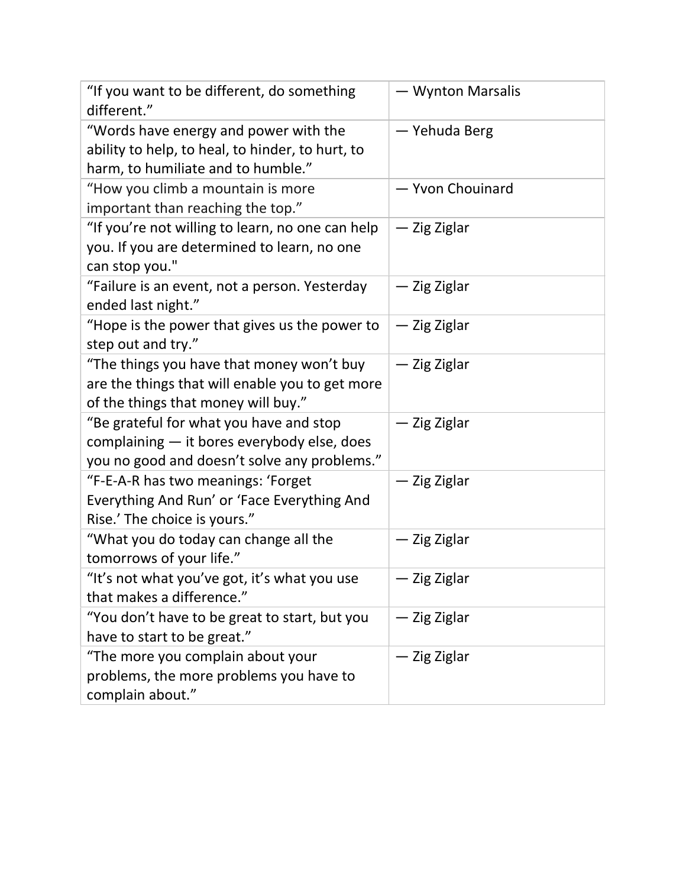| | |
|---|---|
| “If you want to be different, do something different.” | — Wynton Marsalis |
| “Words have energy and power with the ability to help, to heal, to hinder, to hurt, to harm, to humiliate and to humble.” | — Yehuda Berg |
| “How you climb a mountain is more important than reaching the top.” | — Yvon Chouinard |
| “If you’re not willing to learn, no one can help you. If you are determined to learn, no one can stop you." | — Zig Ziglar |
| “Failure is an event, not a person. Yesterday ended last night.” | — Zig Ziglar |
| “Hope is the power that gives us the power to step out and try.” | — Zig Ziglar |
| “The things you have that money won’t buy are the things that will enable you to get more of the things that money will buy.” | — Zig Ziglar |
| “Be grateful for what you have and stop complaining — it bores everybody else, does you no good and doesn’t solve any problems.” | — Zig Ziglar |
| “F-E-A-R has two meanings: ‘Forget Everything And Run’ or ‘Face Everything And Rise.’ The choice is yours.” | — Zig Ziglar |
| “What you do today can change all the tomorrows of your life.” | — Zig Ziglar |
| “It’s not what you’ve got, it’s what you use that makes a difference.” | — Zig Ziglar |
| “You don’t have to be great to start, but you have to start to be great.” | — Zig Ziglar |
| “The more you complain about your problems, the more problems you have to complain about.” | — Zig Ziglar |